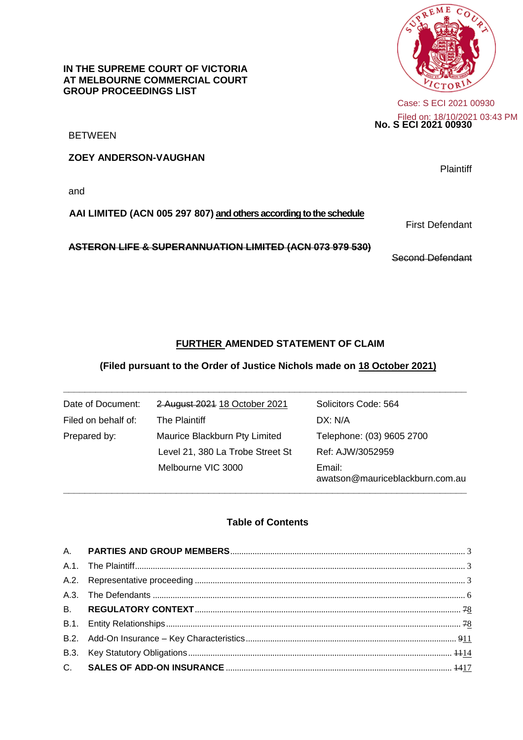IN THE SUPREME COURT OF VICTORIA
AT MELBOURNE COMMERCIAL COURT
GROUP PROCEEDINGS LIST

Case: S ECI 2021 00930
Filed on: 18/10/2021 03:43 PM

**No. S ECI 2021 00930**

BETWEEN

**ZOEY ANDERSON-VAUGHAN**

Plaintiff

and

**AAI LIMITED (ACN 005 297 807) <u>and others according to the schedule</u>**

First Defendant

~~**ASTERON LIFE & SUPERANNUATION LIMITED (ACN 073 979 530)**~~

~~Second Defendant~~

## <u>FURTHER</u> AMENDED STATEMENT OF CLAIM

**(Filed pursuant to the Order of Justice Nichols made on <u>18 October 2021</u>)**

| | | |
|---|---|---|
| Date of Document: | ~~2 August 2021~~ <u>18 October 2021</u> | Solicitors Code: 564 |
| Filed on behalf of: | The Plaintiff | DX: N/A |
| Prepared by: | Maurice Blackburn Pty Limited | Telephone: (03) 9605 2700 |
| | Level 21, 380 La Trobe Street St | Ref: AJW/3052959 |
| | Melbourne VIC 3000 | Email: awatson@mauriceblackburn.com.au |

### Table of Contents

| | | |
|---|---|---|
| A. | **PARTIES AND GROUP MEMBERS** | 3 |
| A.1. | The Plaintiff | 3 |
| A.2. | Representative proceeding | 3 |
| A.3. | The Defendants | 6 |
| B. | **REGULATORY CONTEXT** | ~~7~~<u>8</u> |
| B.1. | Entity Relationships | ~~7~~<u>8</u> |
| B.2. | Add-On Insurance – Key Characteristics | ~~9~~<u>11</u> |
| B.3. | Key Statutory Obligations | ~~11~~<u>14</u> |
| C. | **SALES OF ADD-ON INSURANCE** | ~~14~~<u>17</u> |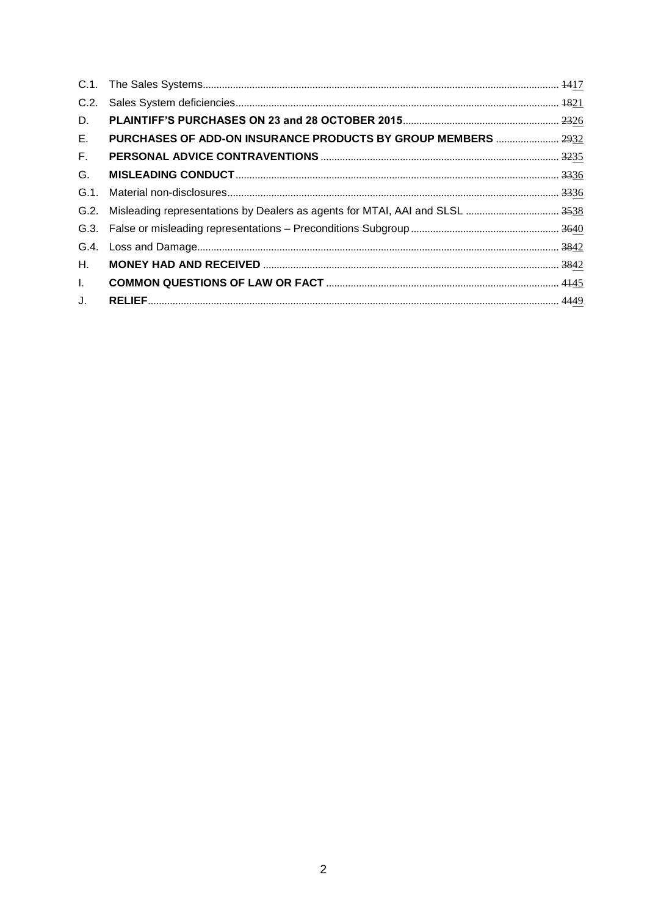| | | |
|---|---|---|
| C.1. | The Sales Systems | ~~14~~17 |
| C.2. | Sales System deficiencies | ~~18~~21 |
| D. | **PLAINTIFF'S PURCHASES ON 23 and 28 OCTOBER 2015** | ~~23~~26 |
| E. | **PURCHASES OF ADD-ON INSURANCE PRODUCTS BY GROUP MEMBERS** | ~~29~~32 |
| F. | **PERSONAL ADVICE CONTRAVENTIONS** | ~~32~~35 |
| G. | **MISLEADING CONDUCT** | ~~33~~36 |
| G.1. | Material non-disclosures | ~~33~~36 |
| G.2. | Misleading representations by Dealers as agents for MTAI, AAI and SLSL | ~~35~~38 |
| G.3. | False or misleading representations – Preconditions Subgroup | ~~36~~40 |
| G.4. | Loss and Damage | ~~38~~42 |
| H. | **MONEY HAD AND RECEIVED** | ~~38~~42 |
| I. | **COMMON QUESTIONS OF LAW OR FACT** | ~~41~~45 |
| J. | **RELIEF** | ~~44~~49 |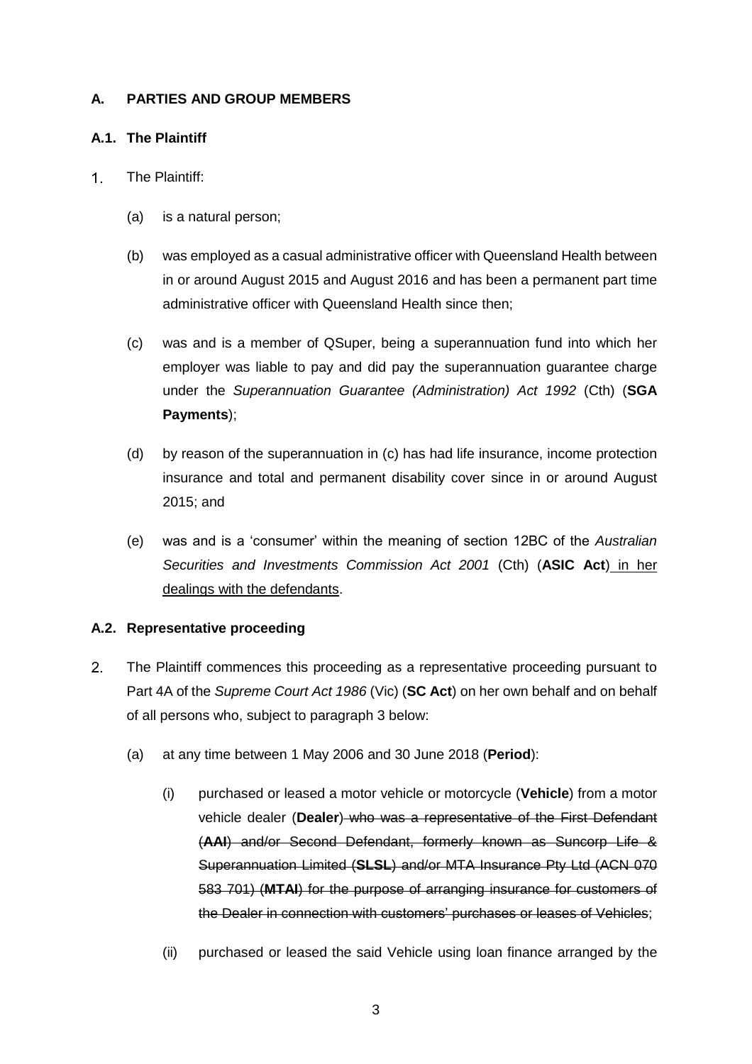## A. PARTIES AND GROUP MEMBERS

### A.1. The Plaintiff

1. The Plaintiff:

   (a) is a natural person;

   (b) was employed as a casual administrative officer with Queensland Health between in or around August 2015 and August 2016 and has been a permanent part time administrative officer with Queensland Health since then;

   (c) was and is a member of QSuper, being a superannuation fund into which her employer was liable to pay and did pay the superannuation guarantee charge under the *Superannuation Guarantee (Administration) Act 1992* (Cth) (**SGA Payments**);

   (d) by reason of the superannuation in (c) has had life insurance, income protection insurance and total and permanent disability cover since in or around August 2015; and

   (e) was and is a 'consumer' within the meaning of section 12BC of the *Australian Securities and Investments Commission Act 2001* (Cth) (**ASIC Act**)<u> in her dealings with the defendants</u>.

### A.2. Representative proceeding

2. The Plaintiff commences this proceeding as a representative proceeding pursuant to Part 4A of the *Supreme Court Act 1986* (Vic) (**SC Act**) on her own behalf and on behalf of all persons who, subject to paragraph 3 below:

   (a) at any time between 1 May 2006 and 30 June 2018 (**Period**):

      (i) purchased or leased a motor vehicle or motorcycle (**Vehicle**) from a motor vehicle dealer (**Dealer**)~~ who was a representative of the First Defendant (**AAI**) and/or Second Defendant, formerly known as Suncorp Life & Superannuation Limited (**SLSL**) and/or MTA Insurance Pty Ltd (ACN 070 583 701) (**MTAI**) for the purpose of arranging insurance for customers of the Dealer in connection with customers' purchases or leases of Vehicles~~;

      (ii) purchased or leased the said Vehicle using loan finance arranged by the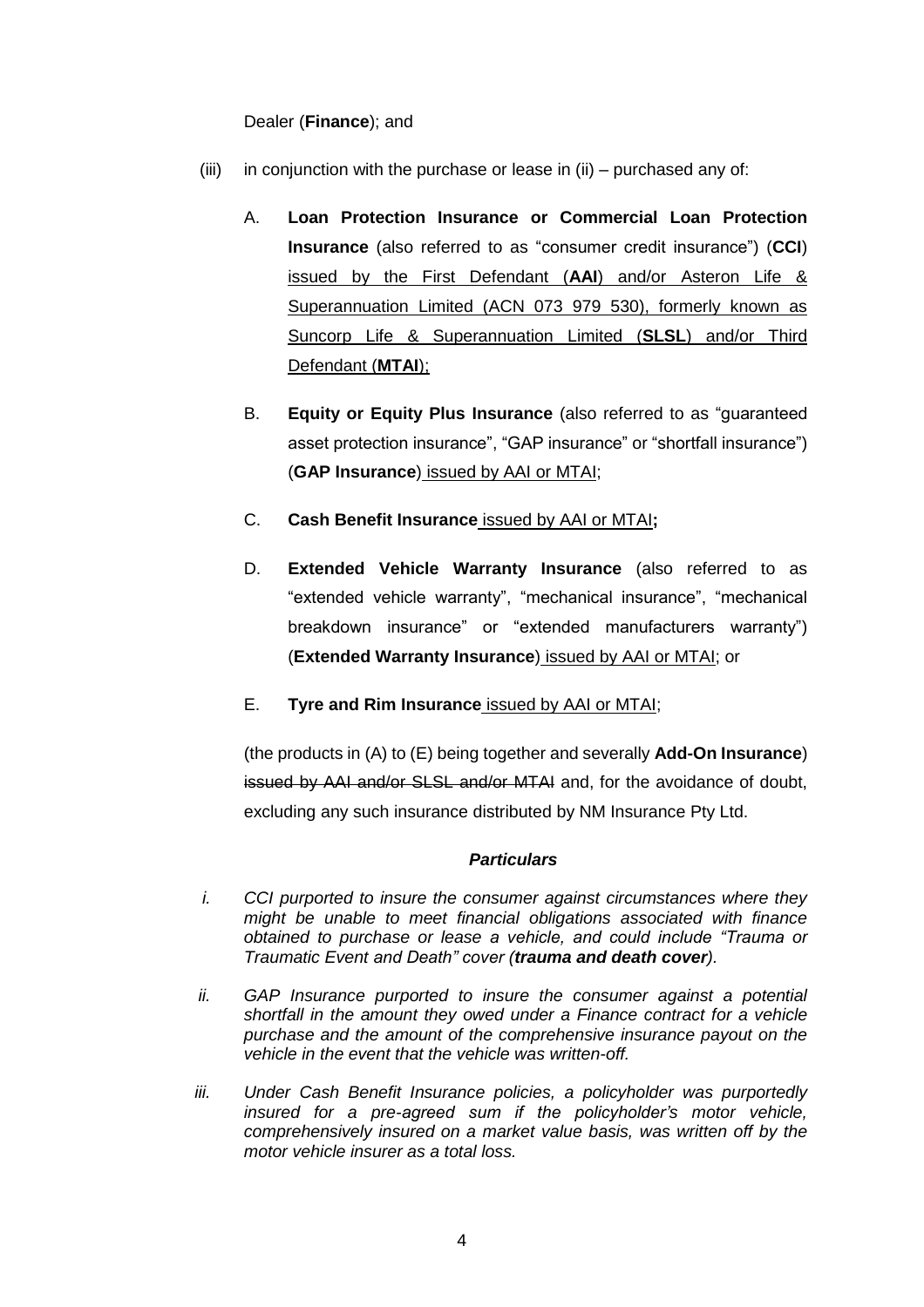Dealer (**Finance**); and

(iii) in conjunction with the purchase or lease in (ii) – purchased any of:

A. **Loan Protection Insurance or Commercial Loan Protection Insurance** (also referred to as "consumer credit insurance") (**CCI**) <u>issued by the First Defendant (**AAI**) and/or Asteron Life & Superannuation Limited (ACN 073 979 530), formerly known as Suncorp Life & Superannuation Limited (**SLSL**) and/or Third Defendant (**MTAI**);</u>

B. **Equity or Equity Plus Insurance** (also referred to as "guaranteed asset protection insurance", "GAP insurance" or "shortfall insurance") (**GAP Insurance**) <u>issued by AAI or MTAI</u>;

C. **Cash Benefit Insurance** <u>issued by AAI or MTAI</u>**;**

D. **Extended Vehicle Warranty Insurance** (also referred to as "extended vehicle warranty", "mechanical insurance", "mechanical breakdown insurance" or "extended manufacturers warranty") (**Extended Warranty Insurance**) <u>issued by AAI or MTAI</u>; or

E. **Tyre and Rim Insurance** <u>issued by AAI or MTAI</u>;

(the products in (A) to (E) being together and severally **Add-On Insurance**) ~~issued by AAI and/or SLSL and/or MTAI~~ and, for the avoidance of doubt, excluding any such insurance distributed by NM Insurance Pty Ltd.

***Particulars***

*i. CCI purported to insure the consumer against circumstances where they might be unable to meet financial obligations associated with finance obtained to purchase or lease a vehicle, and could include "Trauma or Traumatic Event and Death" cover (**trauma and death cover**).*

*ii. GAP Insurance purported to insure the consumer against a potential shortfall in the amount they owed under a Finance contract for a vehicle purchase and the amount of the comprehensive insurance payout on the vehicle in the event that the vehicle was written-off.*

*iii. Under Cash Benefit Insurance policies, a policyholder was purportedly insured for a pre-agreed sum if the policyholder's motor vehicle, comprehensively insured on a market value basis, was written off by the motor vehicle insurer as a total loss.*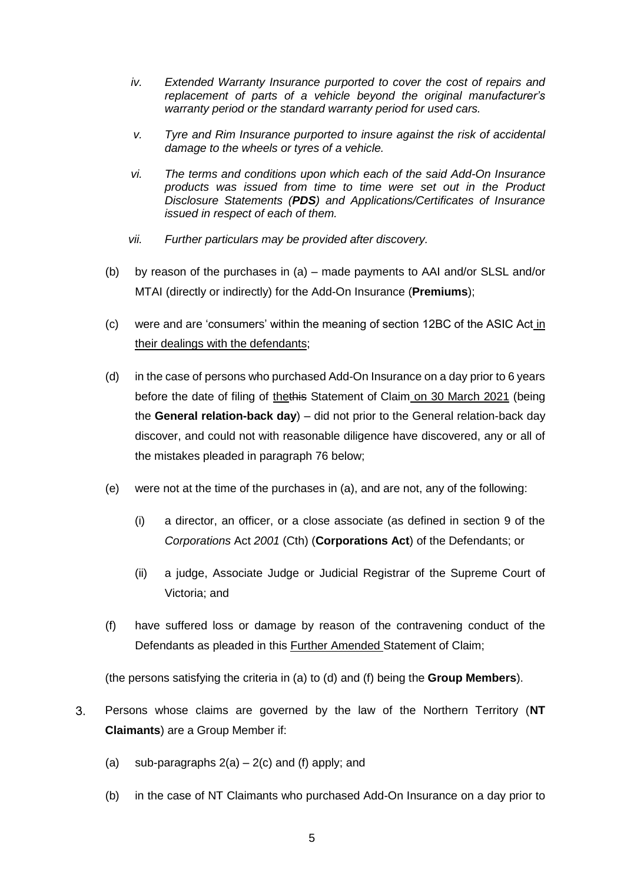*iv. Extended Warranty Insurance purported to cover the cost of repairs and replacement of parts of a vehicle beyond the original manufacturer's warranty period or the standard warranty period for used cars.*

*v. Tyre and Rim Insurance purported to insure against the risk of accidental damage to the wheels or tyres of a vehicle.*

*vi. The terms and conditions upon which each of the said Add-On Insurance products was issued from time to time were set out in the Product Disclosure Statements (**PDS**) and Applications/Certificates of Insurance issued in respect of each of them.*

*vii. Further particulars may be provided after discovery.*

(b) by reason of the purchases in (a) – made payments to AAI and/or SLSL and/or MTAI (directly or indirectly) for the Add-On Insurance (**Premiums**);

(c) were and are 'consumers' within the meaning of section 12BC of the ASIC Act in their dealings with the defendants;

(d) in the case of persons who purchased Add-On Insurance on a day prior to 6 years before the date of filing of the~~this~~ Statement of Claim on 30 March 2021 (being the **General relation-back day**) – did not prior to the General relation-back day discover, and could not with reasonable diligence have discovered, any or all of the mistakes pleaded in paragraph 76 below;

(e) were not at the time of the purchases in (a), and are not, any of the following:

(i) a director, an officer, or a close associate (as defined in section 9 of the *Corporations* Act *2001* (Cth) (**Corporations Act**) of the Defendants; or

(ii) a judge, Associate Judge or Judicial Registrar of the Supreme Court of Victoria; and

(f) have suffered loss or damage by reason of the contravening conduct of the Defendants as pleaded in this Further Amended Statement of Claim;

(the persons satisfying the criteria in (a) to (d) and (f) being the **Group Members**).

3. Persons whose claims are governed by the law of the Northern Territory (**NT Claimants**) are a Group Member if:

(a) sub-paragraphs 2(a) – 2(c) and (f) apply; and

(b) in the case of NT Claimants who purchased Add-On Insurance on a day prior to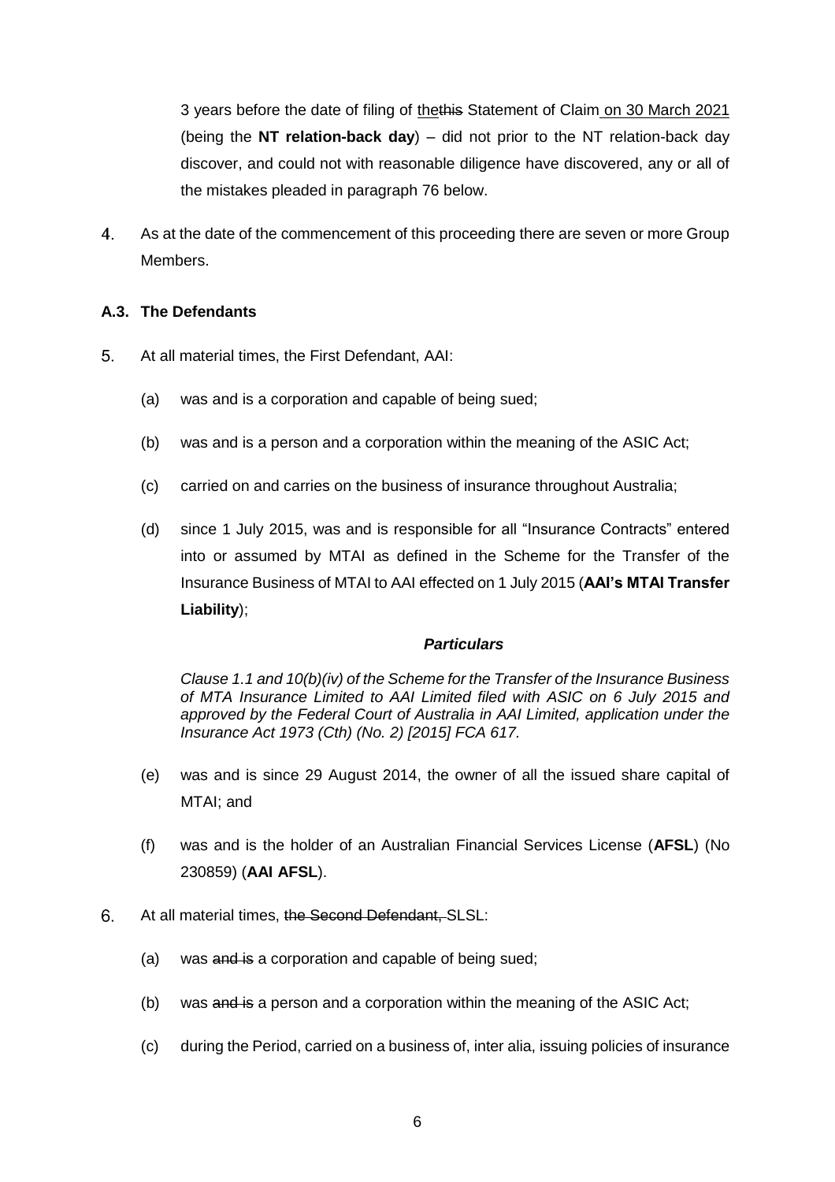3 years before the date of filing of ~~this~~ the Statement of Claim on 30 March 2021 (being the **NT relation-back day**) – did not prior to the NT relation-back day discover, and could not with reasonable diligence have discovered, any or all of the mistakes pleaded in paragraph 76 below.

4. As at the date of the commencement of this proceeding there are seven or more Group Members.

### A.3. The Defendants

5. At all material times, the First Defendant, AAI:

   (a) was and is a corporation and capable of being sued;

   (b) was and is a person and a corporation within the meaning of the ASIC Act;

   (c) carried on and carries on the business of insurance throughout Australia;

   (d) since 1 July 2015, was and is responsible for all "Insurance Contracts" entered into or assumed by MTAI as defined in the Scheme for the Transfer of the Insurance Business of MTAI to AAI effected on 1 July 2015 (**AAI's MTAI Transfer Liability**);

   ***Particulars***

   *Clause 1.1 and 10(b)(iv) of the Scheme for the Transfer of the Insurance Business of MTA Insurance Limited to AAI Limited filed with ASIC on 6 July 2015 and approved by the Federal Court of Australia in AAI Limited, application under the Insurance Act 1973 (Cth) (No. 2) [2015] FCA 617.*

   (e) was and is since 29 August 2014, the owner of all the issued share capital of MTAI; and

   (f) was and is the holder of an Australian Financial Services License (**AFSL**) (No 230859) (**AAI AFSL**).

6. At all material times, ~~the Second Defendant,~~ SLSL:

   (a) was ~~and is~~ a corporation and capable of being sued;

   (b) was ~~and is~~ a person and a corporation within the meaning of the ASIC Act;

   (c) during the Period, carried on a business of, inter alia, issuing policies of insurance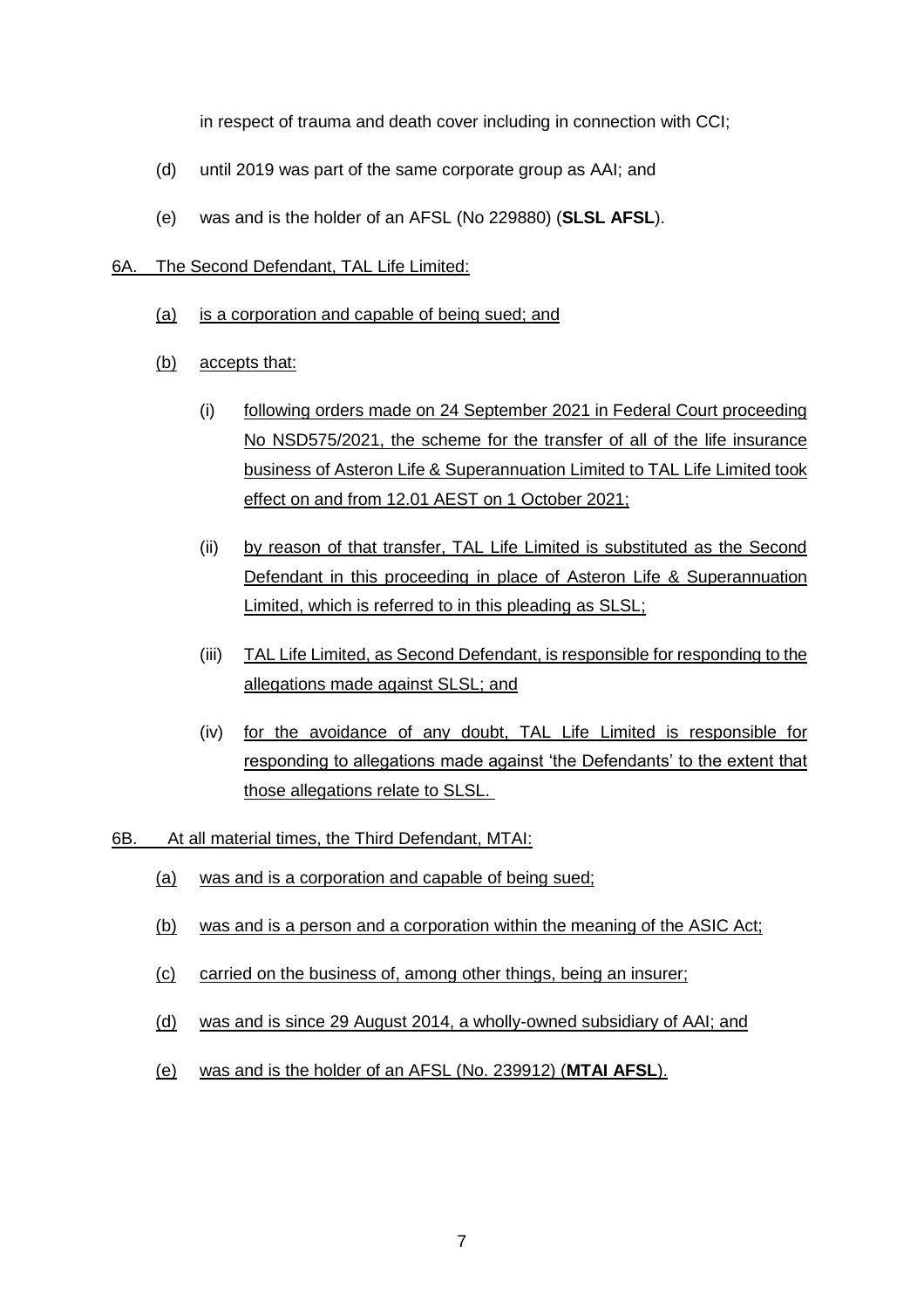in respect of trauma and death cover including in connection with CCI;

(d) until 2019 was part of the same corporate group as AAI; and

(e) was and is the holder of an AFSL (No 229880) (**SLSL AFSL**).

<u>6A. The Second Defendant, TAL Life Limited:</u>

<u>(a) is a corporation and capable of being sued; and</u>

<u>(b) accepts that:</u>

(i) <u>following orders made on 24 September 2021 in Federal Court proceeding No NSD575/2021, the scheme for the transfer of all of the life insurance business of Asteron Life & Superannuation Limited to TAL Life Limited took effect on and from 12.01 AEST on 1 October 2021;</u>

(ii) <u>by reason of that transfer, TAL Life Limited is substituted as the Second Defendant in this proceeding in place of Asteron Life & Superannuation Limited, which is referred to in this pleading as SLSL;</u>

(iii) <u>TAL Life Limited, as Second Defendant, is responsible for responding to the allegations made against SLSL; and</u>

(iv) <u>for the avoidance of any doubt, TAL Life Limited is responsible for responding to allegations made against 'the Defendants' to the extent that those allegations relate to SLSL.</u>

<u>6B. At all material times, the Third Defendant, MTAI:</u>

<u>(a) was and is a corporation and capable of being sued;</u>

<u>(b) was and is a person and a corporation within the meaning of the ASIC Act;</u>

<u>(c) carried on the business of, among other things, being an insurer;</u>

<u>(d) was and is since 29 August 2014, a wholly-owned subsidiary of AAI; and</u>

<u>(e) was and is the holder of an AFSL (No. 239912) (**MTAI AFSL**).</u>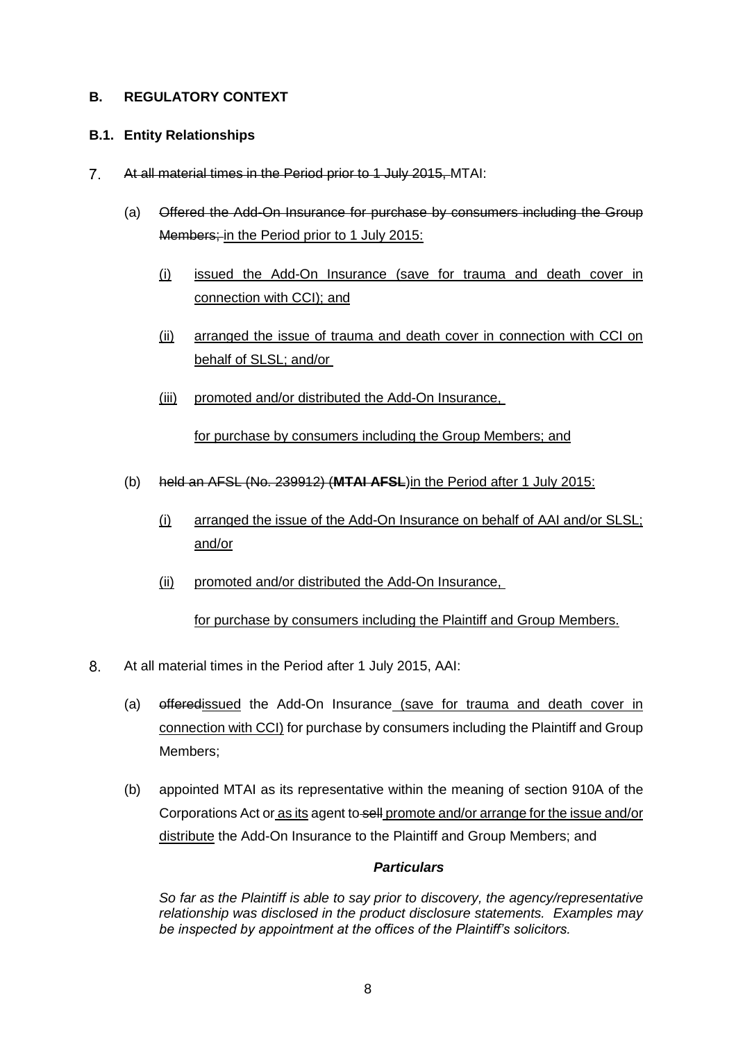## B. REGULATORY CONTEXT

### B.1. Entity Relationships

7. ~~At all material times in the Period prior to 1 July 2015,~~ MTAI:

   (a) ~~Offered the Add-On Insurance for purchase by consumers including the Group Members;~~ <u>in the Period prior to 1 July 2015:</u>

      (i) <u>issued the Add-On Insurance (save for trauma and death cover in connection with CCI); and</u>

      (ii) <u>arranged the issue of trauma and death cover in connection with CCI on behalf of SLSL; and/or</u>

      (iii) <u>promoted and/or distributed the Add-On Insurance,</u>

      <u>for purchase by consumers including the Group Members; and</u>

   (b) ~~held an AFSL (No. 239912) (**MTAI AFSL**)~~<u>in the Period after 1 July 2015:</u>

      (i) <u>arranged the issue of the Add-On Insurance on behalf of AAI and/or SLSL; and/or</u>

      (ii) <u>promoted and/or distributed the Add-On Insurance,</u>

      <u>for purchase by consumers including the Plaintiff and Group Members.</u>

8. At all material times in the Period after 1 July 2015, AAI:

   (a) ~~offered~~<u>issued</u> the Add-On Insurance <u>(save for trauma and death cover in connection with CCI)</u> for purchase by consumers including the Plaintiff and Group Members;

   (b) appointed MTAI as its representative within the meaning of section 910A of the Corporations Act or <u>as its</u> agent to ~~sell~~ <u>promote and/or arrange for the issue and/or distribute</u> the Add-On Insurance to the Plaintiff and Group Members; and

   ***Particulars***

   *So far as the Plaintiff is able to say prior to discovery, the agency/representative relationship was disclosed in the product disclosure statements. Examples may be inspected by appointment at the offices of the Plaintiff's solicitors.*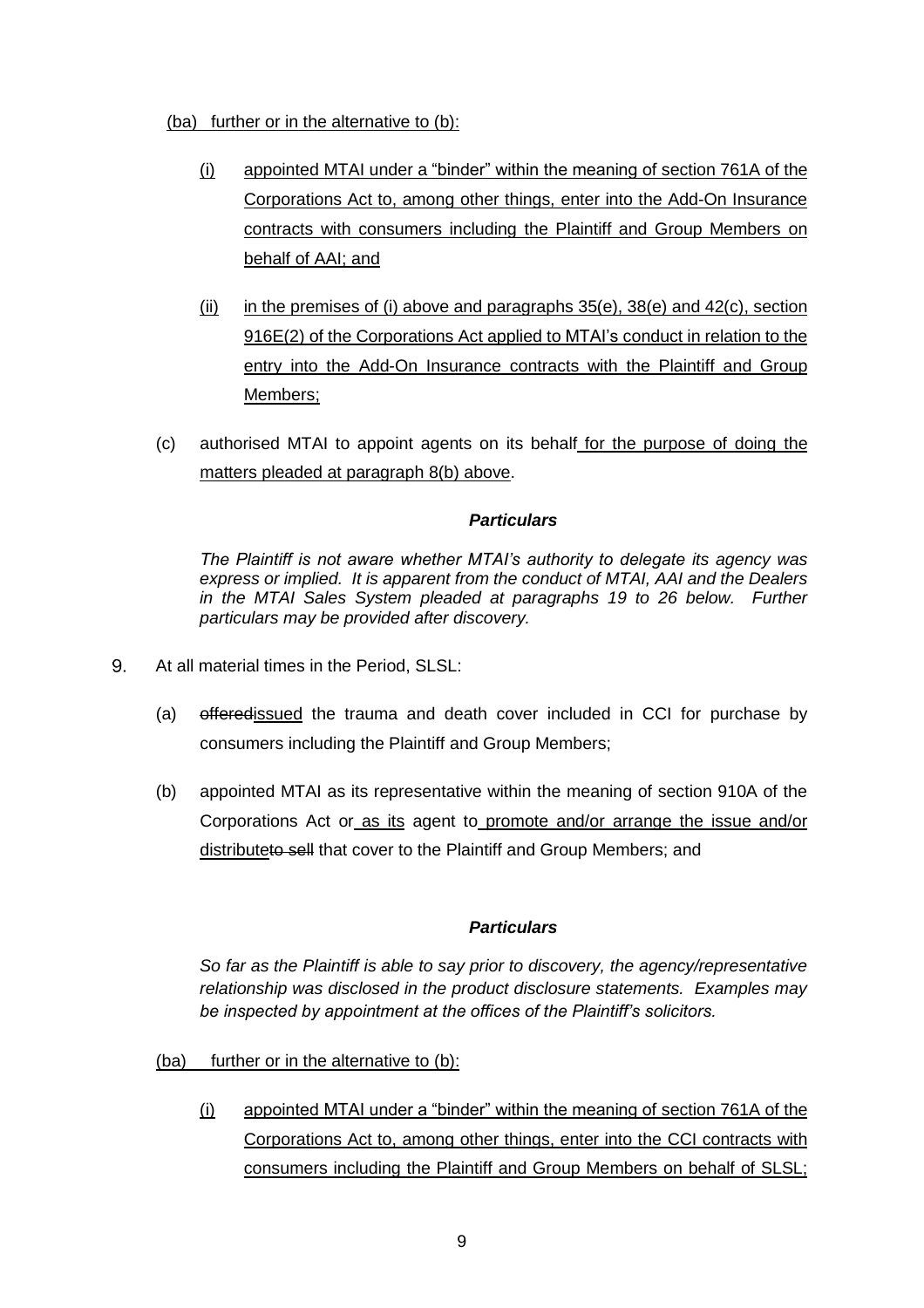(ba) further or in the alternative to (b):

(i) appointed MTAI under a "binder" within the meaning of section 761A of the Corporations Act to, among other things, enter into the Add-On Insurance contracts with consumers including the Plaintiff and Group Members on behalf of AAI; and

(ii) in the premises of (i) above and paragraphs 35(e), 38(e) and 42(c), section 916E(2) of the Corporations Act applied to MTAI's conduct in relation to the entry into the Add-On Insurance contracts with the Plaintiff and Group Members;

(c) authorised MTAI to appoint agents on its behalf for the purpose of doing the matters pleaded at paragraph 8(b) above.

***Particulars***

*The Plaintiff is not aware whether MTAI's authority to delegate its agency was express or implied. It is apparent from the conduct of MTAI, AAI and the Dealers in the MTAI Sales System pleaded at paragraphs 19 to 26 below. Further particulars may be provided after discovery.*

9. At all material times in the Period, SLSL:

(a) ~~offered~~issued the trauma and death cover included in CCI for purchase by consumers including the Plaintiff and Group Members;

(b) appointed MTAI as its representative within the meaning of section 910A of the Corporations Act or as its agent to promote and/or arrange the issue and/or distribute~~to sell~~ that cover to the Plaintiff and Group Members; and

***Particulars***

*So far as the Plaintiff is able to say prior to discovery, the agency/representative relationship was disclosed in the product disclosure statements. Examples may be inspected by appointment at the offices of the Plaintiff's solicitors.*

(ba) further or in the alternative to (b):

(i) appointed MTAI under a "binder" within the meaning of section 761A of the Corporations Act to, among other things, enter into the CCI contracts with consumers including the Plaintiff and Group Members on behalf of SLSL;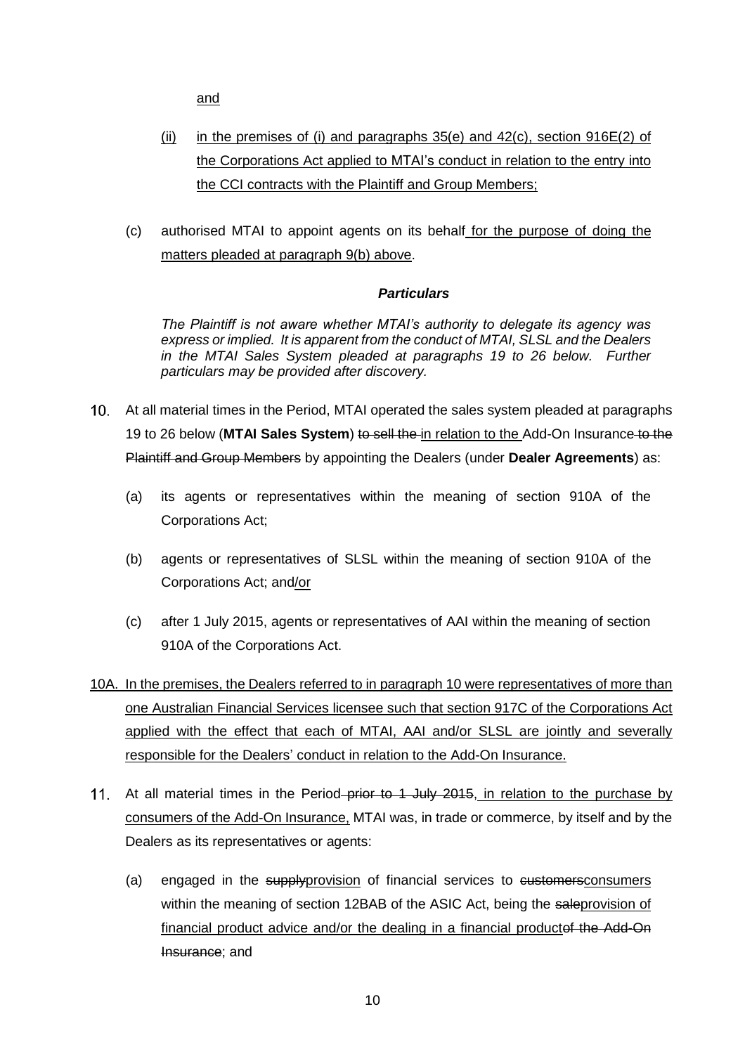and

(ii) in the premises of (i) and paragraphs 35(e) and 42(c), section 916E(2) of the Corporations Act applied to MTAI's conduct in relation to the entry into the CCI contracts with the Plaintiff and Group Members;

(c) authorised MTAI to appoint agents on its behalf for the purpose of doing the matters pleaded at paragraph 9(b) above.

***Particulars***

*The Plaintiff is not aware whether MTAI's authority to delegate its agency was express or implied. It is apparent from the conduct of MTAI, SLSL and the Dealers in the MTAI Sales System pleaded at paragraphs 19 to 26 below. Further particulars may be provided after discovery.*

10. At all material times in the Period, MTAI operated the sales system pleaded at paragraphs 19 to 26 below (**MTAI Sales System**) ~~to sell the~~ in relation to the Add-On Insurance ~~to the Plaintiff and Group Members~~ by appointing the Dealers (under **Dealer Agreements**) as:

    (a) its agents or representatives within the meaning of section 910A of the Corporations Act;

    (b) agents or representatives of SLSL within the meaning of section 910A of the Corporations Act; and/or

    (c) after 1 July 2015, agents or representatives of AAI within the meaning of section 910A of the Corporations Act.

10A. In the premises, the Dealers referred to in paragraph 10 were representatives of more than one Australian Financial Services licensee such that section 917C of the Corporations Act applied with the effect that each of MTAI, AAI and/or SLSL are jointly and severally responsible for the Dealers' conduct in relation to the Add-On Insurance.

11. At all material times in the Period ~~prior to 1 July 2015~~, in relation to the purchase by consumers of the Add-On Insurance, MTAI was, in trade or commerce, by itself and by the Dealers as its representatives or agents:

    (a) engaged in the ~~supply~~provision of financial services to ~~customers~~consumers within the meaning of section 12BAB of the ASIC Act, being the ~~sale~~provision of financial product advice and/or the dealing in a financial product~~of the Add-On Insurance~~; and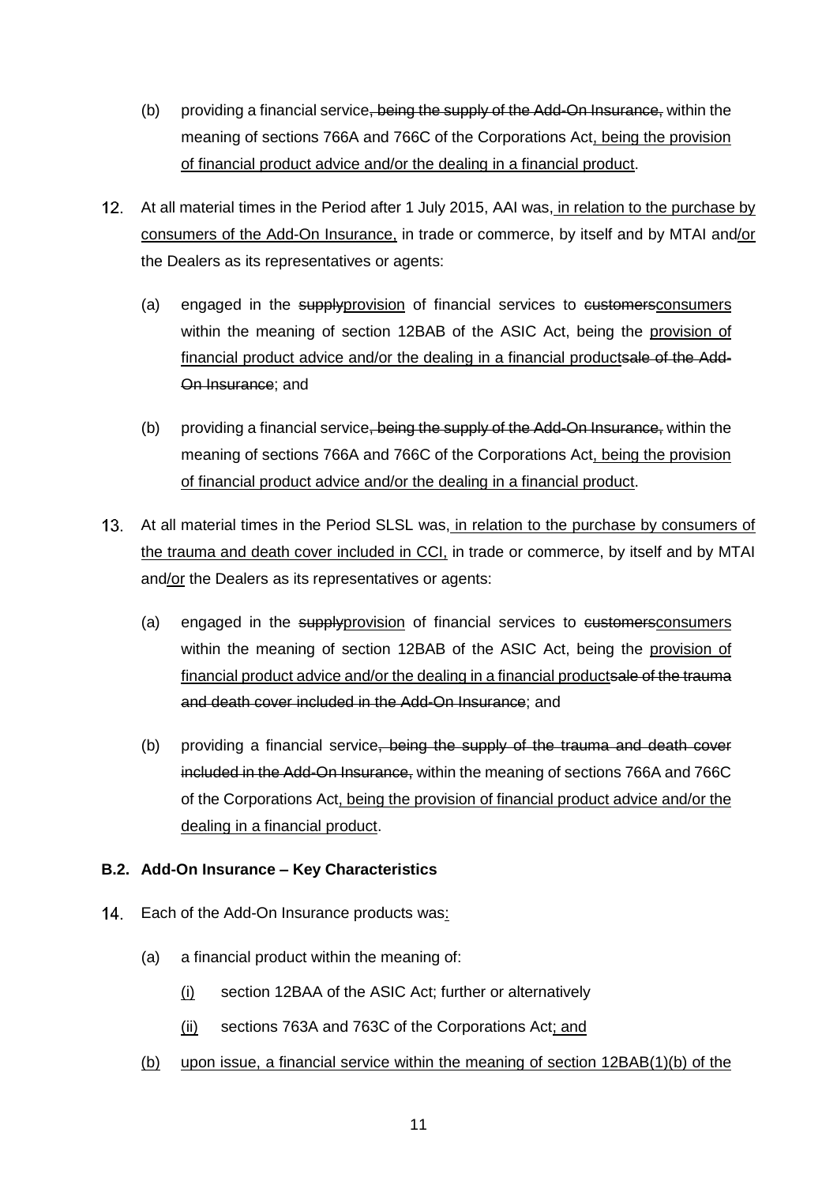(b) providing a financial service~~, being the supply of the Add-On Insurance,~~ within the meaning of sections 766A and 766C of the Corporations Act<u>, being the provision of financial product advice and/or the dealing in a financial product</u>.

12. At all material times in the Period after 1 July 2015, AAI was<u>, in relation to the purchase by consumers of the Add-On Insurance,</u> in trade or commerce, by itself and by MTAI and<u>/or</u> the Dealers as its representatives or agents:

 (a) engaged in the ~~supply~~<u>provision</u> of financial services to ~~customers~~<u>consumers</u> within the meaning of section 12BAB of the ASIC Act, being the <u>provision of financial product advice and/or the dealing in a financial product</u>~~sale of the Add-On Insurance~~; and

 (b) providing a financial service~~, being the supply of the Add-On Insurance,~~ within the meaning of sections 766A and 766C of the Corporations Act<u>, being the provision of financial product advice and/or the dealing in a financial product</u>.

13. At all material times in the Period SLSL was<u>, in relation to the purchase by consumers of the trauma and death cover included in CCI,</u> in trade or commerce, by itself and by MTAI and<u>/or</u> the Dealers as its representatives or agents:

 (a) engaged in the ~~supply~~<u>provision</u> of financial services to ~~customers~~<u>consumers</u> within the meaning of section 12BAB of the ASIC Act, being the <u>provision of financial product advice and/or the dealing in a financial product</u>~~sale of the trauma and death cover included in the Add-On Insurance~~; and

 (b) providing a financial service~~, being the supply of the trauma and death cover included in the Add-On Insurance,~~ within the meaning of sections 766A and 766C of the Corporations Act<u>, being the provision of financial product advice and/or the dealing in a financial product</u>.

### B.2. Add-On Insurance – Key Characteristics

14. Each of the Add-On Insurance products was<u>:</u>

 (a) a financial product within the meaning of:

  <u>(i)</u> section 12BAA of the ASIC Act; further or alternatively

  <u>(ii)</u> sections 763A and 763C of the Corporations Act<u>; and</u>

 <u>(b)</u> <u>upon issue, a financial service within the meaning of section 12BAB(1)(b) of the</u>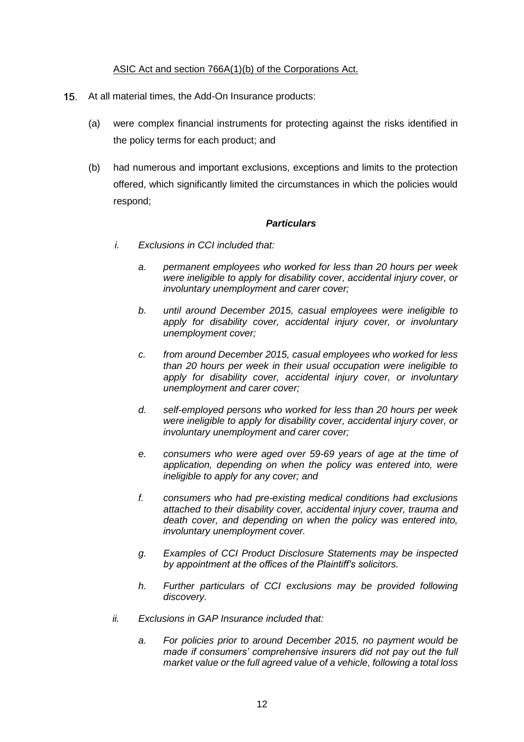ASIC Act and section 766A(1)(b) of the Corporations Act.

15. At all material times, the Add-On Insurance products:

    (a) were complex financial instruments for protecting against the risks identified in the policy terms for each product; and

    (b) had numerous and important exclusions, exceptions and limits to the protection offered, which significantly limited the circumstances in which the policies would respond;

***Particulars***

*i. Exclusions in CCI included that:*

*a. permanent employees who worked for less than 20 hours per week were ineligible to apply for disability cover, accidental injury cover, or involuntary unemployment and carer cover;*

*b. until around December 2015, casual employees were ineligible to apply for disability cover, accidental injury cover, or involuntary unemployment cover;*

*c. from around December 2015, casual employees who worked for less than 20 hours per week in their usual occupation were ineligible to apply for disability cover, accidental injury cover, or involuntary unemployment and carer cover;*

*d. self-employed persons who worked for less than 20 hours per week were ineligible to apply for disability cover, accidental injury cover, or involuntary unemployment and carer cover;*

*e. consumers who were aged over 59-69 years of age at the time of application, depending on when the policy was entered into, were ineligible to apply for any cover; and*

*f. consumers who had pre-existing medical conditions had exclusions attached to their disability cover, accidental injury cover, trauma and death cover, and depending on when the policy was entered into, involuntary unemployment cover.*

*g. Examples of CCI Product Disclosure Statements may be inspected by appointment at the offices of the Plaintiff's solicitors.*

*h. Further particulars of CCI exclusions may be provided following discovery.*

*ii. Exclusions in GAP Insurance included that:*

*a. For policies prior to around December 2015, no payment would be made if consumers' comprehensive insurers did not pay out the full market value or the full agreed value of a vehicle, following a total loss*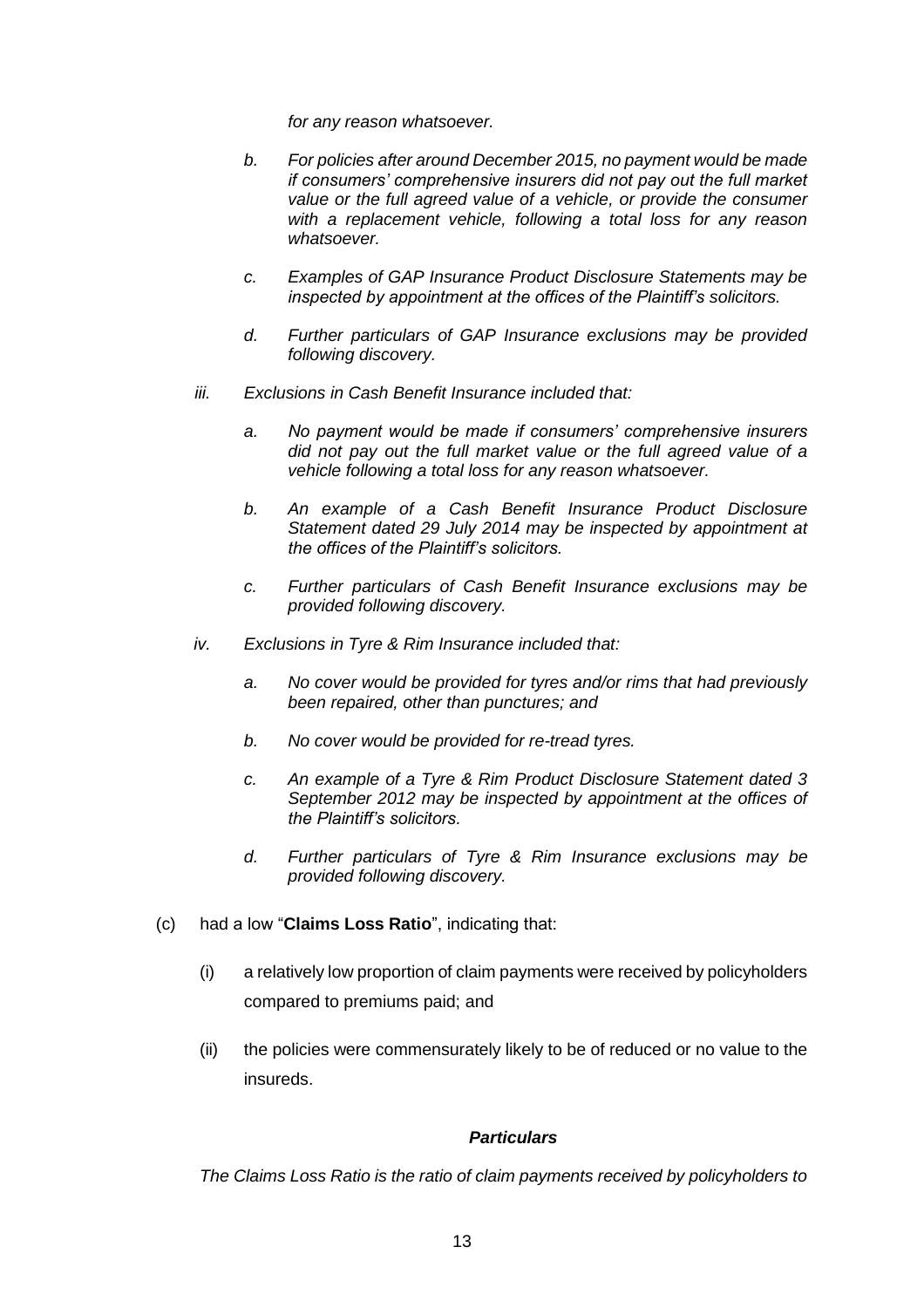*for any reason whatsoever.*

- *b. For policies after around December 2015, no payment would be made if consumers' comprehensive insurers did not pay out the full market value or the full agreed value of a vehicle, or provide the consumer with a replacement vehicle, following a total loss for any reason whatsoever.*
- *c. Examples of GAP Insurance Product Disclosure Statements may be inspected by appointment at the offices of the Plaintiff's solicitors.*
- *d. Further particulars of GAP Insurance exclusions may be provided following discovery.*

*iii. Exclusions in Cash Benefit Insurance included that:*

- *a. No payment would be made if consumers' comprehensive insurers did not pay out the full market value or the full agreed value of a vehicle following a total loss for any reason whatsoever.*
- *b. An example of a Cash Benefit Insurance Product Disclosure Statement dated 29 July 2014 may be inspected by appointment at the offices of the Plaintiff's solicitors.*
- *c. Further particulars of Cash Benefit Insurance exclusions may be provided following discovery.*

*iv. Exclusions in Tyre & Rim Insurance included that:*

- *a. No cover would be provided for tyres and/or rims that had previously been repaired, other than punctures; and*
- *b. No cover would be provided for re-tread tyres.*
- *c. An example of a Tyre & Rim Product Disclosure Statement dated 3 September 2012 may be inspected by appointment at the offices of the Plaintiff's solicitors.*
- *d. Further particulars of Tyre & Rim Insurance exclusions may be provided following discovery.*

(c) had a low "**Claims Loss Ratio**", indicating that:

- (i) a relatively low proportion of claim payments were received by policyholders compared to premiums paid; and
- (ii) the policies were commensurately likely to be of reduced or no value to the insureds.

***Particulars***

*The Claims Loss Ratio is the ratio of claim payments received by policyholders to*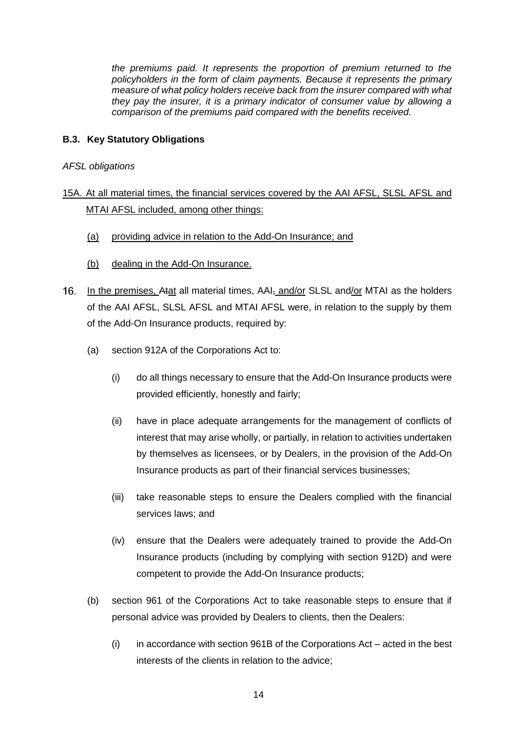*the premiums paid. It represents the proportion of premium returned to the policyholders in the form of claim payments. Because it represents the primary measure of what policy holders receive back from the insurer compared with what they pay the insurer, it is a primary indicator of consumer value by allowing a comparison of the premiums paid compared with the benefits received.*

### B.3. Key Statutory Obligations

*AFSL obligations*

15A. At all material times, the financial services covered by the AAI AFSL, SLSL AFSL and MTAI AFSL included, among other things:

(a) providing advice in relation to the Add-On Insurance; and

(b) dealing in the Add-On Insurance.

16. In the premises, ~~A~~tat all material times, AAI~~,~~ and/or SLSL and/or MTAI as the holders of the AAI AFSL, SLSL AFSL and MTAI AFSL were, in relation to the supply by them of the Add-On Insurance products, required by:

(a) section 912A of the Corporations Act to:

(i) do all things necessary to ensure that the Add-On Insurance products were provided efficiently, honestly and fairly;

(ii) have in place adequate arrangements for the management of conflicts of interest that may arise wholly, or partially, in relation to activities undertaken by themselves as licensees, or by Dealers, in the provision of the Add-On Insurance products as part of their financial services businesses;

(iii) take reasonable steps to ensure the Dealers complied with the financial services laws; and

(iv) ensure that the Dealers were adequately trained to provide the Add-On Insurance products (including by complying with section 912D) and were competent to provide the Add-On Insurance products;

(b) section 961 of the Corporations Act to take reasonable steps to ensure that if personal advice was provided by Dealers to clients, then the Dealers:

(i) in accordance with section 961B of the Corporations Act – acted in the best interests of the clients in relation to the advice;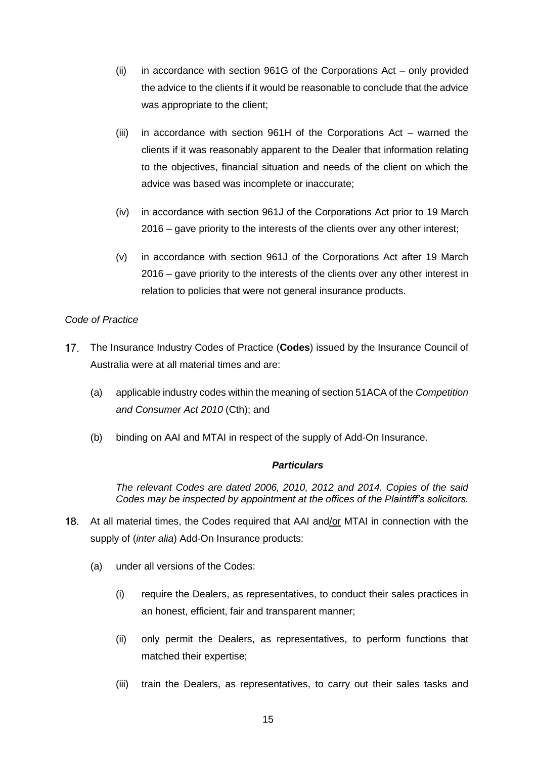(ii) in accordance with section 961G of the Corporations Act – only provided the advice to the clients if it would be reasonable to conclude that the advice was appropriate to the client;

(iii) in accordance with section 961H of the Corporations Act – warned the clients if it was reasonably apparent to the Dealer that information relating to the objectives, financial situation and needs of the client on which the advice was based was incomplete or inaccurate;

(iv) in accordance with section 961J of the Corporations Act prior to 19 March 2016 – gave priority to the interests of the clients over any other interest;

(v) in accordance with section 961J of the Corporations Act after 19 March 2016 – gave priority to the interests of the clients over any other interest in relation to policies that were not general insurance products.

*Code of Practice*

17. The Insurance Industry Codes of Practice (**Codes**) issued by the Insurance Council of Australia were at all material times and are:

   (a) applicable industry codes within the meaning of section 51ACA of the *Competition and Consumer Act 2010* (Cth); and

   (b) binding on AAI and MTAI in respect of the supply of Add-On Insurance.

***Particulars***

*The relevant Codes are dated 2006, 2010, 2012 and 2014. Copies of the said Codes may be inspected by appointment at the offices of the Plaintiff's solicitors.*

18. At all material times, the Codes required that AAI and/or MTAI in connection with the supply of (*inter alia*) Add-On Insurance products:

   (a) under all versions of the Codes:

      (i) require the Dealers, as representatives, to conduct their sales practices in an honest, efficient, fair and transparent manner;

      (ii) only permit the Dealers, as representatives, to perform functions that matched their expertise;

      (iii) train the Dealers, as representatives, to carry out their sales tasks and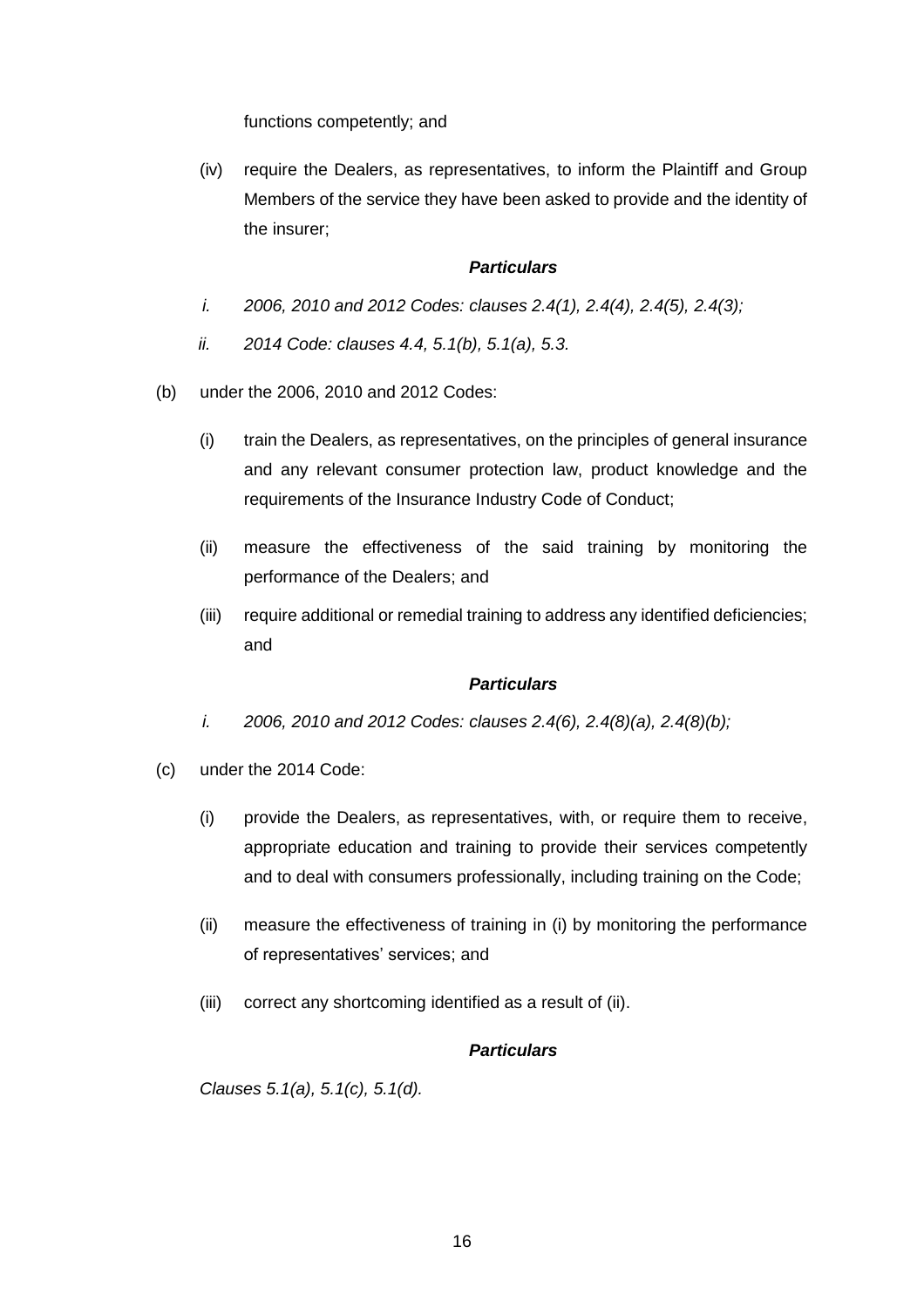functions competently; and

(iv) require the Dealers, as representatives, to inform the Plaintiff and Group Members of the service they have been asked to provide and the identity of the insurer;

***Particulars***

*i. 2006, 2010 and 2012 Codes: clauses 2.4(1), 2.4(4), 2.4(5), 2.4(3);*

*ii. 2014 Code: clauses 4.4, 5.1(b), 5.1(a), 5.3.*

(b) under the 2006, 2010 and 2012 Codes:

(i) train the Dealers, as representatives, on the principles of general insurance and any relevant consumer protection law, product knowledge and the requirements of the Insurance Industry Code of Conduct;

(ii) measure the effectiveness of the said training by monitoring the performance of the Dealers; and

(iii) require additional or remedial training to address any identified deficiencies; and

***Particulars***

*i. 2006, 2010 and 2012 Codes: clauses 2.4(6), 2.4(8)(a), 2.4(8)(b);*

(c) under the 2014 Code:

(i) provide the Dealers, as representatives, with, or require them to receive, appropriate education and training to provide their services competently and to deal with consumers professionally, including training on the Code;

(ii) measure the effectiveness of training in (i) by monitoring the performance of representatives' services; and

(iii) correct any shortcoming identified as a result of (ii).

***Particulars***

*Clauses 5.1(a), 5.1(c), 5.1(d).*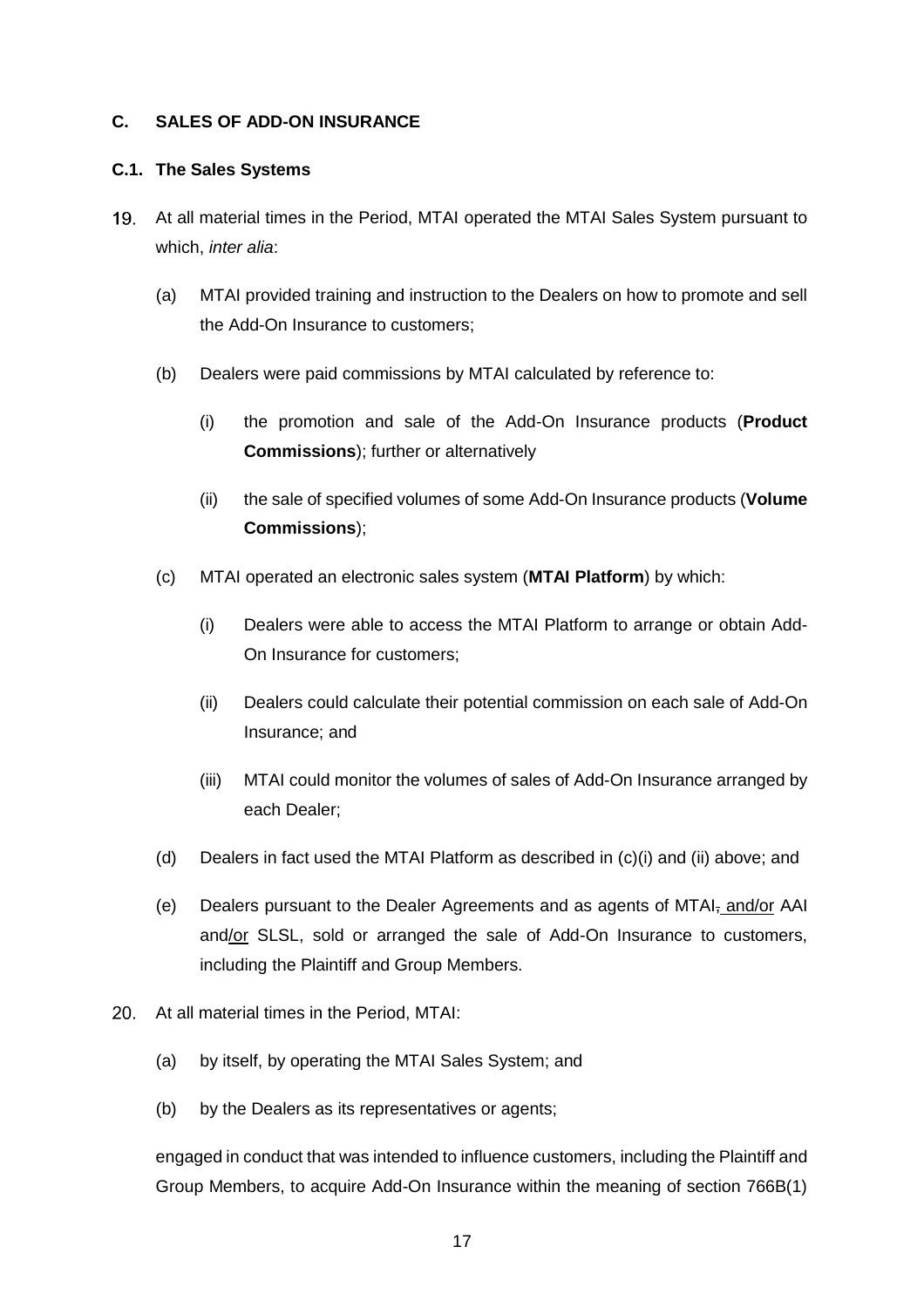**C. SALES OF ADD-ON INSURANCE**

**C.1. The Sales Systems**

19. At all material times in the Period, MTAI operated the MTAI Sales System pursuant to which, *inter alia*:

    (a) MTAI provided training and instruction to the Dealers on how to promote and sell the Add-On Insurance to customers;

    (b) Dealers were paid commissions by MTAI calculated by reference to:

        (i) the promotion and sale of the Add-On Insurance products (**Product Commissions**); further or alternatively

        (ii) the sale of specified volumes of some Add-On Insurance products (**Volume Commissions**);

    (c) MTAI operated an electronic sales system (**MTAI Platform**) by which:

        (i) Dealers were able to access the MTAI Platform to arrange or obtain Add-On Insurance for customers;

        (ii) Dealers could calculate their potential commission on each sale of Add-On Insurance; and

        (iii) MTAI could monitor the volumes of sales of Add-On Insurance arranged by each Dealer;

    (d) Dealers in fact used the MTAI Platform as described in (c)(i) and (ii) above; and

    (e) Dealers pursuant to the Dealer Agreements and as agents of MTAI, and/or AAI and/or SLSL, sold or arranged the sale of Add-On Insurance to customers, including the Plaintiff and Group Members.

20. At all material times in the Period, MTAI:

    (a) by itself, by operating the MTAI Sales System; and

    (b) by the Dealers as its representatives or agents;

    engaged in conduct that was intended to influence customers, including the Plaintiff and Group Members, to acquire Add-On Insurance within the meaning of section 766B(1)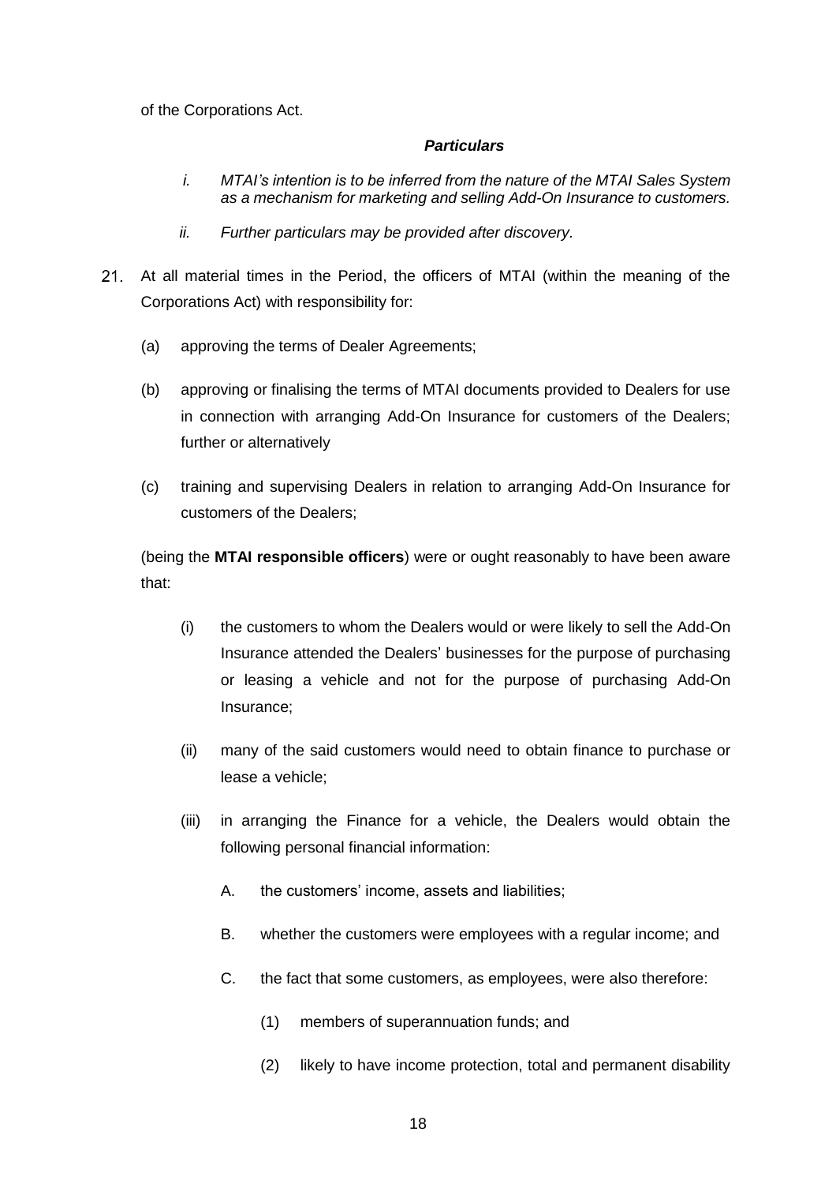of the Corporations Act.

***Particulars***

*i. MTAI's intention is to be inferred from the nature of the MTAI Sales System as a mechanism for marketing and selling Add-On Insurance to customers.*

*ii. Further particulars may be provided after discovery.*

21. At all material times in the Period, the officers of MTAI (within the meaning of the Corporations Act) with responsibility for:

    (a) approving the terms of Dealer Agreements;

    (b) approving or finalising the terms of MTAI documents provided to Dealers for use in connection with arranging Add-On Insurance for customers of the Dealers; further or alternatively

    (c) training and supervising Dealers in relation to arranging Add-On Insurance for customers of the Dealers;

    (being the **MTAI responsible officers**) were or ought reasonably to have been aware that:

    (i) the customers to whom the Dealers would or were likely to sell the Add-On Insurance attended the Dealers' businesses for the purpose of purchasing or leasing a vehicle and not for the purpose of purchasing Add-On Insurance;

    (ii) many of the said customers would need to obtain finance to purchase or lease a vehicle;

    (iii) in arranging the Finance for a vehicle, the Dealers would obtain the following personal financial information:

    A. the customers' income, assets and liabilities;

    B. whether the customers were employees with a regular income; and

    C. the fact that some customers, as employees, were also therefore:

    (1) members of superannuation funds; and

    (2) likely to have income protection, total and permanent disability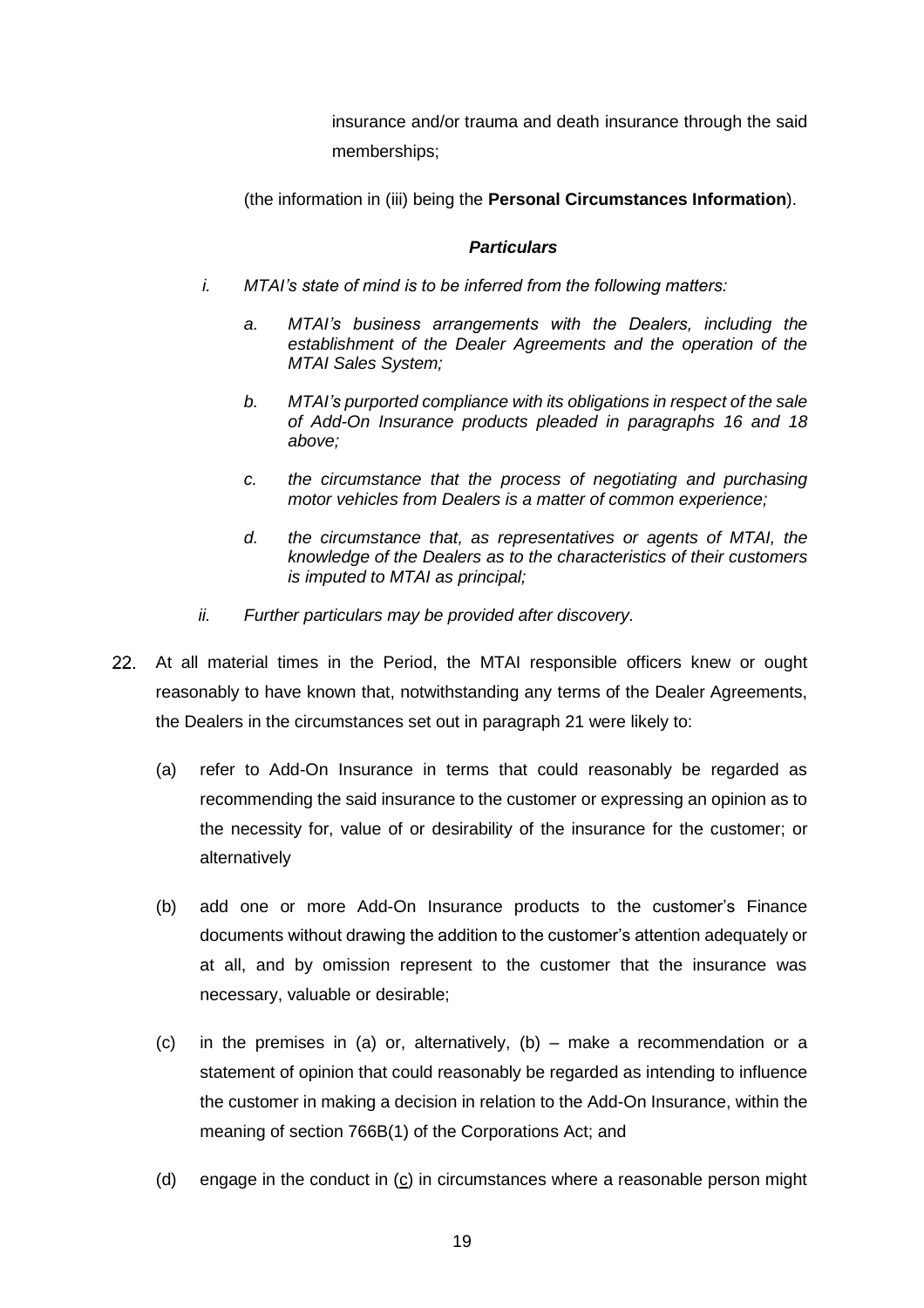insurance and/or trauma and death insurance through the said memberships;

(the information in (iii) being the **Personal Circumstances Information**).

***Particulars***

*i. MTAI's state of mind is to be inferred from the following matters:*

*a. MTAI's business arrangements with the Dealers, including the establishment of the Dealer Agreements and the operation of the MTAI Sales System;*

*b. MTAI's purported compliance with its obligations in respect of the sale of Add-On Insurance products pleaded in paragraphs 16 and 18 above;*

*c. the circumstance that the process of negotiating and purchasing motor vehicles from Dealers is a matter of common experience;*

*d. the circumstance that, as representatives or agents of MTAI, the knowledge of the Dealers as to the characteristics of their customers is imputed to MTAI as principal;*

*ii. Further particulars may be provided after discovery.*

22. At all material times in the Period, the MTAI responsible officers knew or ought reasonably to have known that, notwithstanding any terms of the Dealer Agreements, the Dealers in the circumstances set out in paragraph 21 were likely to:

(a) refer to Add-On Insurance in terms that could reasonably be regarded as recommending the said insurance to the customer or expressing an opinion as to the necessity for, value of or desirability of the insurance for the customer; or alternatively

(b) add one or more Add-On Insurance products to the customer's Finance documents without drawing the addition to the customer's attention adequately or at all, and by omission represent to the customer that the insurance was necessary, valuable or desirable;

(c) in the premises in (a) or, alternatively, (b) – make a recommendation or a statement of opinion that could reasonably be regarded as intending to influence the customer in making a decision in relation to the Add-On Insurance, within the meaning of section 766B(1) of the Corporations Act; and

(d) engage in the conduct in (c) in circumstances where a reasonable person might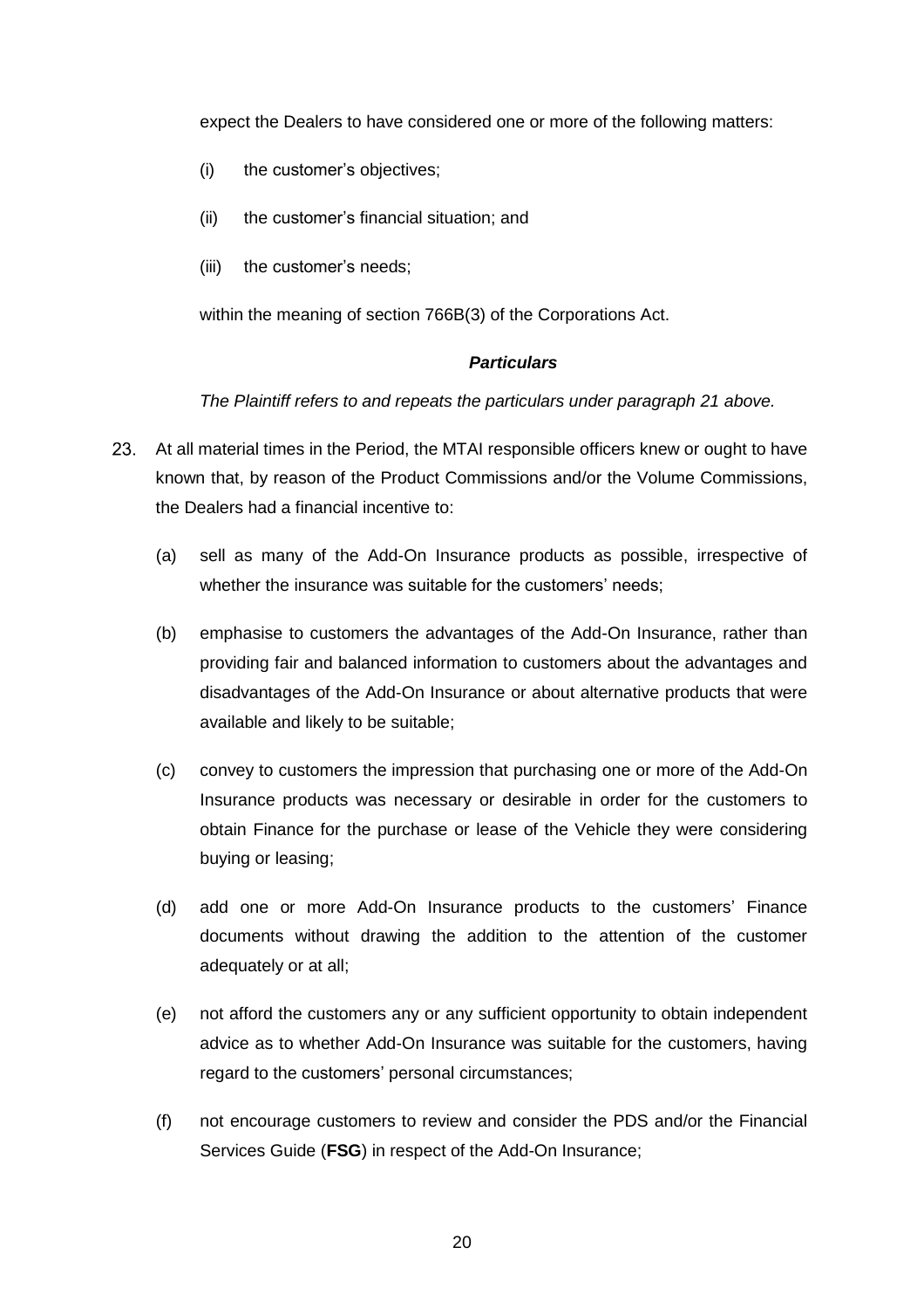expect the Dealers to have considered one or more of the following matters:

(i) the customer's objectives;

(ii) the customer's financial situation; and

(iii) the customer's needs;

within the meaning of section 766B(3) of the Corporations Act.

***Particulars***

*The Plaintiff refers to and repeats the particulars under paragraph 21 above.*

23. At all material times in the Period, the MTAI responsible officers knew or ought to have known that, by reason of the Product Commissions and/or the Volume Commissions, the Dealers had a financial incentive to:

(a) sell as many of the Add-On Insurance products as possible, irrespective of whether the insurance was suitable for the customers' needs;

(b) emphasise to customers the advantages of the Add-On Insurance, rather than providing fair and balanced information to customers about the advantages and disadvantages of the Add-On Insurance or about alternative products that were available and likely to be suitable;

(c) convey to customers the impression that purchasing one or more of the Add-On Insurance products was necessary or desirable in order for the customers to obtain Finance for the purchase or lease of the Vehicle they were considering buying or leasing;

(d) add one or more Add-On Insurance products to the customers' Finance documents without drawing the addition to the attention of the customer adequately or at all;

(e) not afford the customers any or any sufficient opportunity to obtain independent advice as to whether Add-On Insurance was suitable for the customers, having regard to the customers' personal circumstances;

(f) not encourage customers to review and consider the PDS and/or the Financial Services Guide (**FSG**) in respect of the Add-On Insurance;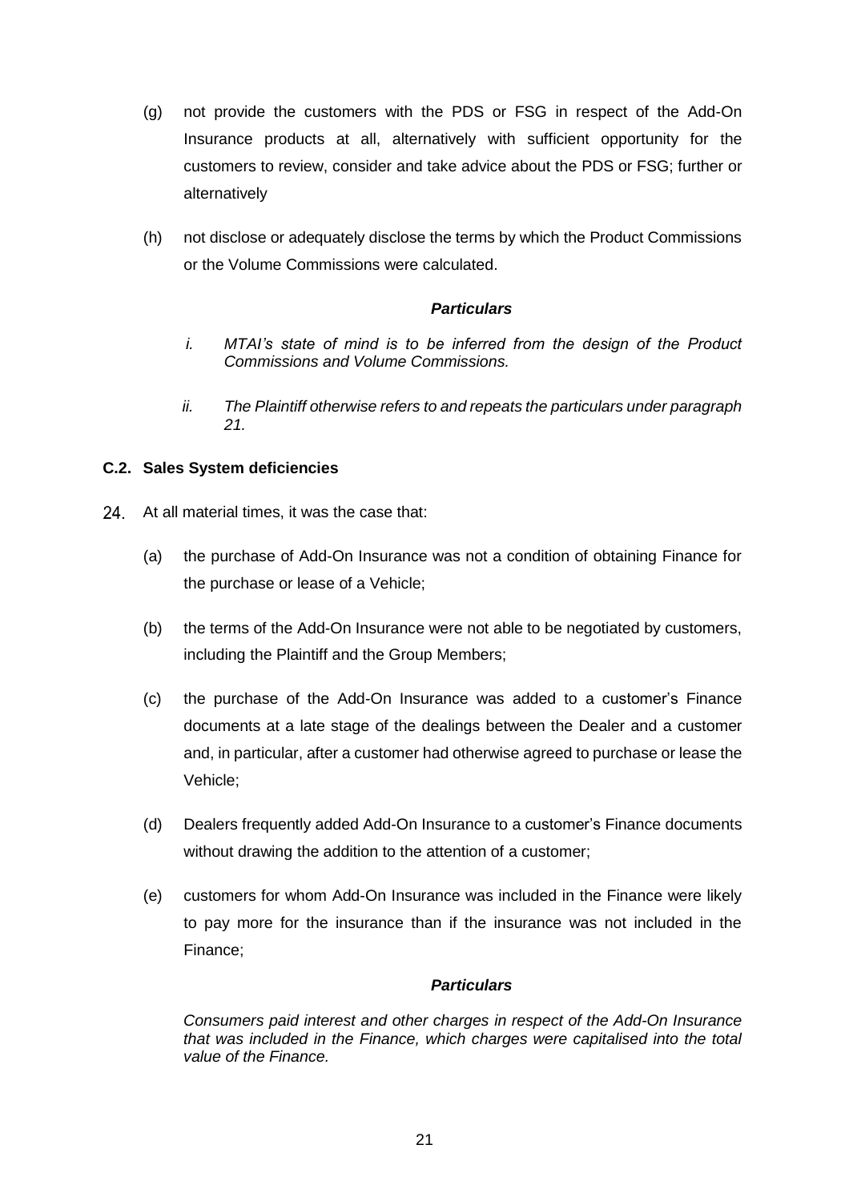(g) not provide the customers with the PDS or FSG in respect of the Add-On Insurance products at all, alternatively with sufficient opportunity for the customers to review, consider and take advice about the PDS or FSG; further or alternatively

(h) not disclose or adequately disclose the terms by which the Product Commissions or the Volume Commissions were calculated.

***Particulars***

*i. MTAI's state of mind is to be inferred from the design of the Product Commissions and Volume Commissions.*

*ii. The Plaintiff otherwise refers to and repeats the particulars under paragraph 21.*

### C.2. Sales System deficiencies

24. At all material times, it was the case that:

(a) the purchase of Add-On Insurance was not a condition of obtaining Finance for the purchase or lease of a Vehicle;

(b) the terms of the Add-On Insurance were not able to be negotiated by customers, including the Plaintiff and the Group Members;

(c) the purchase of the Add-On Insurance was added to a customer's Finance documents at a late stage of the dealings between the Dealer and a customer and, in particular, after a customer had otherwise agreed to purchase or lease the Vehicle;

(d) Dealers frequently added Add-On Insurance to a customer's Finance documents without drawing the addition to the attention of a customer;

(e) customers for whom Add-On Insurance was included in the Finance were likely to pay more for the insurance than if the insurance was not included in the Finance;

***Particulars***

*Consumers paid interest and other charges in respect of the Add-On Insurance that was included in the Finance, which charges were capitalised into the total value of the Finance.*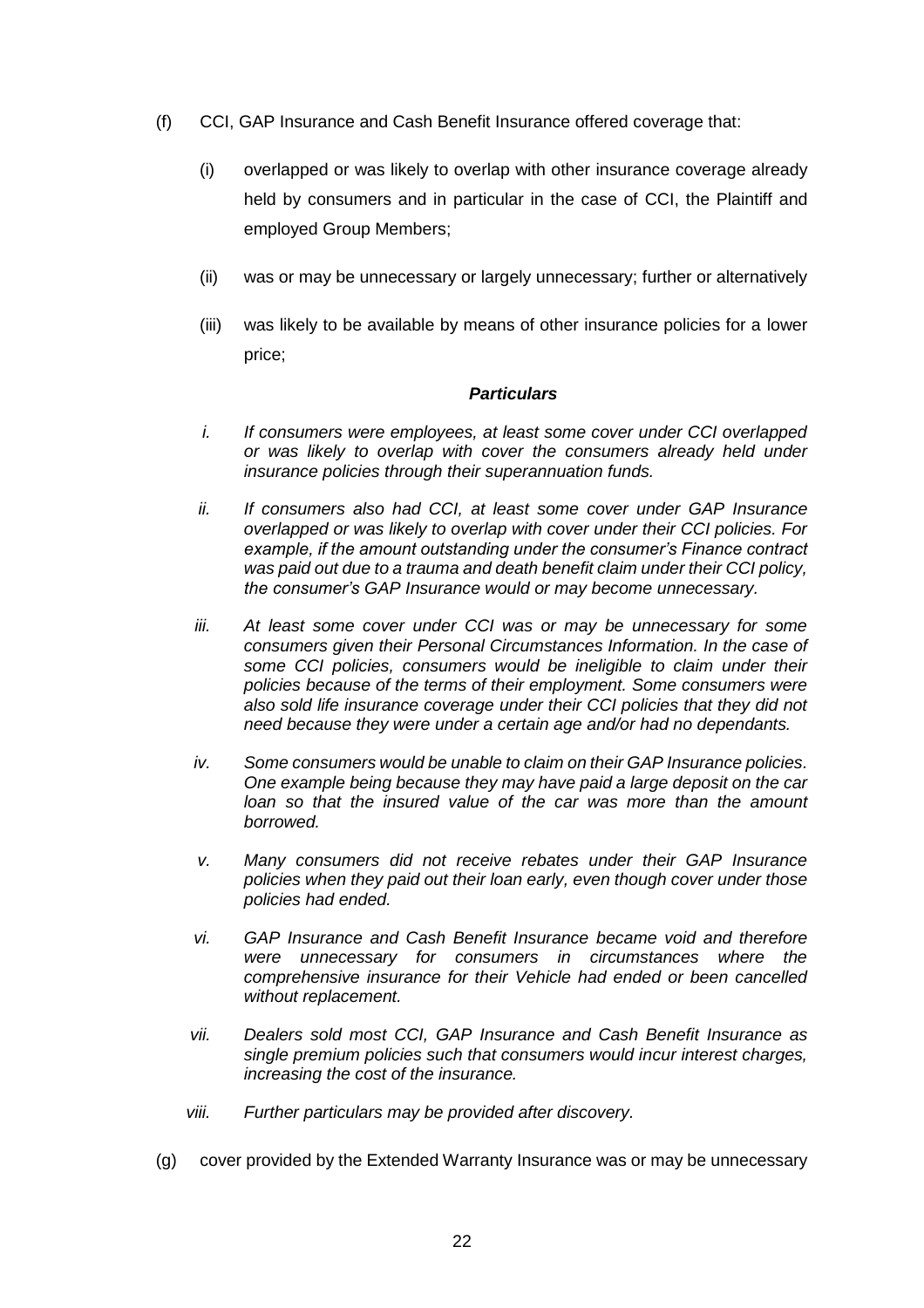(f) CCI, GAP Insurance and Cash Benefit Insurance offered coverage that:

   (i) overlapped or was likely to overlap with other insurance coverage already held by consumers and in particular in the case of CCI, the Plaintiff and employed Group Members;

   (ii) was or may be unnecessary or largely unnecessary; further or alternatively

   (iii) was likely to be available by means of other insurance policies for a lower price;

***Particulars***

*i. If consumers were employees, at least some cover under CCI overlapped or was likely to overlap with cover the consumers already held under insurance policies through their superannuation funds.*

*ii. If consumers also had CCI, at least some cover under GAP Insurance overlapped or was likely to overlap with cover under their CCI policies. For example, if the amount outstanding under the consumer's Finance contract was paid out due to a trauma and death benefit claim under their CCI policy, the consumer's GAP Insurance would or may become unnecessary.*

*iii. At least some cover under CCI was or may be unnecessary for some consumers given their Personal Circumstances Information. In the case of some CCI policies, consumers would be ineligible to claim under their policies because of the terms of their employment. Some consumers were also sold life insurance coverage under their CCI policies that they did not need because they were under a certain age and/or had no dependants.*

*iv. Some consumers would be unable to claim on their GAP Insurance policies. One example being because they may have paid a large deposit on the car loan so that the insured value of the car was more than the amount borrowed.*

*v. Many consumers did not receive rebates under their GAP Insurance policies when they paid out their loan early, even though cover under those policies had ended.*

*vi. GAP Insurance and Cash Benefit Insurance became void and therefore were unnecessary for consumers in circumstances where the comprehensive insurance for their Vehicle had ended or been cancelled without replacement.*

*vii. Dealers sold most CCI, GAP Insurance and Cash Benefit Insurance as single premium policies such that consumers would incur interest charges, increasing the cost of the insurance.*

*viii. Further particulars may be provided after discovery.*

(g) cover provided by the Extended Warranty Insurance was or may be unnecessary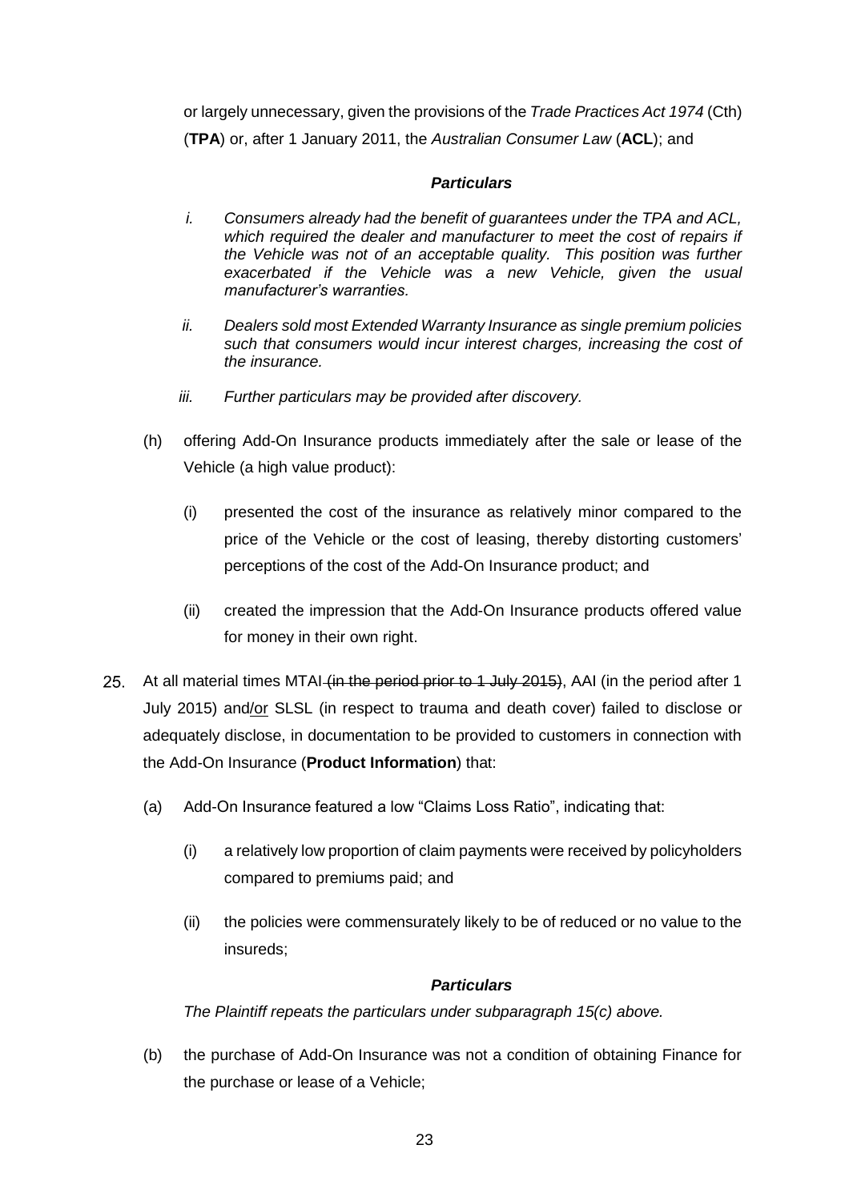or largely unnecessary, given the provisions of the *Trade Practices Act 1974* (Cth) (**TPA**) or, after 1 January 2011, the *Australian Consumer Law* (**ACL**); and

***Particulars***

*i. Consumers already had the benefit of guarantees under the TPA and ACL, which required the dealer and manufacturer to meet the cost of repairs if the Vehicle was not of an acceptable quality. This position was further exacerbated if the Vehicle was a new Vehicle, given the usual manufacturer's warranties.*

*ii. Dealers sold most Extended Warranty Insurance as single premium policies such that consumers would incur interest charges, increasing the cost of the insurance.*

*iii. Further particulars may be provided after discovery.*

(h) offering Add-On Insurance products immediately after the sale or lease of the Vehicle (a high value product):

(i) presented the cost of the insurance as relatively minor compared to the price of the Vehicle or the cost of leasing, thereby distorting customers' perceptions of the cost of the Add-On Insurance product; and

(ii) created the impression that the Add-On Insurance products offered value for money in their own right.

25. At all material times MTAI ~~(in the period prior to 1 July 2015)~~, AAI (in the period after 1 July 2015) and/or SLSL (in respect to trauma and death cover) failed to disclose or adequately disclose, in documentation to be provided to customers in connection with the Add-On Insurance (**Product Information**) that:

(a) Add-On Insurance featured a low "Claims Loss Ratio", indicating that:

(i) a relatively low proportion of claim payments were received by policyholders compared to premiums paid; and

(ii) the policies were commensurately likely to be of reduced or no value to the insureds;

***Particulars***

*The Plaintiff repeats the particulars under subparagraph 15(c) above.*

(b) the purchase of Add-On Insurance was not a condition of obtaining Finance for the purchase or lease of a Vehicle;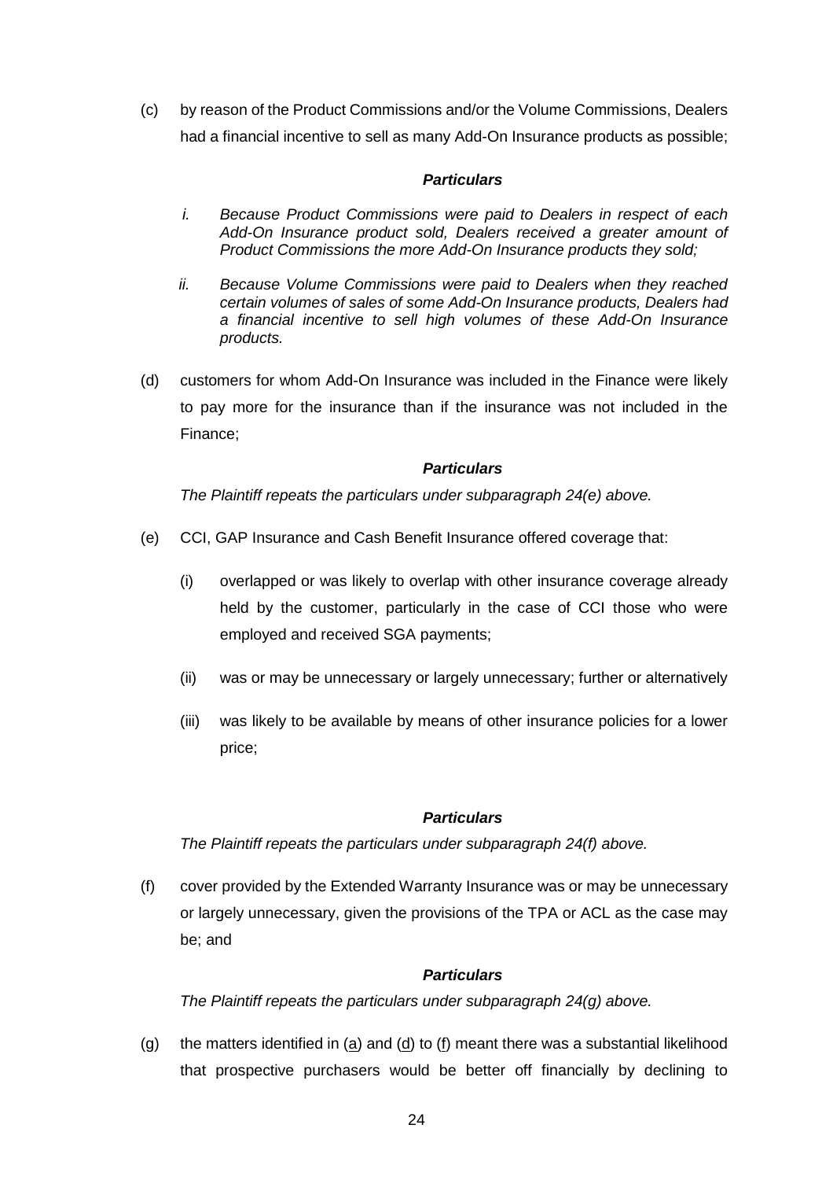(c) by reason of the Product Commissions and/or the Volume Commissions, Dealers had a financial incentive to sell as many Add-On Insurance products as possible;

***Particulars***

*i. Because Product Commissions were paid to Dealers in respect of each Add-On Insurance product sold, Dealers received a greater amount of Product Commissions the more Add-On Insurance products they sold;*

*ii. Because Volume Commissions were paid to Dealers when they reached certain volumes of sales of some Add-On Insurance products, Dealers had a financial incentive to sell high volumes of these Add-On Insurance products.*

(d) customers for whom Add-On Insurance was included in the Finance were likely to pay more for the insurance than if the insurance was not included in the Finance;

***Particulars***

*The Plaintiff repeats the particulars under subparagraph 24(e) above.*

(e) CCI, GAP Insurance and Cash Benefit Insurance offered coverage that:

(i) overlapped or was likely to overlap with other insurance coverage already held by the customer, particularly in the case of CCI those who were employed and received SGA payments;

(ii) was or may be unnecessary or largely unnecessary; further or alternatively

(iii) was likely to be available by means of other insurance policies for a lower price;

***Particulars***

*The Plaintiff repeats the particulars under subparagraph 24(f) above.*

(f) cover provided by the Extended Warranty Insurance was or may be unnecessary or largely unnecessary, given the provisions of the TPA or ACL as the case may be; and

***Particulars***

*The Plaintiff repeats the particulars under subparagraph 24(g) above.*

(g) the matters identified in (a) and (d) to (f) meant there was a substantial likelihood that prospective purchasers would be better off financially by declining to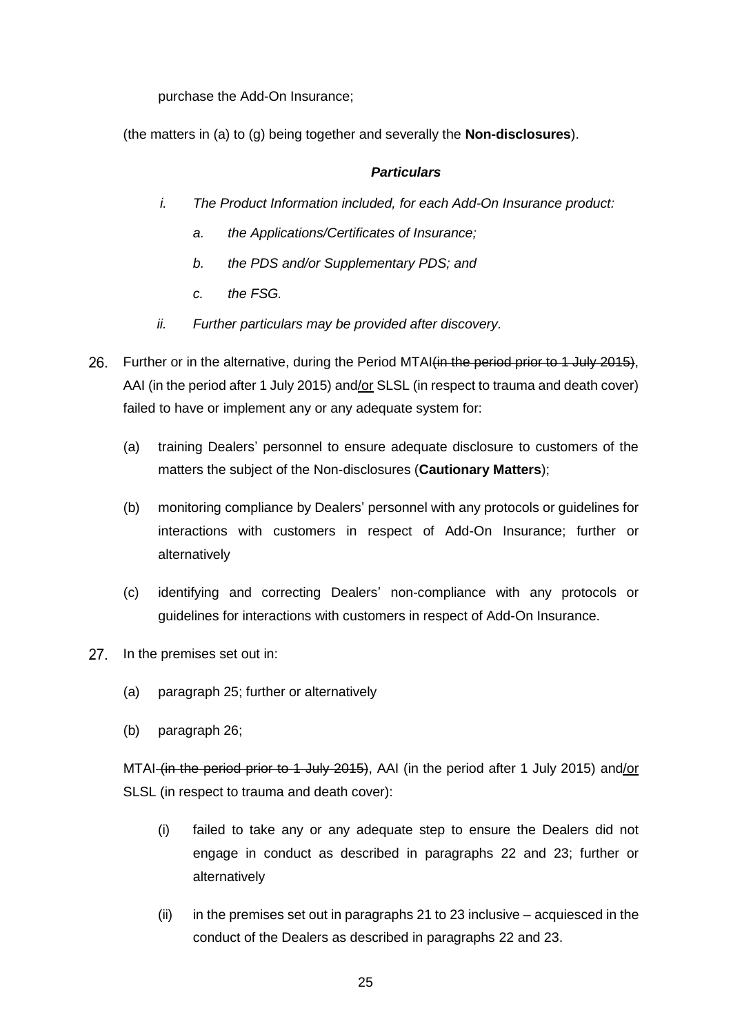purchase the Add-On Insurance;

(the matters in (a) to (g) being together and severally the **Non-disclosures**).

***Particulars***

*i. The Product Information included, for each Add-On Insurance product:*

*a. the Applications/Certificates of Insurance;*

*b. the PDS and/or Supplementary PDS; and*

*c. the FSG.*

*ii. Further particulars may be provided after discovery.*

26. Further or in the alternative, during the Period MTAI~~(in the period prior to 1 July 2015)~~, AAI (in the period after 1 July 2015) and<u>/or</u> SLSL (in respect to trauma and death cover) failed to have or implement any or any adequate system for:

(a) training Dealers' personnel to ensure adequate disclosure to customers of the matters the subject of the Non-disclosures (**Cautionary Matters**);

(b) monitoring compliance by Dealers' personnel with any protocols or guidelines for interactions with customers in respect of Add-On Insurance; further or alternatively

(c) identifying and correcting Dealers' non-compliance with any protocols or guidelines for interactions with customers in respect of Add-On Insurance.

27. In the premises set out in:

(a) paragraph 25; further or alternatively

(b) paragraph 26;

MTAI ~~(in the period prior to 1 July 2015)~~, AAI (in the period after 1 July 2015) and<u>/or</u> SLSL (in respect to trauma and death cover):

(i) failed to take any or any adequate step to ensure the Dealers did not engage in conduct as described in paragraphs 22 and 23; further or alternatively

(ii) in the premises set out in paragraphs 21 to 23 inclusive – acquiesced in the conduct of the Dealers as described in paragraphs 22 and 23.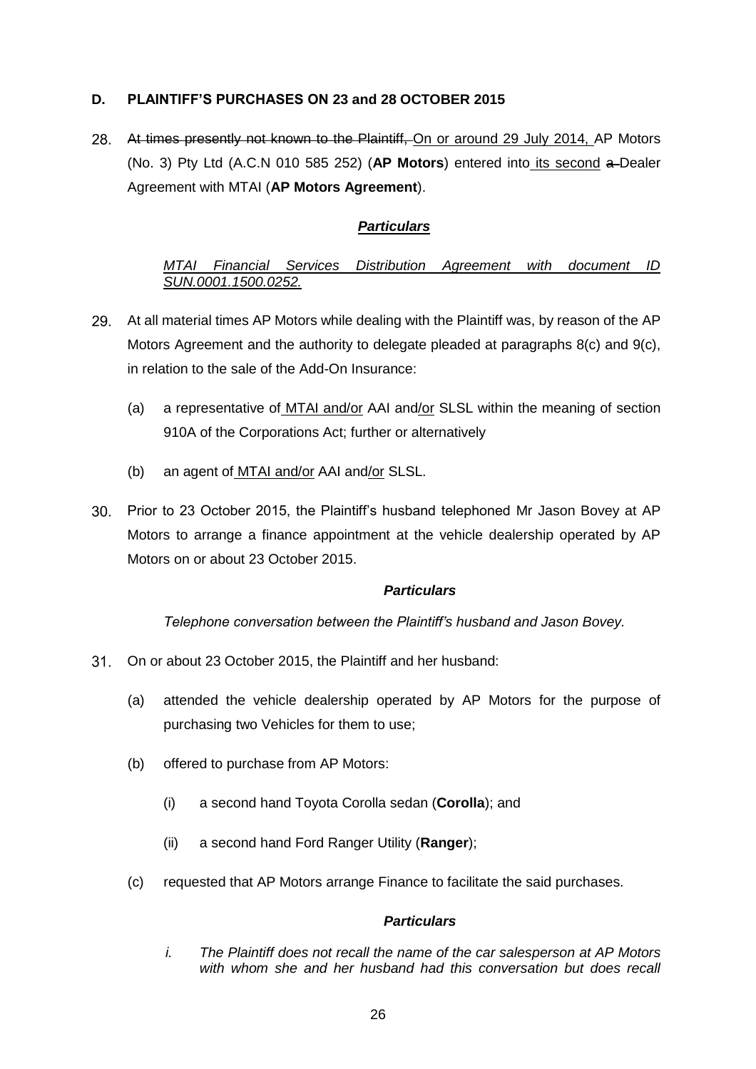**D. PLAINTIFF'S PURCHASES ON 23 and 28 OCTOBER 2015**

28. ~~At times presently not known to the Plaintiff,~~ <u>On or around 29 July 2014,</u> AP Motors (No. 3) Pty Ltd (A.C.N 010 585 252) (**AP Motors**) entered into <u>its second</u> ~~a~~ Dealer Agreement with MTAI (**AP Motors Agreement**).

<u>***Particulars***</u>

<u>*MTAI Financial Services Distribution Agreement with document ID SUN.0001.1500.0252.*</u>

29. At all material times AP Motors while dealing with the Plaintiff was, by reason of the AP Motors Agreement and the authority to delegate pleaded at paragraphs 8(c) and 9(c), in relation to the sale of the Add-On Insurance:

    (a) a representative of <u>MTAI and/or</u> AAI and<u>/or</u> SLSL within the meaning of section 910A of the Corporations Act; further or alternatively

    (b) an agent of <u>MTAI and/or</u> AAI and<u>/or</u> SLSL.

30. Prior to 23 October 2015, the Plaintiff's husband telephoned Mr Jason Bovey at AP Motors to arrange a finance appointment at the vehicle dealership operated by AP Motors on or about 23 October 2015.

***Particulars***

*Telephone conversation between the Plaintiff's husband and Jason Bovey.*

31. On or about 23 October 2015, the Plaintiff and her husband:

    (a) attended the vehicle dealership operated by AP Motors for the purpose of purchasing two Vehicles for them to use;

    (b) offered to purchase from AP Motors:

        (i) a second hand Toyota Corolla sedan (**Corolla**); and

        (ii) a second hand Ford Ranger Utility (**Ranger**);

    (c) requested that AP Motors arrange Finance to facilitate the said purchases.

***Particulars***

*i. The Plaintiff does not recall the name of the car salesperson at AP Motors with whom she and her husband had this conversation but does recall*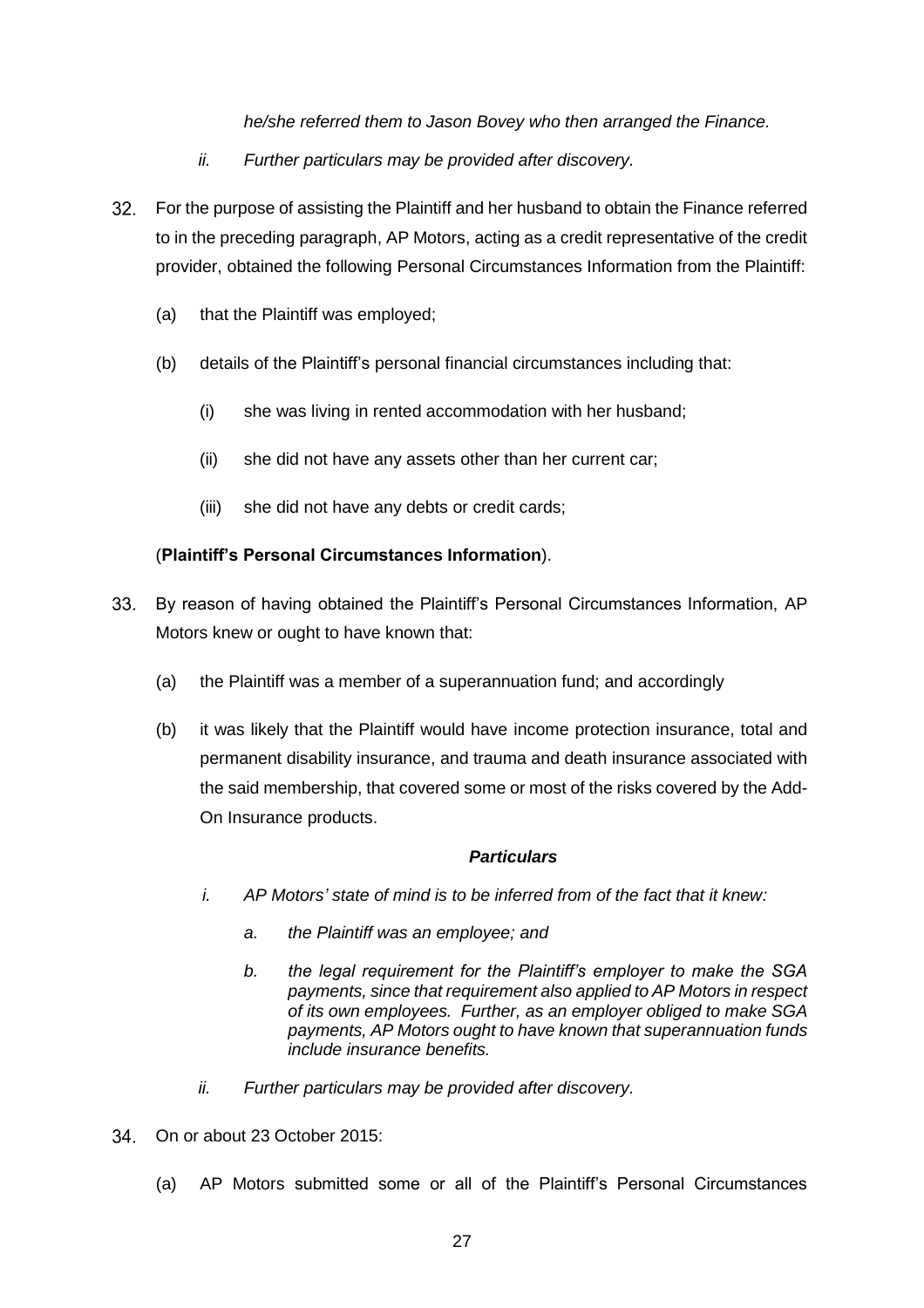*he/she referred them to Jason Bovey who then arranged the Finance.*

*ii. Further particulars may be provided after discovery.*

32. For the purpose of assisting the Plaintiff and her husband to obtain the Finance referred to in the preceding paragraph, AP Motors, acting as a credit representative of the credit provider, obtained the following Personal Circumstances Information from the Plaintiff:

    (a) that the Plaintiff was employed;

    (b) details of the Plaintiff's personal financial circumstances including that:

        (i) she was living in rented accommodation with her husband;

        (ii) she did not have any assets other than her current car;

        (iii) she did not have any debts or credit cards;

    (**Plaintiff's Personal Circumstances Information**).

33. By reason of having obtained the Plaintiff's Personal Circumstances Information, AP Motors knew or ought to have known that:

    (a) the Plaintiff was a member of a superannuation fund; and accordingly

    (b) it was likely that the Plaintiff would have income protection insurance, total and permanent disability insurance, and trauma and death insurance associated with the said membership, that covered some or most of the risks covered by the Add-On Insurance products.

***Particulars***

*i. AP Motors' state of mind is to be inferred from of the fact that it knew:*

*a. the Plaintiff was an employee; and*

*b. the legal requirement for the Plaintiff's employer to make the SGA payments, since that requirement also applied to AP Motors in respect of its own employees. Further, as an employer obliged to make SGA payments, AP Motors ought to have known that superannuation funds include insurance benefits.*

*ii. Further particulars may be provided after discovery.*

34. On or about 23 October 2015:

    (a) AP Motors submitted some or all of the Plaintiff's Personal Circumstances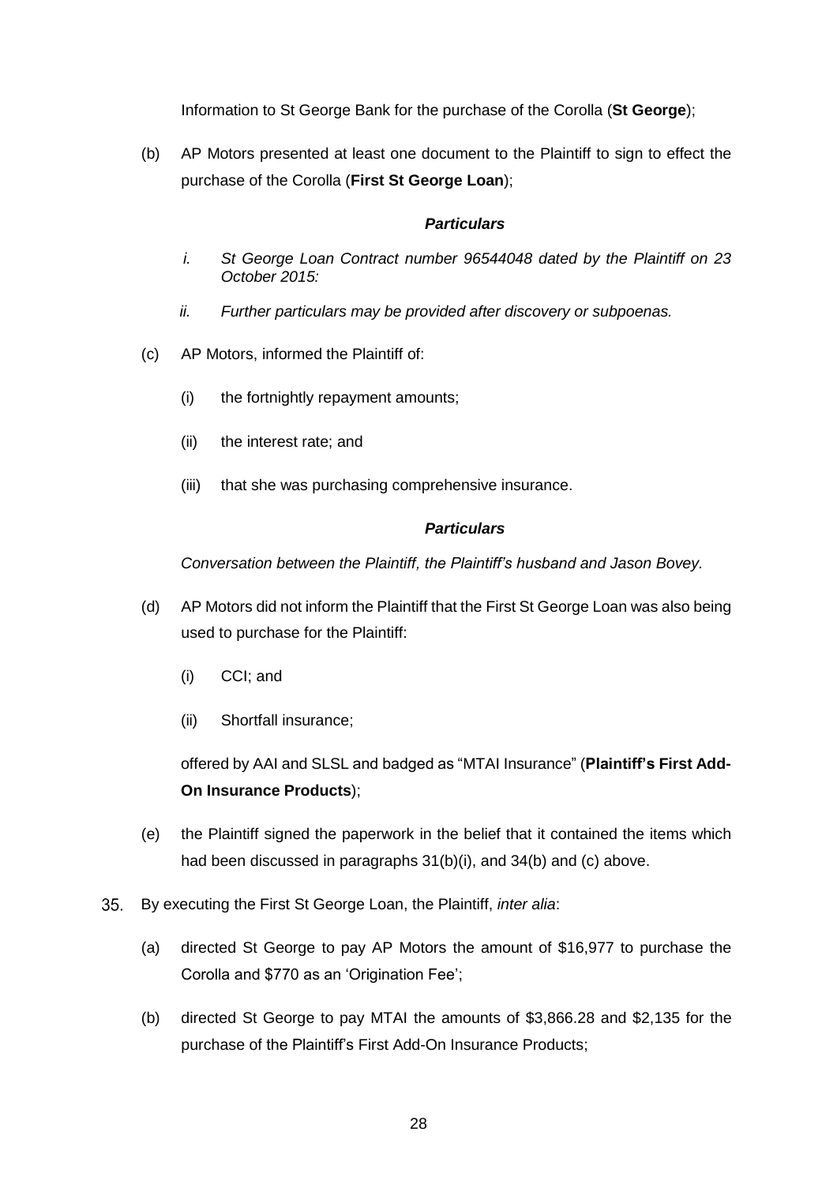Information to St George Bank for the purchase of the Corolla (**St George**);

(b) AP Motors presented at least one document to the Plaintiff to sign to effect the purchase of the Corolla (**First St George Loan**);

***Particulars***

*i. St George Loan Contract number 96544048 dated by the Plaintiff on 23 October 2015:*

*ii. Further particulars may be provided after discovery or subpoenas.*

(c) AP Motors, informed the Plaintiff of:

(i) the fortnightly repayment amounts;

(ii) the interest rate; and

(iii) that she was purchasing comprehensive insurance.

***Particulars***

*Conversation between the Plaintiff, the Plaintiff's husband and Jason Bovey.*

(d) AP Motors did not inform the Plaintiff that the First St George Loan was also being used to purchase for the Plaintiff:

(i) CCI; and

(ii) Shortfall insurance;

offered by AAI and SLSL and badged as "MTAI Insurance" (**Plaintiff's First Add-On Insurance Products**);

(e) the Plaintiff signed the paperwork in the belief that it contained the items which had been discussed in paragraphs 31(b)(i), and 34(b) and (c) above.

35. By executing the First St George Loan, the Plaintiff, *inter alia*:

(a) directed St George to pay AP Motors the amount of $16,977 to purchase the Corolla and $770 as an 'Origination Fee';

(b) directed St George to pay MTAI the amounts of $3,866.28 and $2,135 for the purchase of the Plaintiff's First Add-On Insurance Products;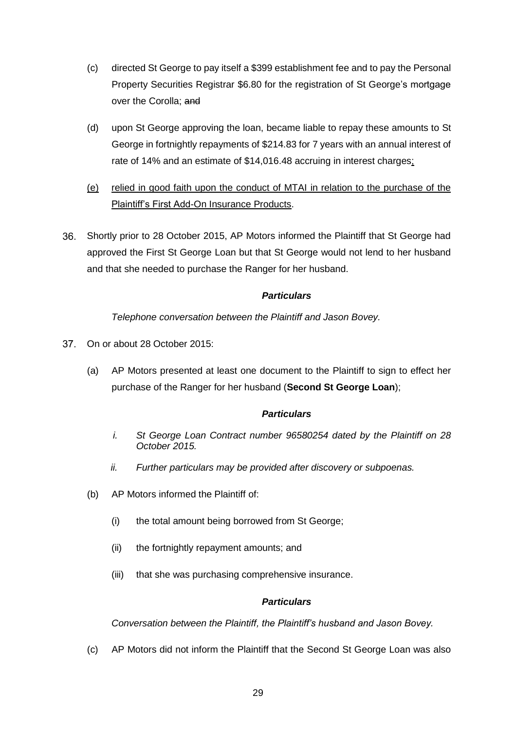(c) directed St George to pay itself a $399 establishment fee and to pay the Personal Property Securities Registrar $6.80 for the registration of St George's mortgage over the Corolla; ~~and~~

(d) upon St George approving the loan, became liable to repay these amounts to St George in fortnightly repayments of $214.83 for 7 years with an annual interest of rate of 14% and an estimate of $14,016.48 accruing in interest charges;

(e) relied in good faith upon the conduct of MTAI in relation to the purchase of the Plaintiff's First Add-On Insurance Products.

36. Shortly prior to 28 October 2015, AP Motors informed the Plaintiff that St George had approved the First St George Loan but that St George would not lend to her husband and that she needed to purchase the Ranger for her husband.

***Particulars***

*Telephone conversation between the Plaintiff and Jason Bovey.*

37. On or about 28 October 2015:

(a) AP Motors presented at least one document to the Plaintiff to sign to effect her purchase of the Ranger for her husband (**Second St George Loan**);

***Particulars***

*i. St George Loan Contract number 96580254 dated by the Plaintiff on 28 October 2015.*

*ii. Further particulars may be provided after discovery or subpoenas.*

(b) AP Motors informed the Plaintiff of:

(i) the total amount being borrowed from St George;

(ii) the fortnightly repayment amounts; and

(iii) that she was purchasing comprehensive insurance.

***Particulars***

*Conversation between the Plaintiff, the Plaintiff's husband and Jason Bovey.*

(c) AP Motors did not inform the Plaintiff that the Second St George Loan was also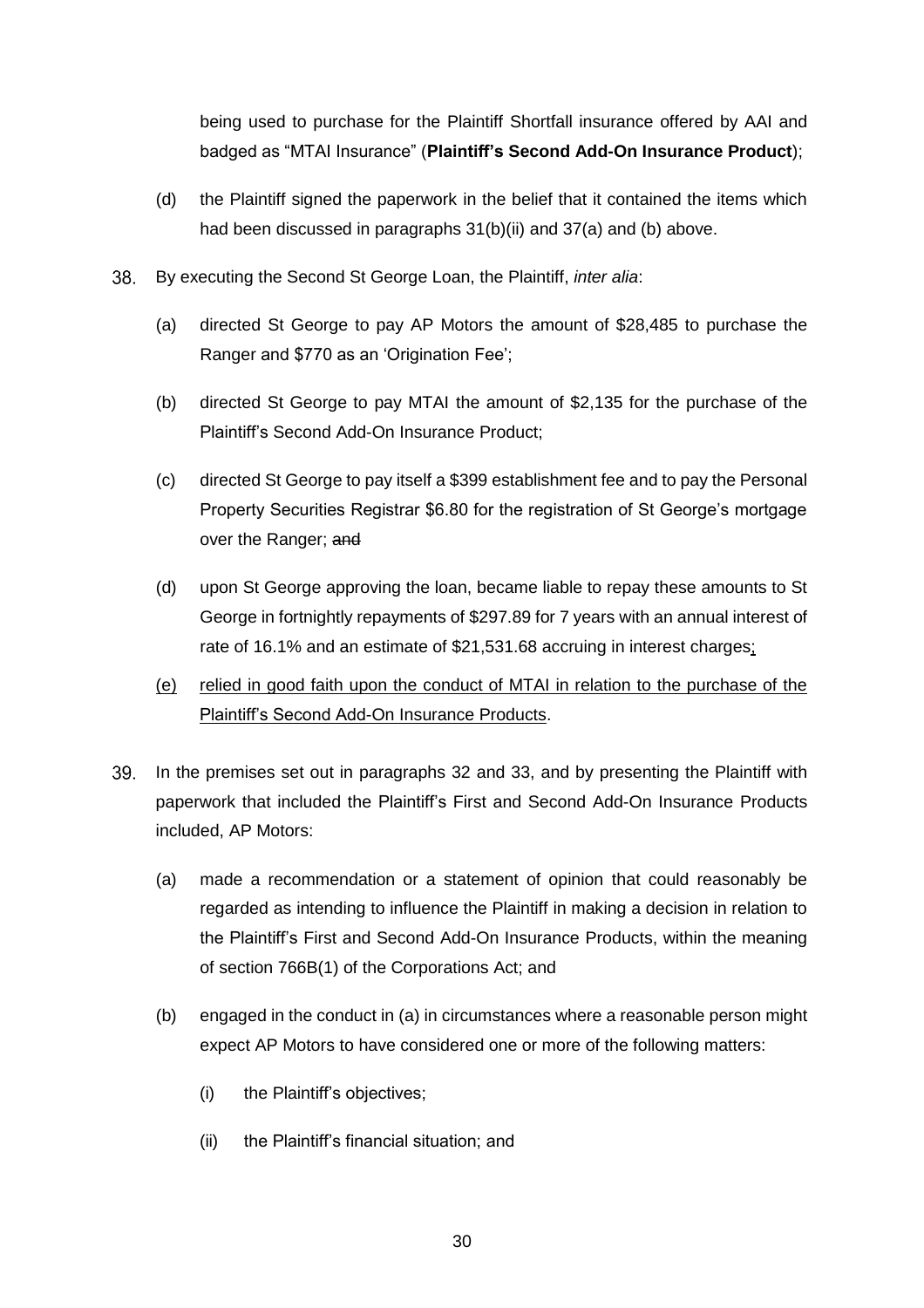being used to purchase for the Plaintiff Shortfall insurance offered by AAI and badged as "MTAI Insurance" (**Plaintiff's Second Add-On Insurance Product**);

(d) the Plaintiff signed the paperwork in the belief that it contained the items which had been discussed in paragraphs 31(b)(ii) and 37(a) and (b) above.

38. By executing the Second St George Loan, the Plaintiff, *inter alia*:

   (a) directed St George to pay AP Motors the amount of $28,485 to purchase the Ranger and $770 as an 'Origination Fee';

   (b) directed St George to pay MTAI the amount of $2,135 for the purchase of the Plaintiff's Second Add-On Insurance Product;

   (c) directed St George to pay itself a $399 establishment fee and to pay the Personal Property Securities Registrar $6.80 for the registration of St George's mortgage over the Ranger; ~~and~~

   (d) upon St George approving the loan, became liable to repay these amounts to St George in fortnightly repayments of $297.89 for 7 years with an annual interest of rate of 16.1% and an estimate of $21,531.68 accruing in interest charges<u>;</u>

   <u>(e) relied in good faith upon the conduct of MTAI in relation to the purchase of the Plaintiff's Second Add-On Insurance Products</u>.

39. In the premises set out in paragraphs 32 and 33, and by presenting the Plaintiff with paperwork that included the Plaintiff's First and Second Add-On Insurance Products included, AP Motors:

   (a) made a recommendation or a statement of opinion that could reasonably be regarded as intending to influence the Plaintiff in making a decision in relation to the Plaintiff's First and Second Add-On Insurance Products, within the meaning of section 766B(1) of the Corporations Act; and

   (b) engaged in the conduct in (a) in circumstances where a reasonable person might expect AP Motors to have considered one or more of the following matters:

      (i) the Plaintiff's objectives;

      (ii) the Plaintiff's financial situation; and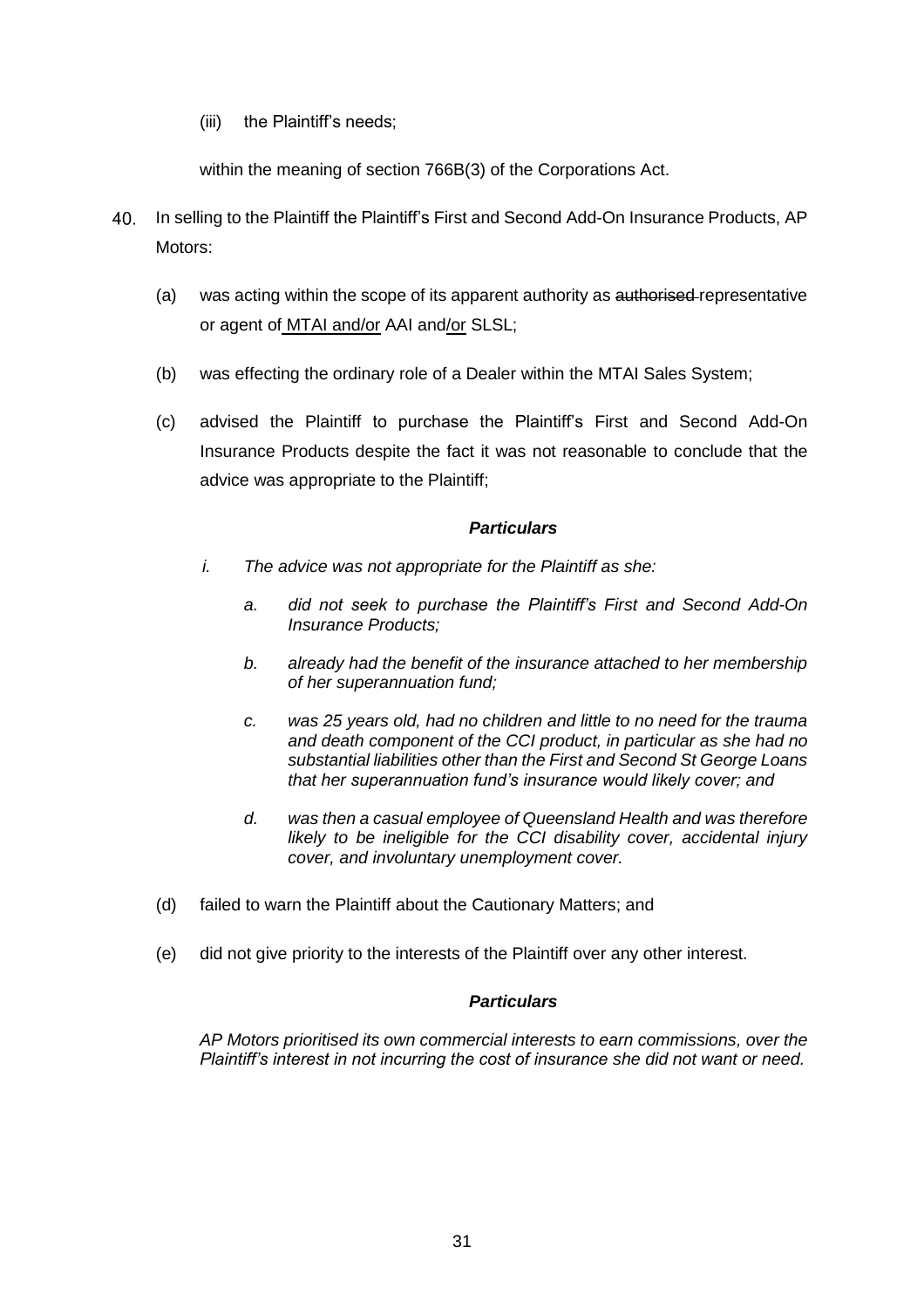(iii) the Plaintiff's needs;

within the meaning of section 766B(3) of the Corporations Act.

40. In selling to the Plaintiff the Plaintiff's First and Second Add-On Insurance Products, AP Motors:

   (a) was acting within the scope of its apparent authority as ~~authorised~~ representative or agent of <u>MTAI and/or</u> AAI and<u>/or</u> SLSL;

   (b) was effecting the ordinary role of a Dealer within the MTAI Sales System;

   (c) advised the Plaintiff to purchase the Plaintiff's First and Second Add-On Insurance Products despite the fact it was not reasonable to conclude that the advice was appropriate to the Plaintiff;

   ***Particulars***

   *i. The advice was not appropriate for the Plaintiff as she:*

      *a. did not seek to purchase the Plaintiff's First and Second Add-On Insurance Products;*

      *b. already had the benefit of the insurance attached to her membership of her superannuation fund;*

      *c. was 25 years old, had no children and little to no need for the trauma and death component of the CCI product, in particular as she had no substantial liabilities other than the First and Second St George Loans that her superannuation fund's insurance would likely cover; and*

      *d. was then a casual employee of Queensland Health and was therefore likely to be ineligible for the CCI disability cover, accidental injury cover, and involuntary unemployment cover.*

   (d) failed to warn the Plaintiff about the Cautionary Matters; and

   (e) did not give priority to the interests of the Plaintiff over any other interest.

   ***Particulars***

   *AP Motors prioritised its own commercial interests to earn commissions, over the Plaintiff's interest in not incurring the cost of insurance she did not want or need.*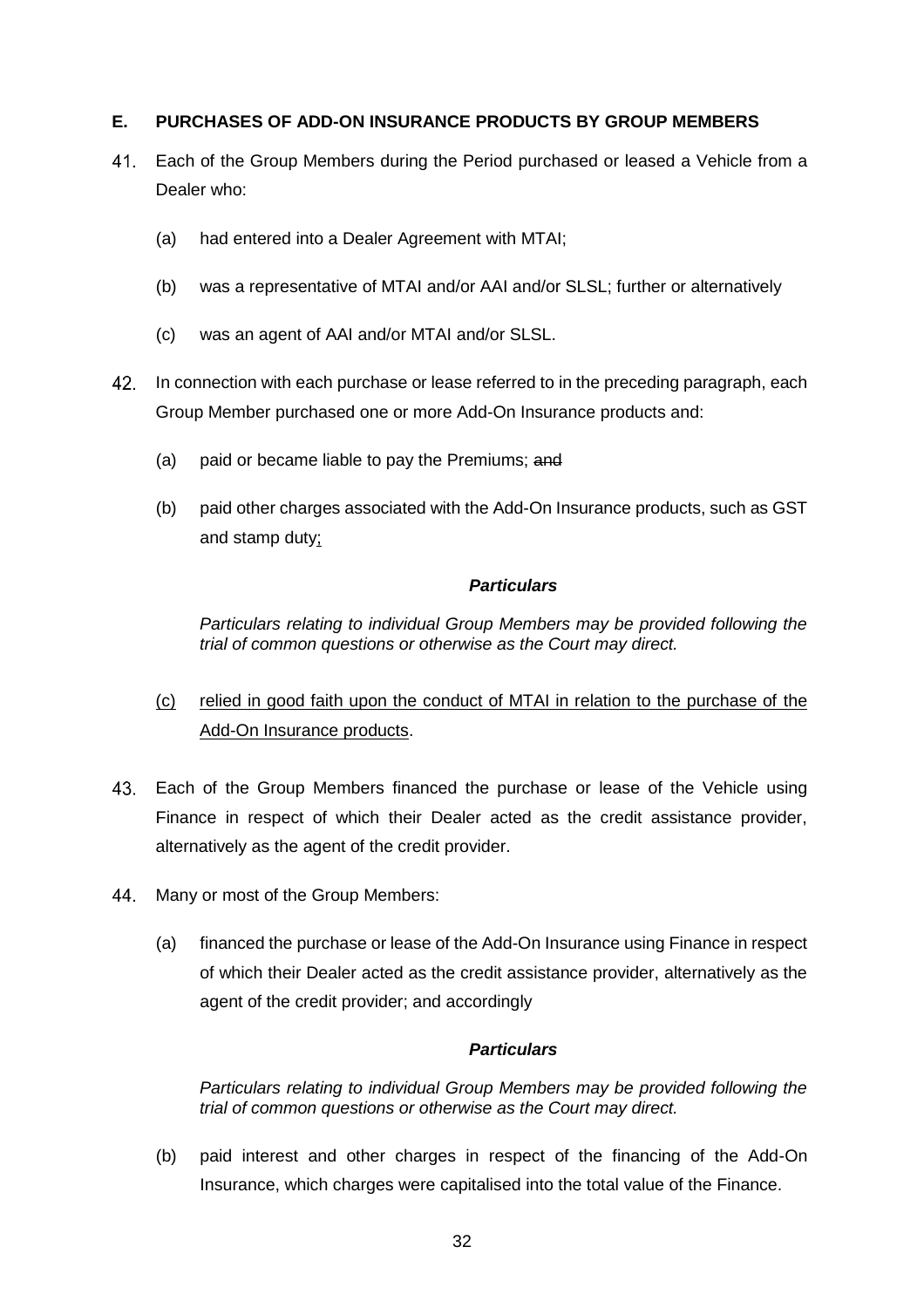### E. PURCHASES OF ADD-ON INSURANCE PRODUCTS BY GROUP MEMBERS

41. Each of the Group Members during the Period purchased or leased a Vehicle from a Dealer who:

    (a) had entered into a Dealer Agreement with MTAI;

    (b) was a representative of MTAI and/or AAI and/or SLSL; further or alternatively

    (c) was an agent of AAI and/or MTAI and/or SLSL.

42. In connection with each purchase or lease referred to in the preceding paragraph, each Group Member purchased one or more Add-On Insurance products and:

    (a) paid or became liable to pay the Premiums; ~~and~~

    (b) paid other charges associated with the Add-On Insurance products, such as GST and stamp duty<u>;</u>

    ***Particulars***

    *Particulars relating to individual Group Members may be provided following the trial of common questions or otherwise as the Court may direct.*

    <u>(c)</u> <u>relied in good faith upon the conduct of MTAI in relation to the purchase of the Add-On Insurance products</u>.

43. Each of the Group Members financed the purchase or lease of the Vehicle using Finance in respect of which their Dealer acted as the credit assistance provider, alternatively as the agent of the credit provider.

44. Many or most of the Group Members:

    (a) financed the purchase or lease of the Add-On Insurance using Finance in respect of which their Dealer acted as the credit assistance provider, alternatively as the agent of the credit provider; and accordingly

    ***Particulars***

    *Particulars relating to individual Group Members may be provided following the trial of common questions or otherwise as the Court may direct.*

    (b) paid interest and other charges in respect of the financing of the Add-On Insurance, which charges were capitalised into the total value of the Finance.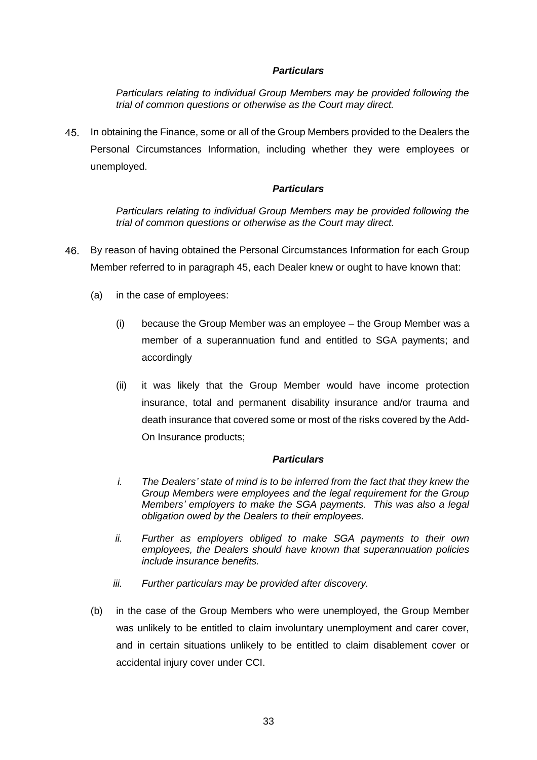***Particulars***

*Particulars relating to individual Group Members may be provided following the trial of common questions or otherwise as the Court may direct.*

45. In obtaining the Finance, some or all of the Group Members provided to the Dealers the Personal Circumstances Information, including whether they were employees or unemployed.

***Particulars***

*Particulars relating to individual Group Members may be provided following the trial of common questions or otherwise as the Court may direct.*

46. By reason of having obtained the Personal Circumstances Information for each Group Member referred to in paragraph 45, each Dealer knew or ought to have known that:

    (a) in the case of employees:

        (i) because the Group Member was an employee – the Group Member was a member of a superannuation fund and entitled to SGA payments; and accordingly

        (ii) it was likely that the Group Member would have income protection insurance, total and permanent disability insurance and/or trauma and death insurance that covered some or most of the risks covered by the Add-On Insurance products;

    ***Particulars***

    *i. The Dealers' state of mind is to be inferred from the fact that they knew the Group Members were employees and the legal requirement for the Group Members' employers to make the SGA payments. This was also a legal obligation owed by the Dealers to their employees.*

    *ii. Further as employers obliged to make SGA payments to their own employees, the Dealers should have known that superannuation policies include insurance benefits.*

    *iii. Further particulars may be provided after discovery.*

    (b) in the case of the Group Members who were unemployed, the Group Member was unlikely to be entitled to claim involuntary unemployment and carer cover, and in certain situations unlikely to be entitled to claim disablement cover or accidental injury cover under CCI.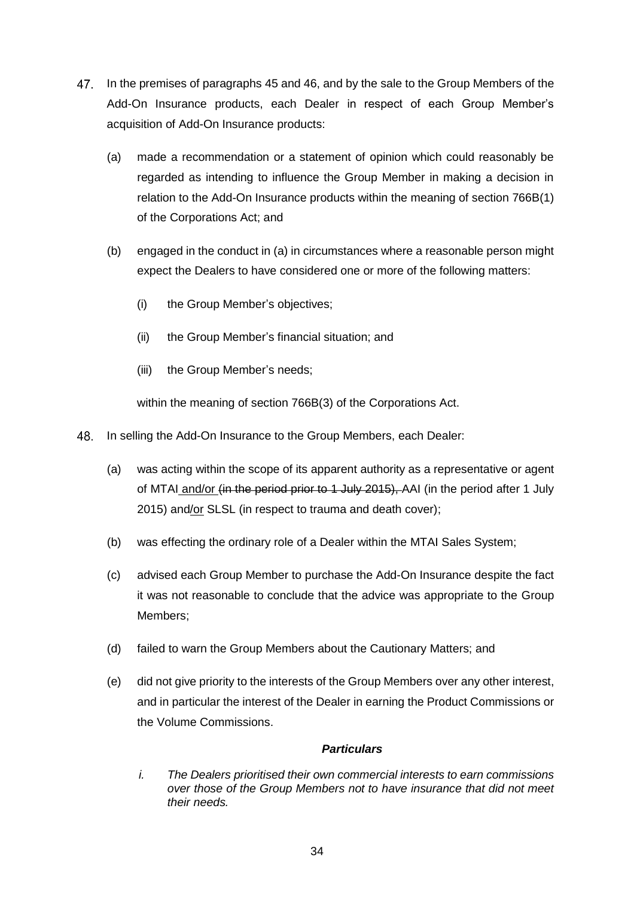47. In the premises of paragraphs 45 and 46, and by the sale to the Group Members of the Add-On Insurance products, each Dealer in respect of each Group Member's acquisition of Add-On Insurance products:

    (a) made a recommendation or a statement of opinion which could reasonably be regarded as intending to influence the Group Member in making a decision in relation to the Add-On Insurance products within the meaning of section 766B(1) of the Corporations Act; and

    (b) engaged in the conduct in (a) in circumstances where a reasonable person might expect the Dealers to have considered one or more of the following matters:

        (i) the Group Member's objectives;

        (ii) the Group Member's financial situation; and

        (iii) the Group Member's needs;

    within the meaning of section 766B(3) of the Corporations Act.

48. In selling the Add-On Insurance to the Group Members, each Dealer:

    (a) was acting within the scope of its apparent authority as a representative or agent of MTAI<u> and/or </u>~~(in the period prior to 1 July 2015), ~~AAI (in the period after 1 July 2015) and<u>/or</u> SLSL (in respect to trauma and death cover);

    (b) was effecting the ordinary role of a Dealer within the MTAI Sales System;

    (c) advised each Group Member to purchase the Add-On Insurance despite the fact it was not reasonable to conclude that the advice was appropriate to the Group Members;

    (d) failed to warn the Group Members about the Cautionary Matters; and

    (e) did not give priority to the interests of the Group Members over any other interest, and in particular the interest of the Dealer in earning the Product Commissions or the Volume Commissions.

***Particulars***

*i. The Dealers prioritised their own commercial interests to earn commissions over those of the Group Members not to have insurance that did not meet their needs.*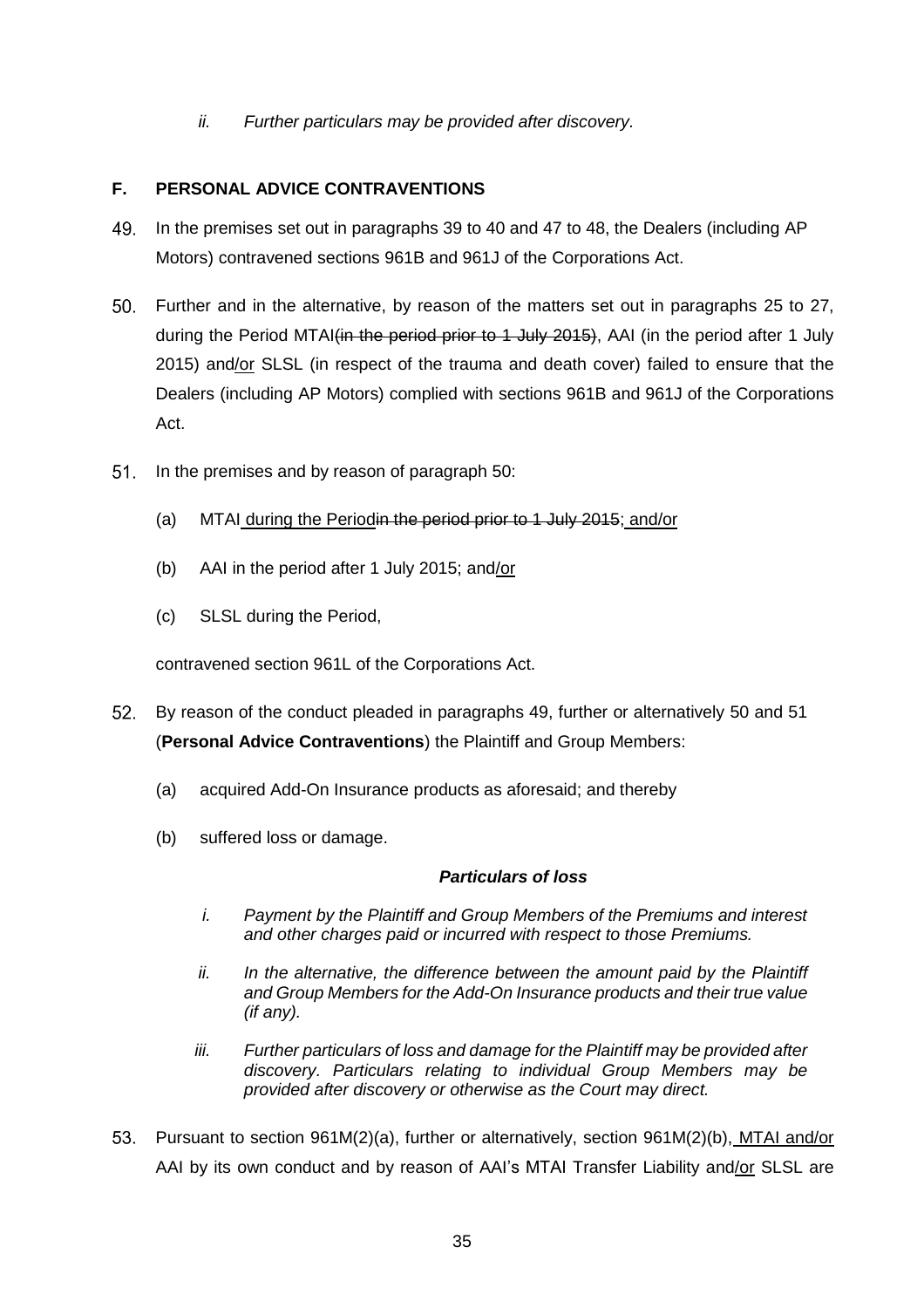*ii. Further particulars may be provided after discovery.*

## F. PERSONAL ADVICE CONTRAVENTIONS

49. In the premises set out in paragraphs 39 to 40 and 47 to 48, the Dealers (including AP Motors) contravened sections 961B and 961J of the Corporations Act.

50. Further and in the alternative, by reason of the matters set out in paragraphs 25 to 27, during the Period MTAI~~(in the period prior to 1 July 2015)~~, AAI (in the period after 1 July 2015) and/or SLSL (in respect of the trauma and death cover) failed to ensure that the Dealers (including AP Motors) complied with sections 961B and 961J of the Corporations Act.

51. In the premises and by reason of paragraph 50:

    (a) MTAI during the Period~~in the period prior to 1 July 2015~~; and/or

    (b) AAI in the period after 1 July 2015; and/or

    (c) SLSL during the Period,

    contravened section 961L of the Corporations Act.

52. By reason of the conduct pleaded in paragraphs 49, further or alternatively 50 and 51 (**Personal Advice Contraventions**) the Plaintiff and Group Members:

    (a) acquired Add-On Insurance products as aforesaid; and thereby

    (b) suffered loss or damage.

***Particulars of loss***

*i. Payment by the Plaintiff and Group Members of the Premiums and interest and other charges paid or incurred with respect to those Premiums.*

*ii. In the alternative, the difference between the amount paid by the Plaintiff and Group Members for the Add-On Insurance products and their true value (if any).*

*iii. Further particulars of loss and damage for the Plaintiff may be provided after discovery. Particulars relating to individual Group Members may be provided after discovery or otherwise as the Court may direct.*

53. Pursuant to section 961M(2)(a), further or alternatively, section 961M(2)(b), MTAI and/or AAI by its own conduct and by reason of AAI's MTAI Transfer Liability and/or SLSL are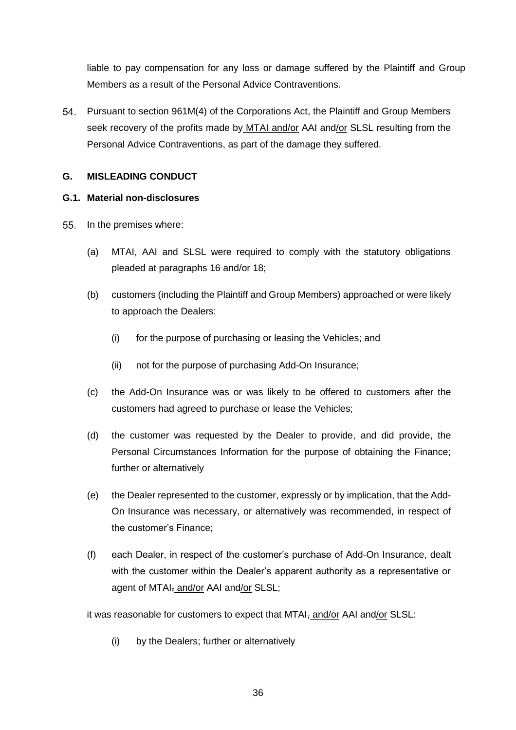liable to pay compensation for any loss or damage suffered by the Plaintiff and Group Members as a result of the Personal Advice Contraventions.

54. Pursuant to section 961M(4) of the Corporations Act, the Plaintiff and Group Members seek recovery of the profits made by MTAI and/or AAI and/or SLSL resulting from the Personal Advice Contraventions, as part of the damage they suffered.

## G. MISLEADING CONDUCT

### G.1. Material non-disclosures

55. In the premises where:

    (a) MTAI, AAI and SLSL were required to comply with the statutory obligations pleaded at paragraphs 16 and/or 18;

    (b) customers (including the Plaintiff and Group Members) approached or were likely to approach the Dealers:

        (i) for the purpose of purchasing or leasing the Vehicles; and

        (ii) not for the purpose of purchasing Add-On Insurance;

    (c) the Add-On Insurance was or was likely to be offered to customers after the customers had agreed to purchase or lease the Vehicles;

    (d) the customer was requested by the Dealer to provide, and did provide, the Personal Circumstances Information for the purpose of obtaining the Finance; further or alternatively

    (e) the Dealer represented to the customer, expressly or by implication, that the Add-On Insurance was necessary, or alternatively was recommended, in respect of the customer's Finance;

    (f) each Dealer, in respect of the customer's purchase of Add-On Insurance, dealt with the customer within the Dealer's apparent authority as a representative or agent of MTAI~~,~~ and/or AAI and/or SLSL;

    it was reasonable for customers to expect that MTAI~~,~~ and/or AAI and/or SLSL:

        (i) by the Dealers; further or alternatively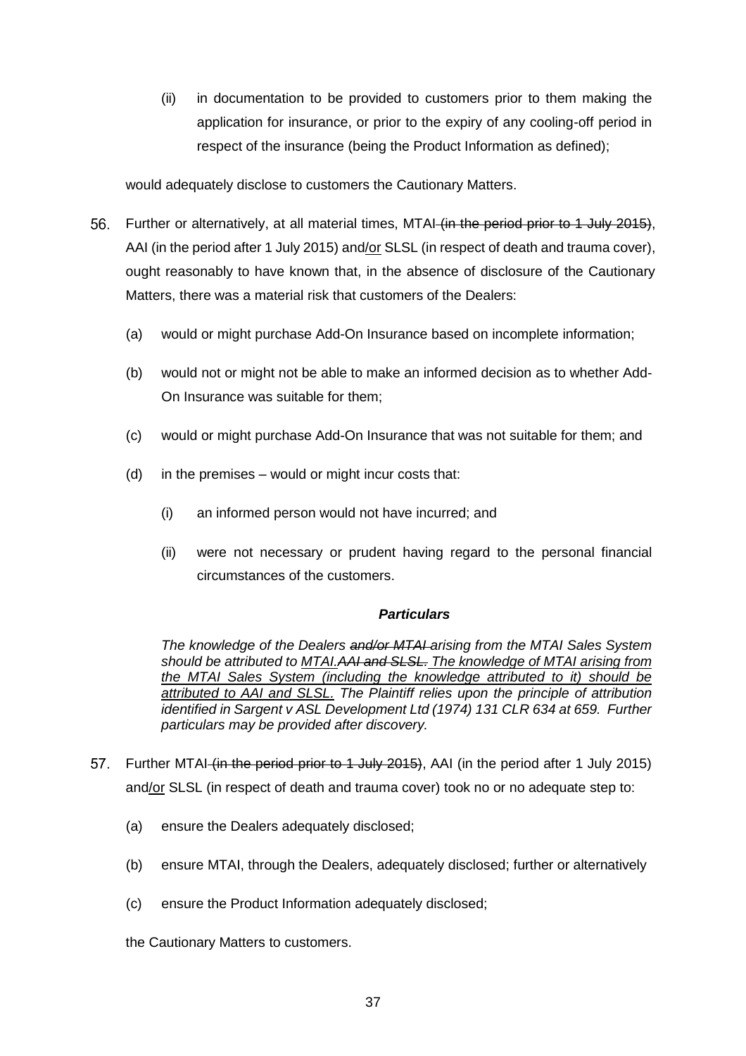(ii) in documentation to be provided to customers prior to them making the application for insurance, or prior to the expiry of any cooling-off period in respect of the insurance (being the Product Information as defined);

would adequately disclose to customers the Cautionary Matters.

56. Further or alternatively, at all material times, MTAI ~~(in the period prior to 1 July 2015)~~, AAI (in the period after 1 July 2015) and/<u>or</u> SLSL (in respect of death and trauma cover), ought reasonably to have known that, in the absence of disclosure of the Cautionary Matters, there was a material risk that customers of the Dealers:

   (a) would or might purchase Add-On Insurance based on incomplete information;

   (b) would not or might not be able to make an informed decision as to whether Add-On Insurance was suitable for them;

   (c) would or might purchase Add-On Insurance that was not suitable for them; and

   (d) in the premises – would or might incur costs that:

      (i) an informed person would not have incurred; and

      (ii) were not necessary or prudent having regard to the personal financial circumstances of the customers.

***Particulars***

*The knowledge of the Dealers ~~and/or MTAI~~ arising from the MTAI Sales System should be attributed to <u>MTAI.</u>~~AAI and SLSL.~~ <u>The knowledge of MTAI arising from the MTAI Sales System (including the knowledge attributed to it) should be attributed to AAI and SLSL.</u> The Plaintiff relies upon the principle of attribution identified in Sargent v ASL Development Ltd (1974) 131 CLR 634 at 659. Further particulars may be provided after discovery.*

57. Further MTAI ~~(in the period prior to 1 July 2015)~~, AAI (in the period after 1 July 2015) and/<u>or</u> SLSL (in respect of death and trauma cover) took no or no adequate step to:

   (a) ensure the Dealers adequately disclosed;

   (b) ensure MTAI, through the Dealers, adequately disclosed; further or alternatively

   (c) ensure the Product Information adequately disclosed;

the Cautionary Matters to customers.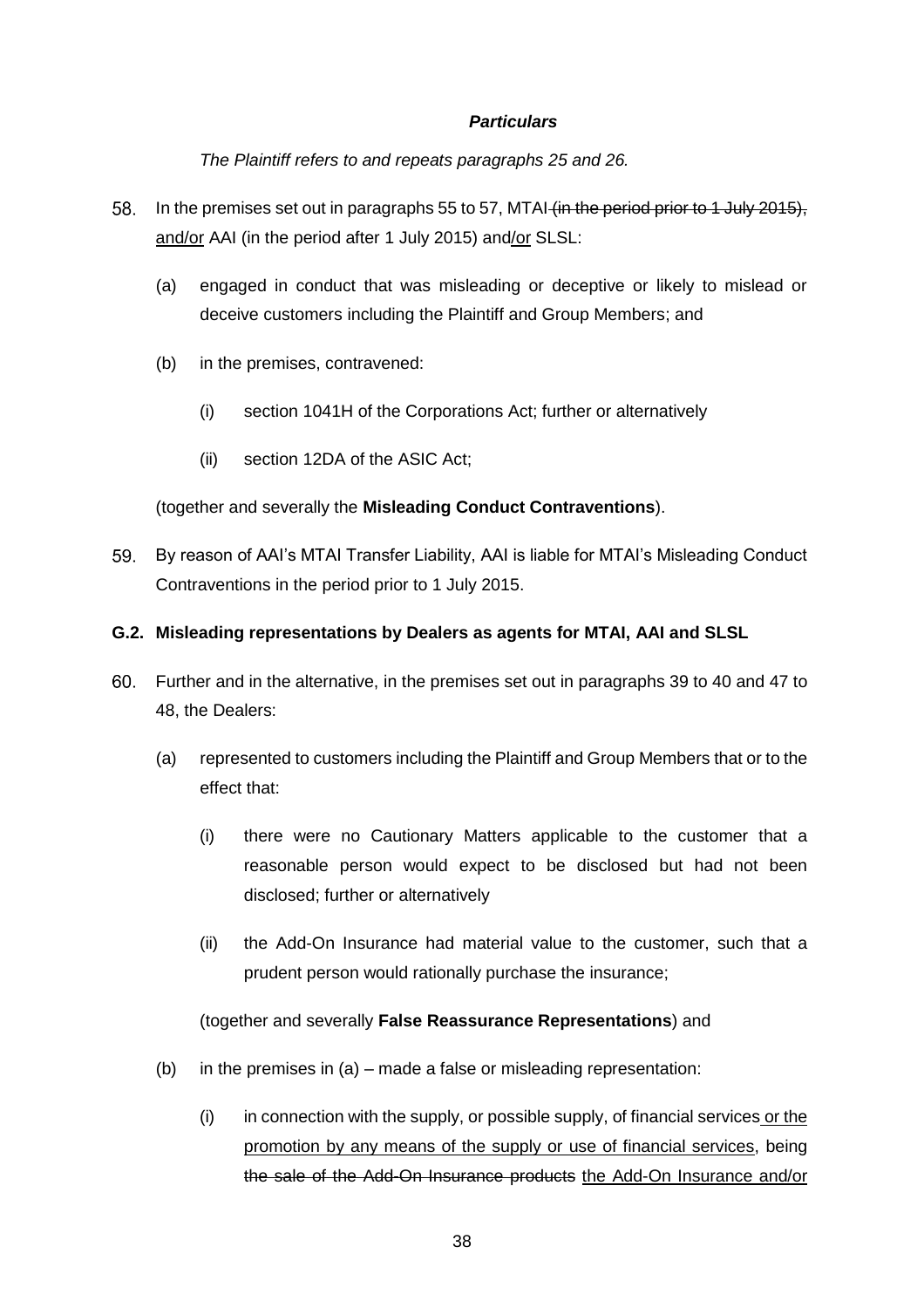***Particulars***

*The Plaintiff refers to and repeats paragraphs 25 and 26.*

58. In the premises set out in paragraphs 55 to 57, MTAI ~~(in the period prior to 1 July 2015),~~ <u>and/or</u> AAI (in the period after 1 July 2015) and<u>/or</u> SLSL:

    (a) engaged in conduct that was misleading or deceptive or likely to mislead or deceive customers including the Plaintiff and Group Members; and

    (b) in the premises, contravened:

        (i) section 1041H of the Corporations Act; further or alternatively

        (ii) section 12DA of the ASIC Act;

    (together and severally the **Misleading Conduct Contraventions**).

59. By reason of AAI's MTAI Transfer Liability, AAI is liable for MTAI's Misleading Conduct Contraventions in the period prior to 1 July 2015.

**G.2. Misleading representations by Dealers as agents for MTAI, AAI and SLSL**

60. Further and in the alternative, in the premises set out in paragraphs 39 to 40 and 47 to 48, the Dealers:

    (a) represented to customers including the Plaintiff and Group Members that or to the effect that:

        (i) there were no Cautionary Matters applicable to the customer that a reasonable person would expect to be disclosed but had not been disclosed; further or alternatively

        (ii) the Add-On Insurance had material value to the customer, such that a prudent person would rationally purchase the insurance;

    (together and severally **False Reassurance Representations**) and

    (b) in the premises in (a) – made a false or misleading representation:

        (i) in connection with the supply, or possible supply, of financial services <u>or the promotion by any means of the supply or use of financial services</u>, being ~~the sale of the Add-On Insurance products~~ <u>the Add-On Insurance and/or</u>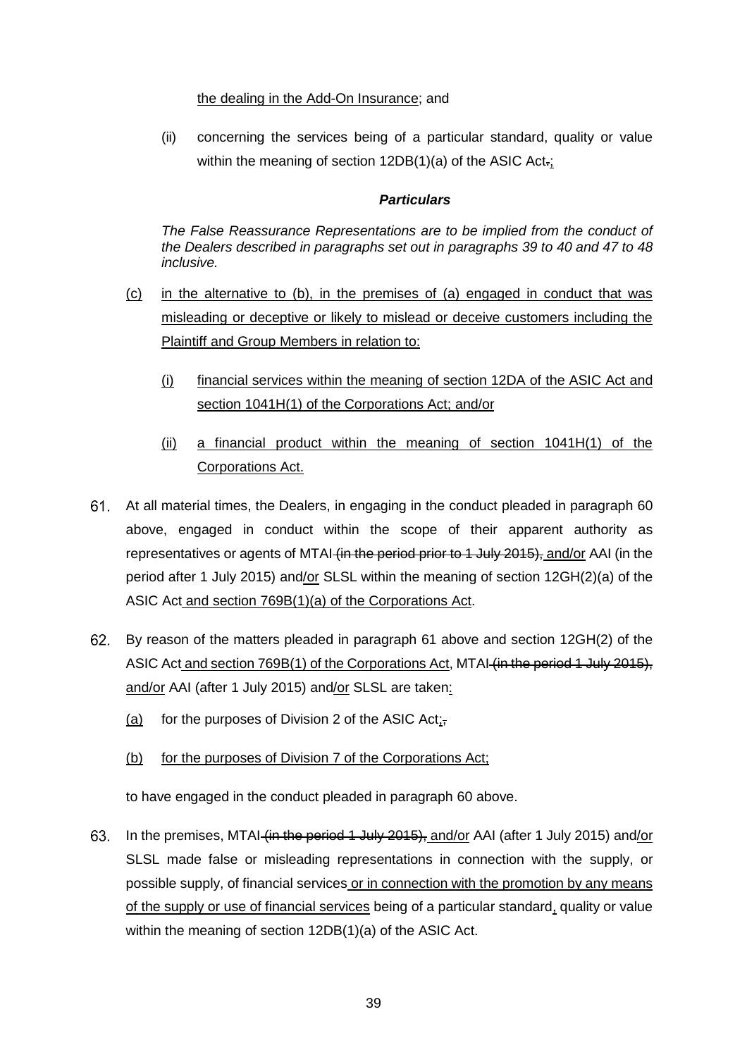the dealing in the Add-On Insurance; and

(ii) concerning the services being of a particular standard, quality or value within the meaning of section 12DB(1)(a) of the ASIC Act.;

***Particulars***

*The False Reassurance Representations are to be implied from the conduct of the Dealers described in paragraphs set out in paragraphs 39 to 40 and 47 to 48 inclusive.*

(c) in the alternative to (b), in the premises of (a) engaged in conduct that was misleading or deceptive or likely to mislead or deceive customers including the Plaintiff and Group Members in relation to:

(i) financial services within the meaning of section 12DA of the ASIC Act and section 1041H(1) of the Corporations Act; and/or

(ii) a financial product within the meaning of section 1041H(1) of the Corporations Act.

61. At all material times, the Dealers, in engaging in the conduct pleaded in paragraph 60 above, engaged in conduct within the scope of their apparent authority as representatives or agents of MTAI ~~(in the period prior to 1 July 2015),~~ and/or AAI (in the period after 1 July 2015) and/or SLSL within the meaning of section 12GH(2)(a) of the ASIC Act and section 769B(1)(a) of the Corporations Act.

62. By reason of the matters pleaded in paragraph 61 above and section 12GH(2) of the ASIC Act and section 769B(1) of the Corporations Act, MTAI ~~(in the period 1 July 2015),~~ and/or AAI (after 1 July 2015) and/or SLSL are taken:

(a) for the purposes of Division 2 of the ASIC Act;~~,~~

(b) for the purposes of Division 7 of the Corporations Act;

to have engaged in the conduct pleaded in paragraph 60 above.

63. In the premises, MTAI ~~(in the period 1 July 2015),~~ and/or AAI (after 1 July 2015) and/or SLSL made false or misleading representations in connection with the supply, or possible supply, of financial services or in connection with the promotion by any means of the supply or use of financial services being of a particular standard, quality or value within the meaning of section 12DB(1)(a) of the ASIC Act.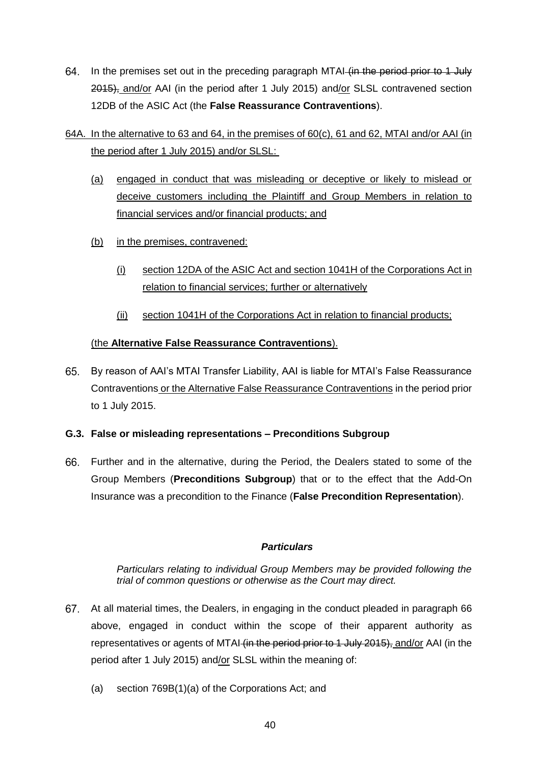64. In the premises set out in the preceding paragraph MTAI ~~(in the period prior to 1 July 2015),~~ and/or AAI (in the period after 1 July 2015) and/or SLSL contravened section 12DB of the ASIC Act (the **False Reassurance Contraventions**).

64A. In the alternative to 63 and 64, in the premises of 60(c), 61 and 62, MTAI and/or AAI (in the period after 1 July 2015) and/or SLSL:

(a) engaged in conduct that was misleading or deceptive or likely to mislead or deceive customers including the Plaintiff and Group Members in relation to financial services and/or financial products; and

(b) in the premises, contravened:

(i) section 12DA of the ASIC Act and section 1041H of the Corporations Act in relation to financial services; further or alternatively

(ii) section 1041H of the Corporations Act in relation to financial products;

(the **Alternative False Reassurance Contraventions**).

65. By reason of AAI's MTAI Transfer Liability, AAI is liable for MTAI's False Reassurance Contraventions or the Alternative False Reassurance Contraventions in the period prior to 1 July 2015.

### G.3. False or misleading representations – Preconditions Subgroup

66. Further and in the alternative, during the Period, the Dealers stated to some of the Group Members (**Preconditions Subgroup**) that or to the effect that the Add-On Insurance was a precondition to the Finance (**False Precondition Representation**).

***Particulars***

*Particulars relating to individual Group Members may be provided following the trial of common questions or otherwise as the Court may direct.*

67. At all material times, the Dealers, in engaging in the conduct pleaded in paragraph 66 above, engaged in conduct within the scope of their apparent authority as representatives or agents of MTAI ~~(in the period prior to 1 July 2015),~~ and/or AAI (in the period after 1 July 2015) and/or SLSL within the meaning of:

(a) section 769B(1)(a) of the Corporations Act; and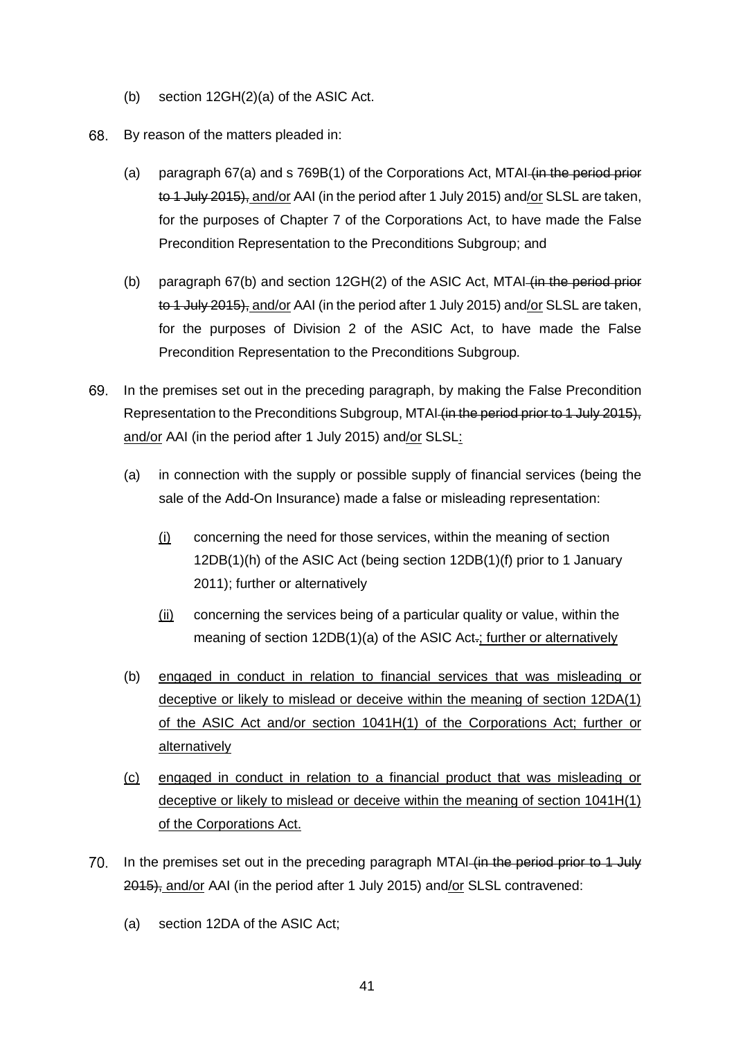(b) section 12GH(2)(a) of the ASIC Act.

68. By reason of the matters pleaded in:

   (a) paragraph 67(a) and s 769B(1) of the Corporations Act, MTAI ~~(in the period prior to 1 July 2015),~~ and/or AAI (in the period after 1 July 2015) and/or SLSL are taken, for the purposes of Chapter 7 of the Corporations Act, to have made the False Precondition Representation to the Preconditions Subgroup; and

   (b) paragraph 67(b) and section 12GH(2) of the ASIC Act, MTAI ~~(in the period prior to 1 July 2015),~~ and/or AAI (in the period after 1 July 2015) and/or SLSL are taken, for the purposes of Division 2 of the ASIC Act, to have made the False Precondition Representation to the Preconditions Subgroup.

69. In the premises set out in the preceding paragraph, by making the False Precondition Representation to the Preconditions Subgroup, MTAI ~~(in the period prior to 1 July 2015),~~ and/or AAI (in the period after 1 July 2015) and/or SLSL:

   (a) in connection with the supply or possible supply of financial services (being the sale of the Add-On Insurance) made a false or misleading representation:

      (i) concerning the need for those services, within the meaning of section 12DB(1)(h) of the ASIC Act (being section 12DB(1)(f) prior to 1 January 2011); further or alternatively

      (ii) concerning the services being of a particular quality or value, within the meaning of section 12DB(1)(a) of the ASIC Act~~.~~; further or alternatively

   (b) engaged in conduct in relation to financial services that was misleading or deceptive or likely to mislead or deceive within the meaning of section 12DA(1) of the ASIC Act and/or section 1041H(1) of the Corporations Act; further or alternatively

   (c) engaged in conduct in relation to a financial product that was misleading or deceptive or likely to mislead or deceive within the meaning of section 1041H(1) of the Corporations Act.

70. In the premises set out in the preceding paragraph MTAI ~~(in the period prior to 1 July 2015),~~ and/or AAI (in the period after 1 July 2015) and/or SLSL contravened:

   (a) section 12DA of the ASIC Act;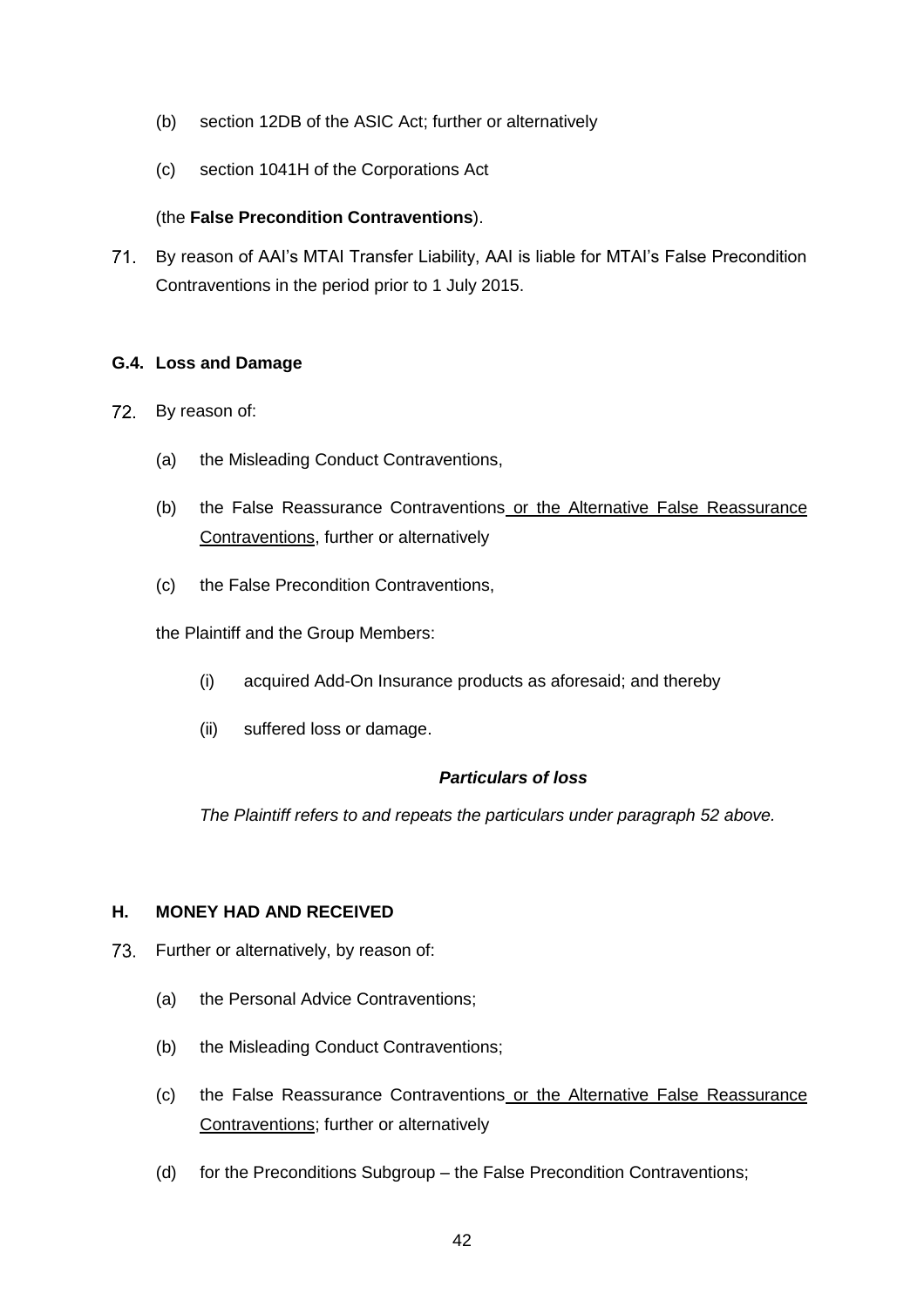(b) section 12DB of the ASIC Act; further or alternatively

(c) section 1041H of the Corporations Act

(the **False Precondition Contraventions**).

71. By reason of AAI's MTAI Transfer Liability, AAI is liable for MTAI's False Precondition Contraventions in the period prior to 1 July 2015.

### G.4. Loss and Damage

72. By reason of:

(a) the Misleading Conduct Contraventions,

(b) the False Reassurance Contraventions or the Alternative False Reassurance Contraventions, further or alternatively

(c) the False Precondition Contraventions,

the Plaintiff and the Group Members:

(i) acquired Add-On Insurance products as aforesaid; and thereby

(ii) suffered loss or damage.

***Particulars of loss***

*The Plaintiff refers to and repeats the particulars under paragraph 52 above.*

## H. MONEY HAD AND RECEIVED

73. Further or alternatively, by reason of:

(a) the Personal Advice Contraventions;

(b) the Misleading Conduct Contraventions;

(c) the False Reassurance Contraventions or the Alternative False Reassurance Contraventions; further or alternatively

(d) for the Preconditions Subgroup – the False Precondition Contraventions;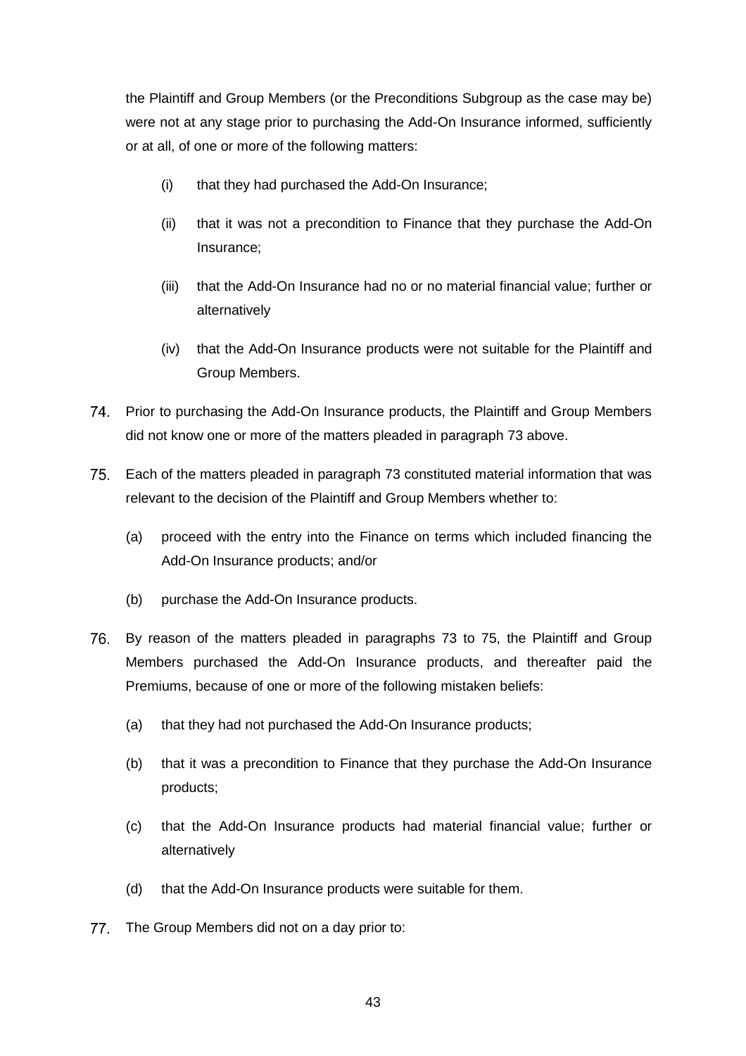the Plaintiff and Group Members (or the Preconditions Subgroup as the case may be) were not at any stage prior to purchasing the Add-On Insurance informed, sufficiently or at all, of one or more of the following matters:

(i) that they had purchased the Add-On Insurance;

(ii) that it was not a precondition to Finance that they purchase the Add-On Insurance;

(iii) that the Add-On Insurance had no or no material financial value; further or alternatively

(iv) that the Add-On Insurance products were not suitable for the Plaintiff and Group Members.

74. Prior to purchasing the Add-On Insurance products, the Plaintiff and Group Members did not know one or more of the matters pleaded in paragraph 73 above.

75. Each of the matters pleaded in paragraph 73 constituted material information that was relevant to the decision of the Plaintiff and Group Members whether to:

(a) proceed with the entry into the Finance on terms which included financing the Add-On Insurance products; and/or

(b) purchase the Add-On Insurance products.

76. By reason of the matters pleaded in paragraphs 73 to 75, the Plaintiff and Group Members purchased the Add-On Insurance products, and thereafter paid the Premiums, because of one or more of the following mistaken beliefs:

(a) that they had not purchased the Add-On Insurance products;

(b) that it was a precondition to Finance that they purchase the Add-On Insurance products;

(c) that the Add-On Insurance products had material financial value; further or alternatively

(d) that the Add-On Insurance products were suitable for them.

77. The Group Members did not on a day prior to: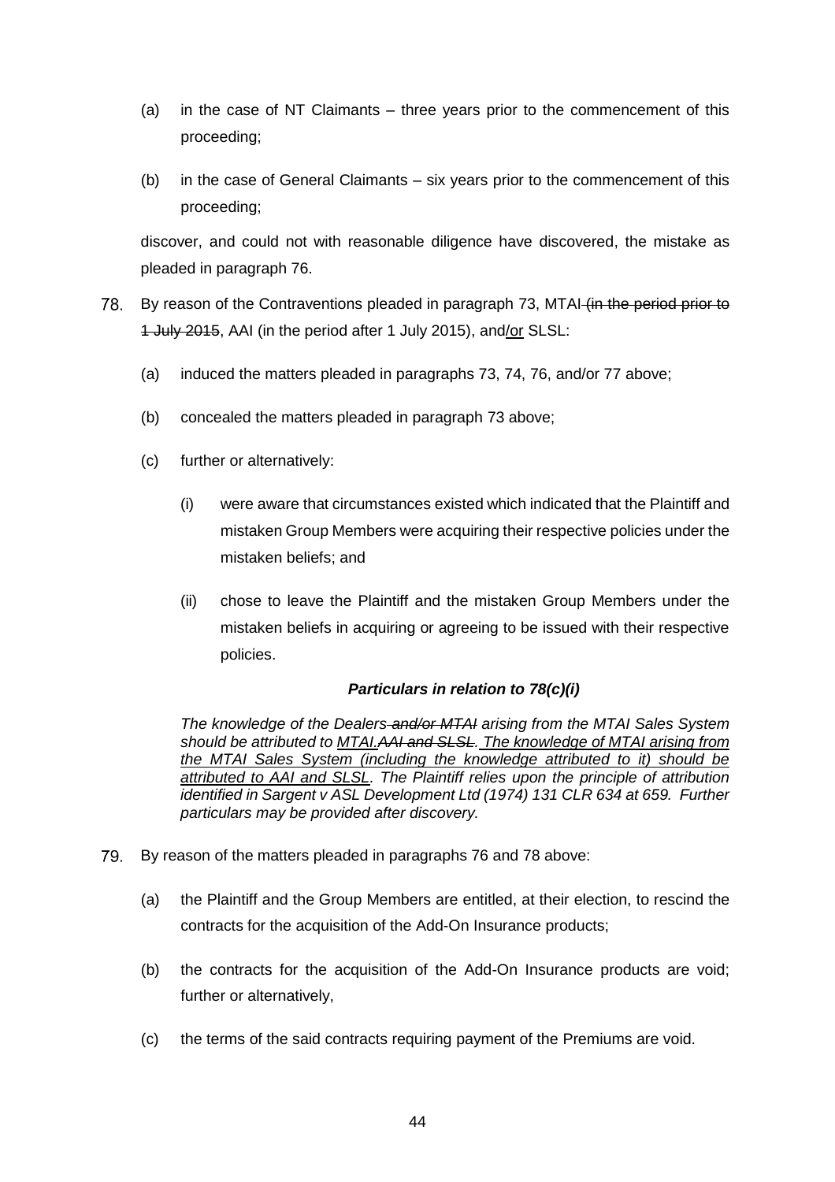(a) in the case of NT Claimants – three years prior to the commencement of this proceeding;

(b) in the case of General Claimants – six years prior to the commencement of this proceeding;

discover, and could not with reasonable diligence have discovered, the mistake as pleaded in paragraph 76.

78. By reason of the Contraventions pleaded in paragraph 73, MTAI ~~(in the period prior to 1 July 2015~~, AAI (in the period after 1 July 2015), and/or SLSL:

(a) induced the matters pleaded in paragraphs 73, 74, 76, and/or 77 above;

(b) concealed the matters pleaded in paragraph 73 above;

(c) further or alternatively:

(i) were aware that circumstances existed which indicated that the Plaintiff and mistaken Group Members were acquiring their respective policies under the mistaken beliefs; and

(ii) chose to leave the Plaintiff and the mistaken Group Members under the mistaken beliefs in acquiring or agreeing to be issued with their respective policies.

***Particulars in relation to 78(c)(i)***

*The knowledge of the Dealers ~~and/or MTAI~~ arising from the MTAI Sales System should be attributed to <u>MTAI.</u>~~AAI and SLSL~~. <u>The knowledge of MTAI arising from the MTAI Sales System (including the knowledge attributed to it) should be attributed to AAI and SLSL</u>. The Plaintiff relies upon the principle of attribution identified in Sargent v ASL Development Ltd (1974) 131 CLR 634 at 659. Further particulars may be provided after discovery.*

79. By reason of the matters pleaded in paragraphs 76 and 78 above:

(a) the Plaintiff and the Group Members are entitled, at their election, to rescind the contracts for the acquisition of the Add-On Insurance products;

(b) the contracts for the acquisition of the Add-On Insurance products are void; further or alternatively,

(c) the terms of the said contracts requiring payment of the Premiums are void.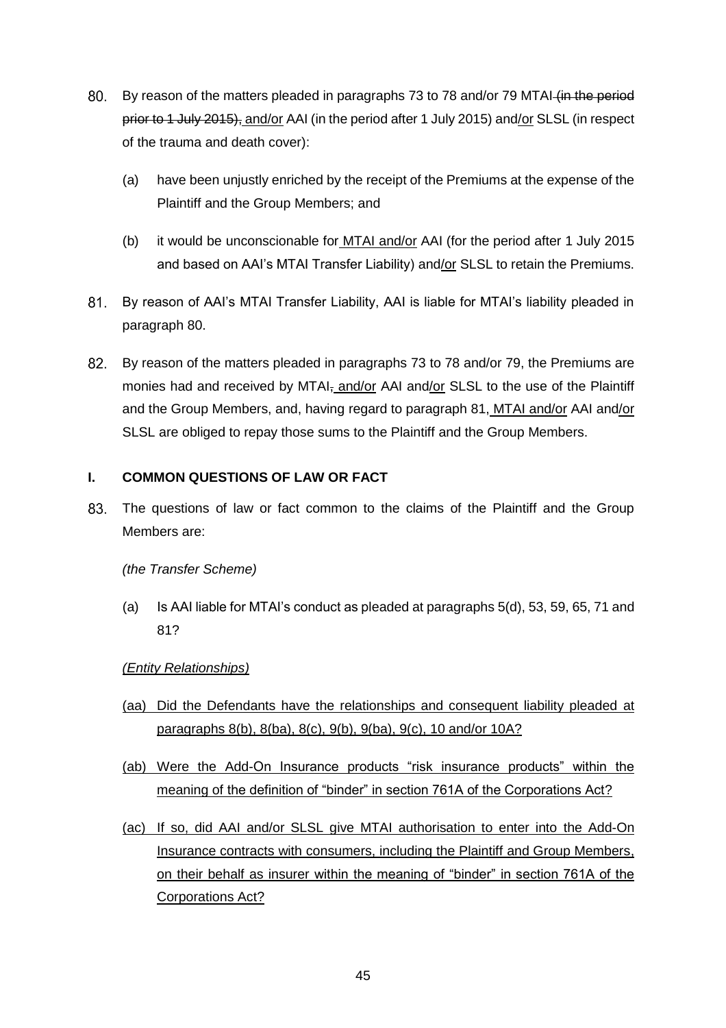80. By reason of the matters pleaded in paragraphs 73 to 78 and/or 79 MTAI ~~(in the period prior to 1 July 2015),~~ and/or AAI (in the period after 1 July 2015) and/or SLSL (in respect of the trauma and death cover):

    (a) have been unjustly enriched by the receipt of the Premiums at the expense of the Plaintiff and the Group Members; and

    (b) it would be unconscionable for MTAI and/or AAI (for the period after 1 July 2015 and based on AAI's MTAI Transfer Liability) and/or SLSL to retain the Premiums.

81. By reason of AAI's MTAI Transfer Liability, AAI is liable for MTAI's liability pleaded in paragraph 80.

82. By reason of the matters pleaded in paragraphs 73 to 78 and/or 79, the Premiums are monies had and received by MTAI~~,~~ and/or AAI and/or SLSL to the use of the Plaintiff and the Group Members, and, having regard to paragraph 81, MTAI and/or AAI and/or SLSL are obliged to repay those sums to the Plaintiff and the Group Members.

## I. COMMON QUESTIONS OF LAW OR FACT

83. The questions of law or fact common to the claims of the Plaintiff and the Group Members are:

    *(the Transfer Scheme)*

    (a) Is AAI liable for MTAI's conduct as pleaded at paragraphs 5(d), 53, 59, 65, 71 and 81?

    *(Entity Relationships)*

    (aa) Did the Defendants have the relationships and consequent liability pleaded at paragraphs 8(b), 8(ba), 8(c), 9(b), 9(ba), 9(c), 10 and/or 10A?

    (ab) Were the Add-On Insurance products "risk insurance products" within the meaning of the definition of "binder" in section 761A of the Corporations Act?

    (ac) If so, did AAI and/or SLSL give MTAI authorisation to enter into the Add-On Insurance contracts with consumers, including the Plaintiff and Group Members, on their behalf as insurer within the meaning of "binder" in section 761A of the Corporations Act?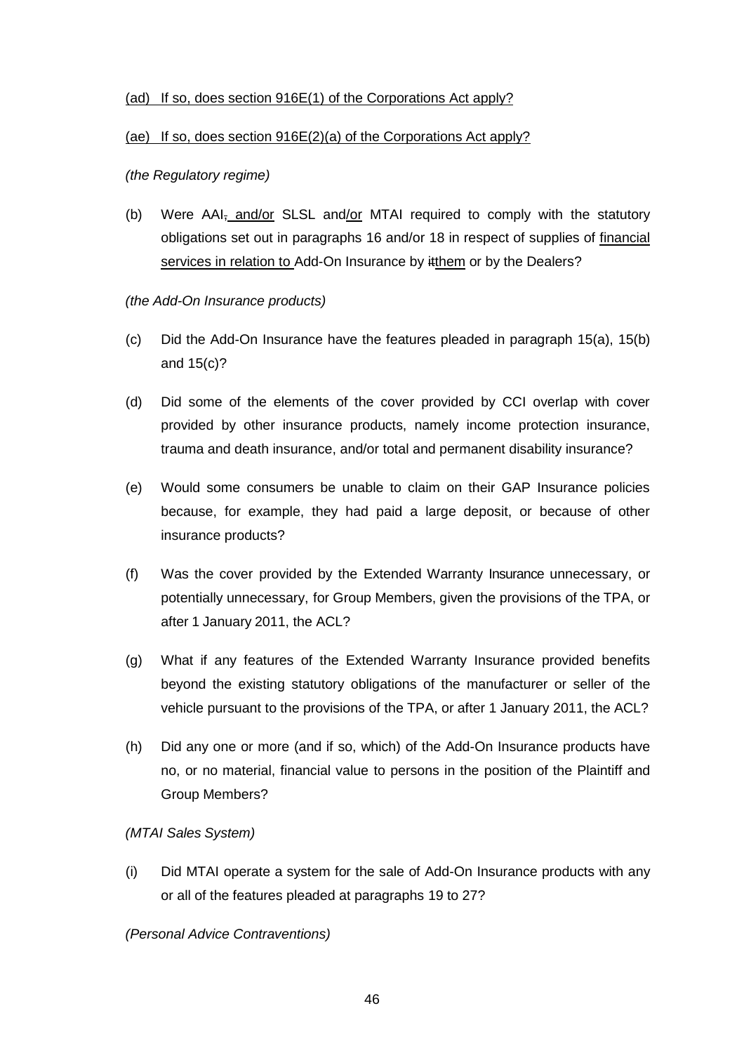(ad) If so, does section 916E(1) of the Corporations Act apply?

(ae) If so, does section 916E(2)(a) of the Corporations Act apply?

*(the Regulatory regime)*

(b) Were AAI, and/or SLSL and/or MTAI required to comply with the statutory obligations set out in paragraphs 16 and/or 18 in respect of supplies of financial services in relation to Add-On Insurance by itthem or by the Dealers?

*(the Add-On Insurance products)*

(c) Did the Add-On Insurance have the features pleaded in paragraph 15(a), 15(b) and 15(c)?

(d) Did some of the elements of the cover provided by CCI overlap with cover provided by other insurance products, namely income protection insurance, trauma and death insurance, and/or total and permanent disability insurance?

(e) Would some consumers be unable to claim on their GAP Insurance policies because, for example, they had paid a large deposit, or because of other insurance products?

(f) Was the cover provided by the Extended Warranty Insurance unnecessary, or potentially unnecessary, for Group Members, given the provisions of the TPA, or after 1 January 2011, the ACL?

(g) What if any features of the Extended Warranty Insurance provided benefits beyond the existing statutory obligations of the manufacturer or seller of the vehicle pursuant to the provisions of the TPA, or after 1 January 2011, the ACL?

(h) Did any one or more (and if so, which) of the Add-On Insurance products have no, or no material, financial value to persons in the position of the Plaintiff and Group Members?

*(MTAI Sales System)*

(i) Did MTAI operate a system for the sale of Add-On Insurance products with any or all of the features pleaded at paragraphs 19 to 27?

*(Personal Advice Contraventions)*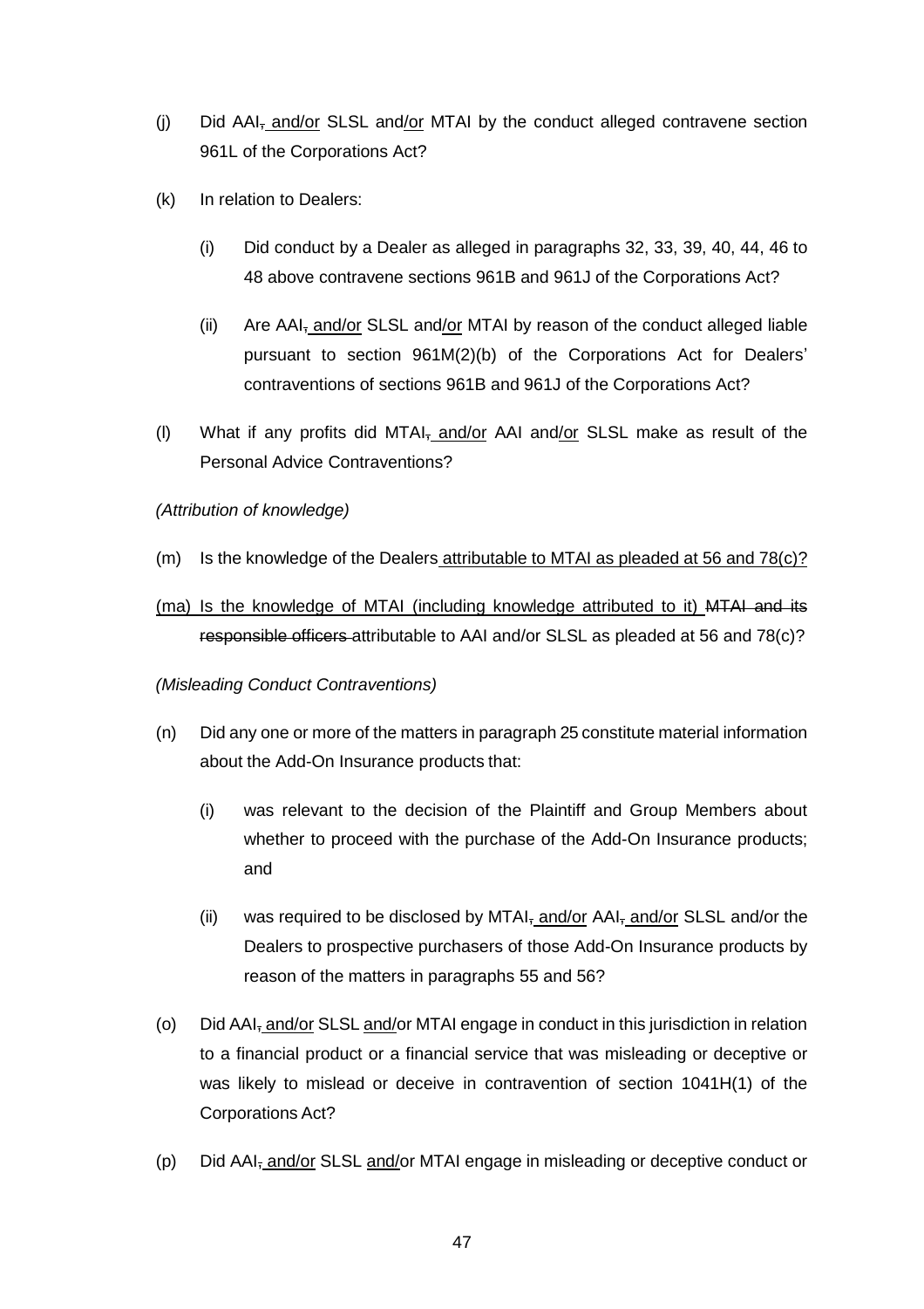(j) Did AAI, and/or SLSL and/or MTAI by the conduct alleged contravene section 961L of the Corporations Act?

(k) In relation to Dealers:

   (i) Did conduct by a Dealer as alleged in paragraphs 32, 33, 39, 40, 44, 46 to 48 above contravene sections 961B and 961J of the Corporations Act?

   (ii) Are AAI, and/or SLSL and/or MTAI by reason of the conduct alleged liable pursuant to section 961M(2)(b) of the Corporations Act for Dealers' contraventions of sections 961B and 961J of the Corporations Act?

(l) What if any profits did MTAI, and/or AAI and/or SLSL make as result of the Personal Advice Contraventions?

*(Attribution of knowledge)*

(m) Is the knowledge of the Dealers attributable to MTAI as pleaded at 56 and 78(c)?

(ma) Is the knowledge of MTAI (including knowledge attributed to it) ~~MTAI and its responsible officers~~ attributable to AAI and/or SLSL as pleaded at 56 and 78(c)?

*(Misleading Conduct Contraventions)*

(n) Did any one or more of the matters in paragraph 25 constitute material information about the Add-On Insurance products that:

   (i) was relevant to the decision of the Plaintiff and Group Members about whether to proceed with the purchase of the Add-On Insurance products; and

   (ii) was required to be disclosed by MTAI, and/or AAI, and/or SLSL and/or the Dealers to prospective purchasers of those Add-On Insurance products by reason of the matters in paragraphs 55 and 56?

(o) Did AAI, and/or SLSL and/or MTAI engage in conduct in this jurisdiction in relation to a financial product or a financial service that was misleading or deceptive or was likely to mislead or deceive in contravention of section 1041H(1) of the Corporations Act?

(p) Did AAI, and/or SLSL and/or MTAI engage in misleading or deceptive conduct or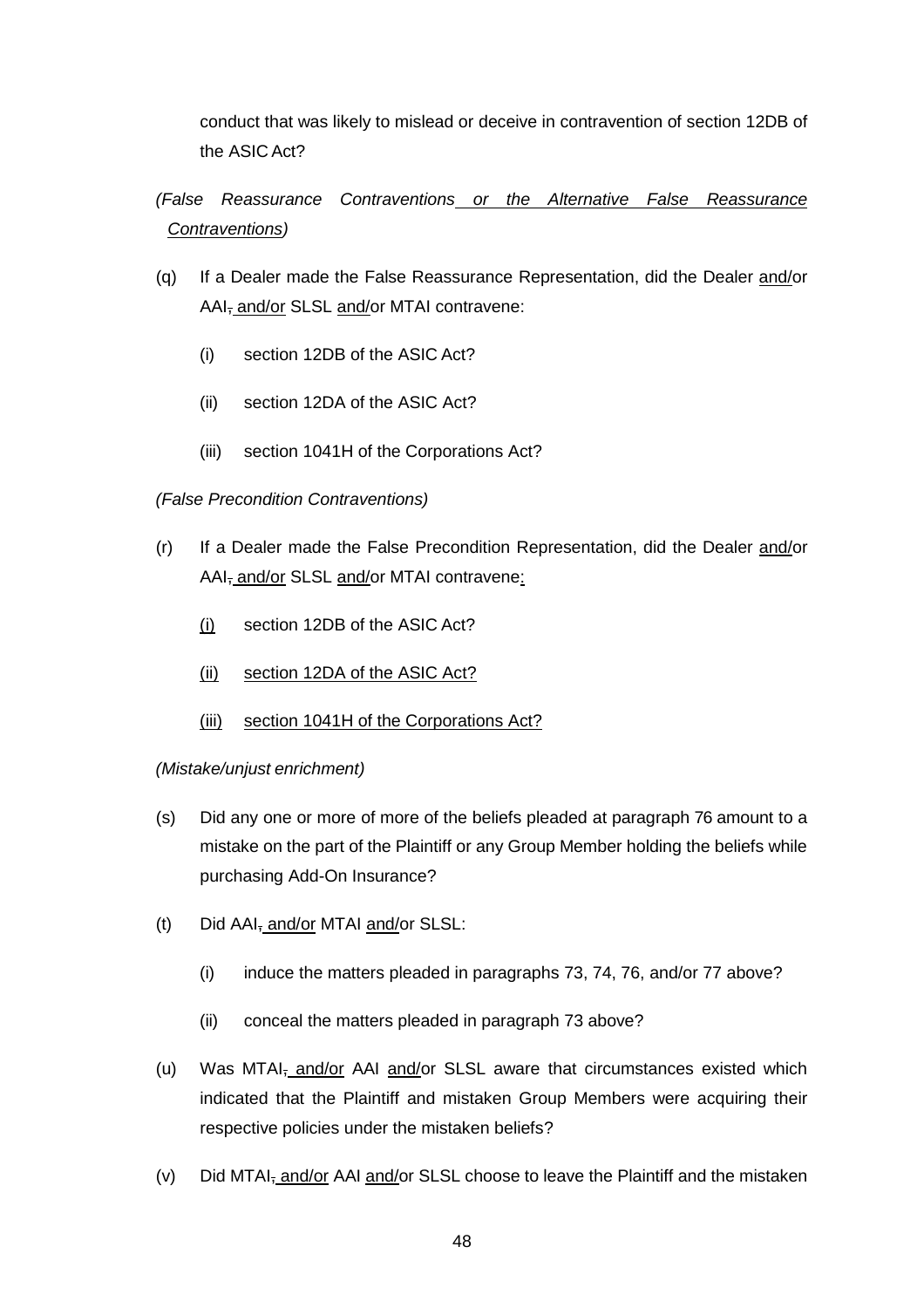conduct that was likely to mislead or deceive in contravention of section 12DB of the ASIC Act?

*(False Reassurance Contraventions or the Alternative False Reassurance Contraventions)*

(q) If a Dealer made the False Reassurance Representation, did the Dealer and/or AAI, and/or SLSL and/or MTAI contravene:

  (i) section 12DB of the ASIC Act?

  (ii) section 12DA of the ASIC Act?

  (iii) section 1041H of the Corporations Act?

*(False Precondition Contraventions)*

(r) If a Dealer made the False Precondition Representation, did the Dealer and/or AAI, and/or SLSL and/or MTAI contravene:

  (i) section 12DB of the ASIC Act?

  (ii) section 12DA of the ASIC Act?

  (iii) section 1041H of the Corporations Act?

*(Mistake/unjust enrichment)*

(s) Did any one or more of more of the beliefs pleaded at paragraph 76 amount to a mistake on the part of the Plaintiff or any Group Member holding the beliefs while purchasing Add-On Insurance?

(t) Did AAI, and/or MTAI and/or SLSL:

  (i) induce the matters pleaded in paragraphs 73, 74, 76, and/or 77 above?

  (ii) conceal the matters pleaded in paragraph 73 above?

(u) Was MTAI, and/or AAI and/or SLSL aware that circumstances existed which indicated that the Plaintiff and mistaken Group Members were acquiring their respective policies under the mistaken beliefs?

(v) Did MTAI, and/or AAI and/or SLSL choose to leave the Plaintiff and the mistaken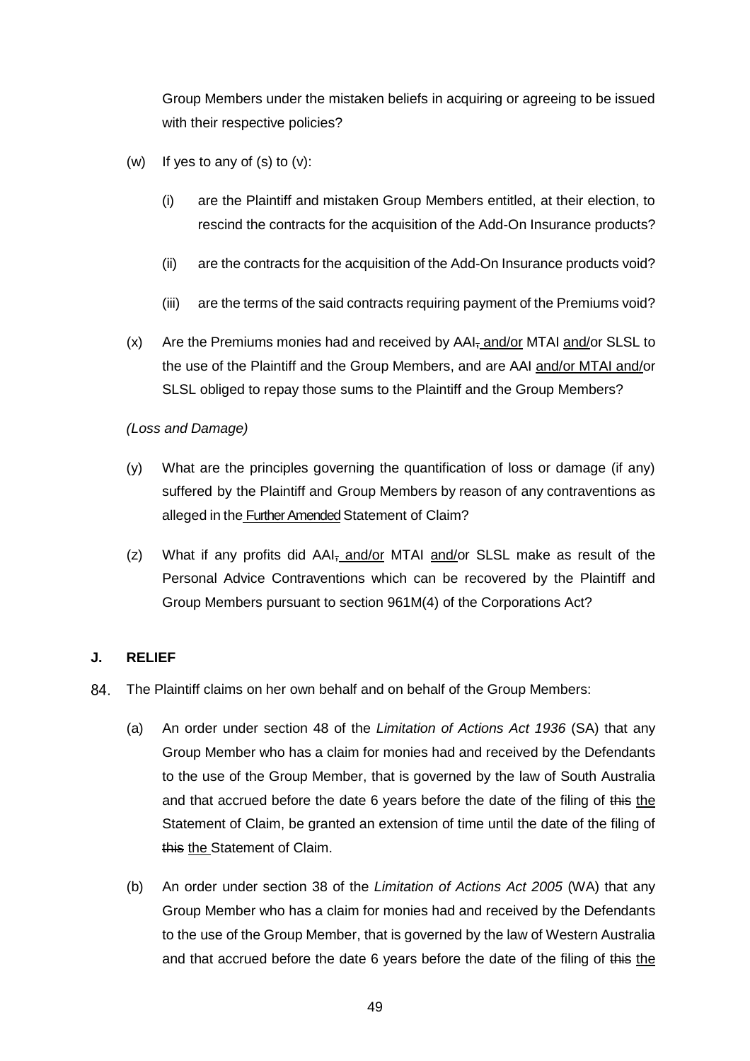Group Members under the mistaken beliefs in acquiring or agreeing to be issued with their respective policies?

(w) If yes to any of (s) to (v):

(i) are the Plaintiff and mistaken Group Members entitled, at their election, to rescind the contracts for the acquisition of the Add-On Insurance products?

(ii) are the contracts for the acquisition of the Add-On Insurance products void?

(iii) are the terms of the said contracts requiring payment of the Premiums void?

(x) Are the Premiums monies had and received by AAI~~,~~ and/or MTAI and/or SLSL to the use of the Plaintiff and the Group Members, and are AAI and/or MTAI and/or SLSL obliged to repay those sums to the Plaintiff and the Group Members?

*(Loss and Damage)*

(y) What are the principles governing the quantification of loss or damage (if any) suffered by the Plaintiff and Group Members by reason of any contraventions as alleged in the Further Amended Statement of Claim?

(z) What if any profits did AAI~~,~~ and/or MTAI and/or SLSL make as result of the Personal Advice Contraventions which can be recovered by the Plaintiff and Group Members pursuant to section 961M(4) of the Corporations Act?

## J. RELIEF

84. The Plaintiff claims on her own behalf and on behalf of the Group Members:

(a) An order under section 48 of the *Limitation of Actions Act 1936* (SA) that any Group Member who has a claim for monies had and received by the Defendants to the use of the Group Member, that is governed by the law of South Australia and that accrued before the date 6 years before the date of the filing of ~~this~~ the Statement of Claim, be granted an extension of time until the date of the filing of ~~this~~ the Statement of Claim.

(b) An order under section 38 of the *Limitation of Actions Act 2005* (WA) that any Group Member who has a claim for monies had and received by the Defendants to the use of the Group Member, that is governed by the law of Western Australia and that accrued before the date 6 years before the date of the filing of ~~this~~ the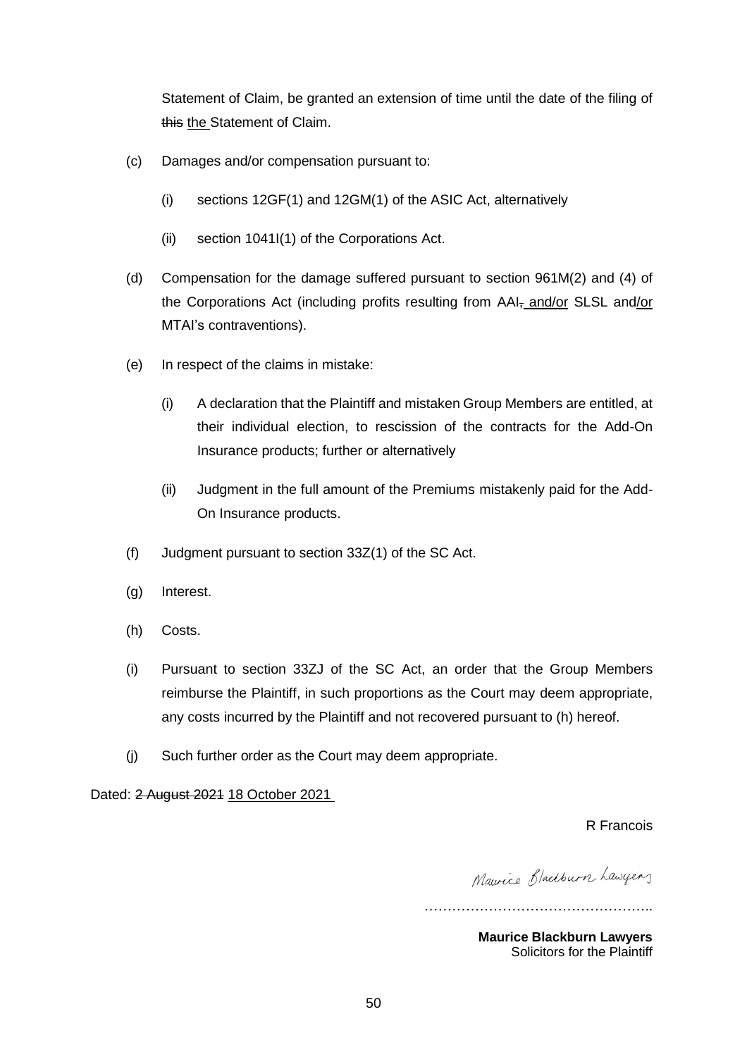Statement of Claim, be granted an extension of time until the date of the filing of ~~this~~ <u>the</u> Statement of Claim.

(c) Damages and/or compensation pursuant to:

(i) sections 12GF(1) and 12GM(1) of the ASIC Act, alternatively

(ii) section 1041I(1) of the Corporations Act.

(d) Compensation for the damage suffered pursuant to section 961M(2) and (4) of the Corporations Act (including profits resulting from AAI~~,~~ <u>and/or</u> SLSL and<u>/or</u> MTAI's contraventions).

(e) In respect of the claims in mistake:

(i) A declaration that the Plaintiff and mistaken Group Members are entitled, at their individual election, to rescission of the contracts for the Add-On Insurance products; further or alternatively

(ii) Judgment in the full amount of the Premiums mistakenly paid for the Add-On Insurance products.

(f) Judgment pursuant to section 33Z(1) of the SC Act.

(g) Interest.

(h) Costs.

(i) Pursuant to section 33ZJ of the SC Act, an order that the Group Members reimburse the Plaintiff, in such proportions as the Court may deem appropriate, any costs incurred by the Plaintiff and not recovered pursuant to (h) hereof.

(j) Such further order as the Court may deem appropriate.

Dated: ~~2 August 2021~~ <u>18 October 2021</u>

R Francois

Maurice Blackburn Lawyers

…………………………………………..

**Maurice Blackburn Lawyers**
Solicitors for the Plaintiff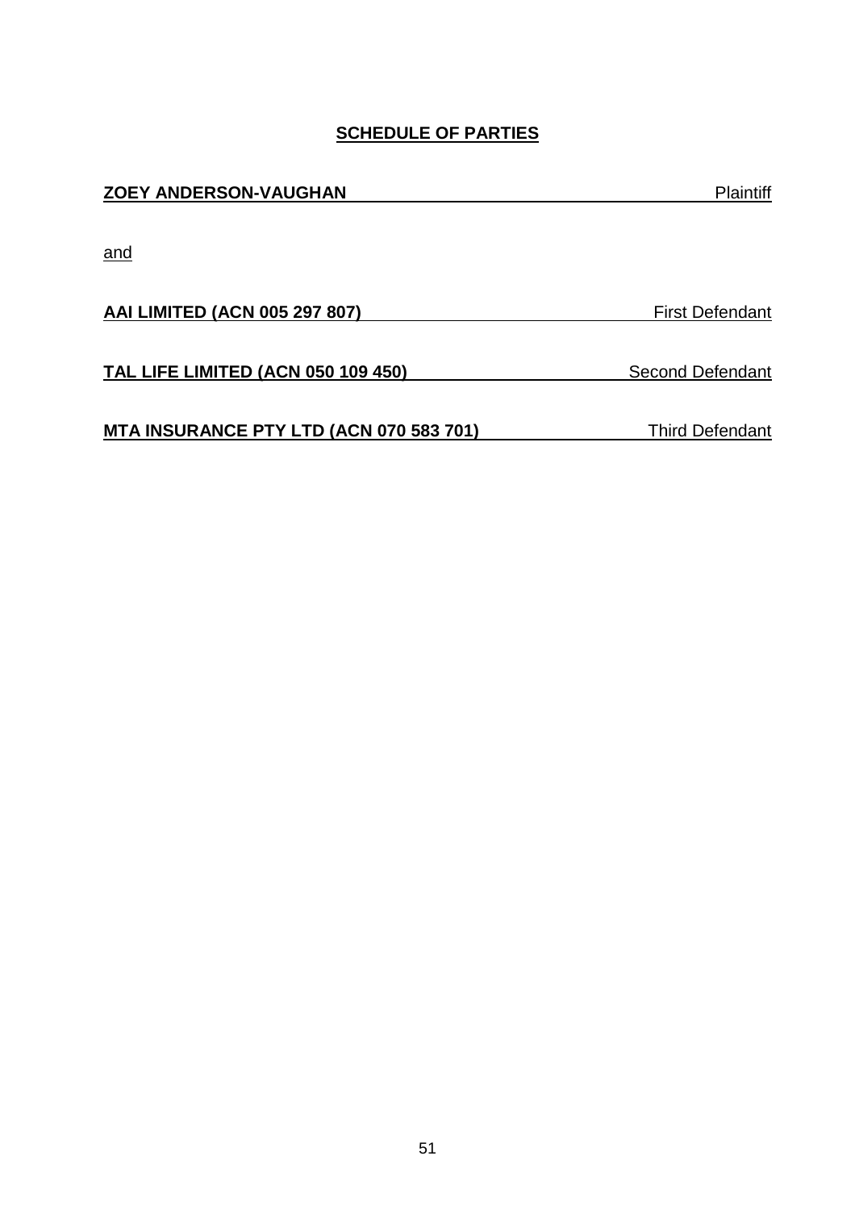## SCHEDULE OF PARTIES

| | |
|---|---|
| **ZOEY ANDERSON-VAUGHAN** | Plaintiff |
| and | |
| **AAI LIMITED (ACN 005 297 807)** | First Defendant |
| **TAL LIFE LIMITED (ACN 050 109 450)** | Second Defendant |
| **MTA INSURANCE PTY LTD (ACN 070 583 701)** | Third Defendant |